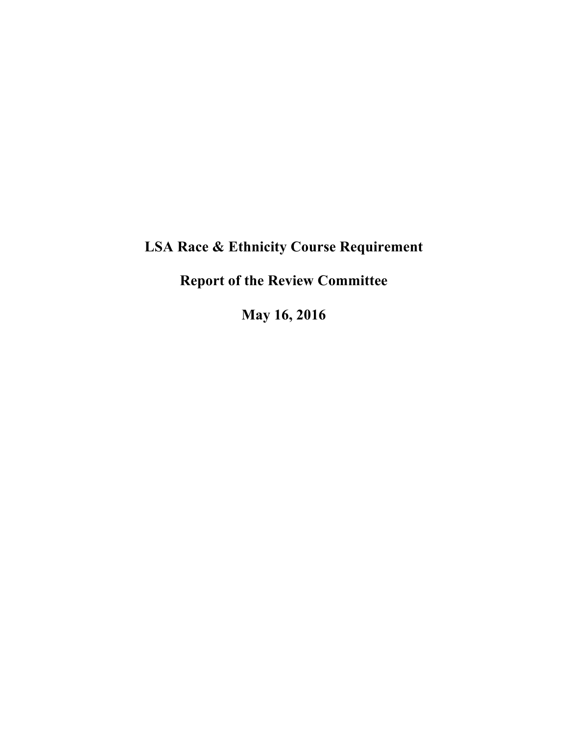# LSA Race & Ethnicity Course Requirement

## Report of the Review Committee

## May 16, 2016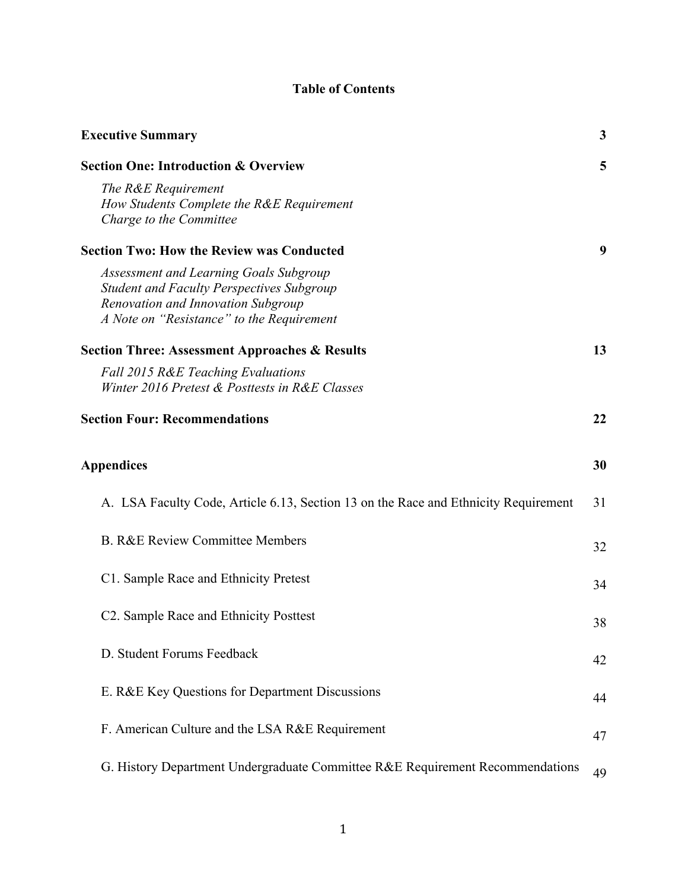# Table of Contents

| | |
|---|---|
| **Executive Summary** | **3** |
| **Section One: Introduction & Overview** | **5** |
| *The R&E Requirement* | |
| *How Students Complete the R&E Requirement* | |
| *Charge to the Committee* | |
| **Section Two: How the Review was Conducted** | **9** |
| *Assessment and Learning Goals Subgroup* | |
| *Student and Faculty Perspectives Subgroup* | |
| *Renovation and Innovation Subgroup* | |
| *A Note on "Resistance" to the Requirement* | |
| **Section Three: Assessment Approaches & Results** | **13** |
| *Fall 2015 R&E Teaching Evaluations* | |
| *Winter 2016 Pretest & Posttests in R&E Classes* | |
| **Section Four: Recommendations** | **22** |
| **Appendices** | **30** |
| A. LSA Faculty Code, Article 6.13, Section 13 on the Race and Ethnicity Requirement | 31 |
| B. R&E Review Committee Members | 32 |
| C1. Sample Race and Ethnicity Pretest | 34 |
| C2. Sample Race and Ethnicity Posttest | 38 |
| D. Student Forums Feedback | 42 |
| E. R&E Key Questions for Department Discussions | 44 |
| F. American Culture and the LSA R&E Requirement | 47 |
| G. History Department Undergraduate Committee R&E Requirement Recommendations | 49 |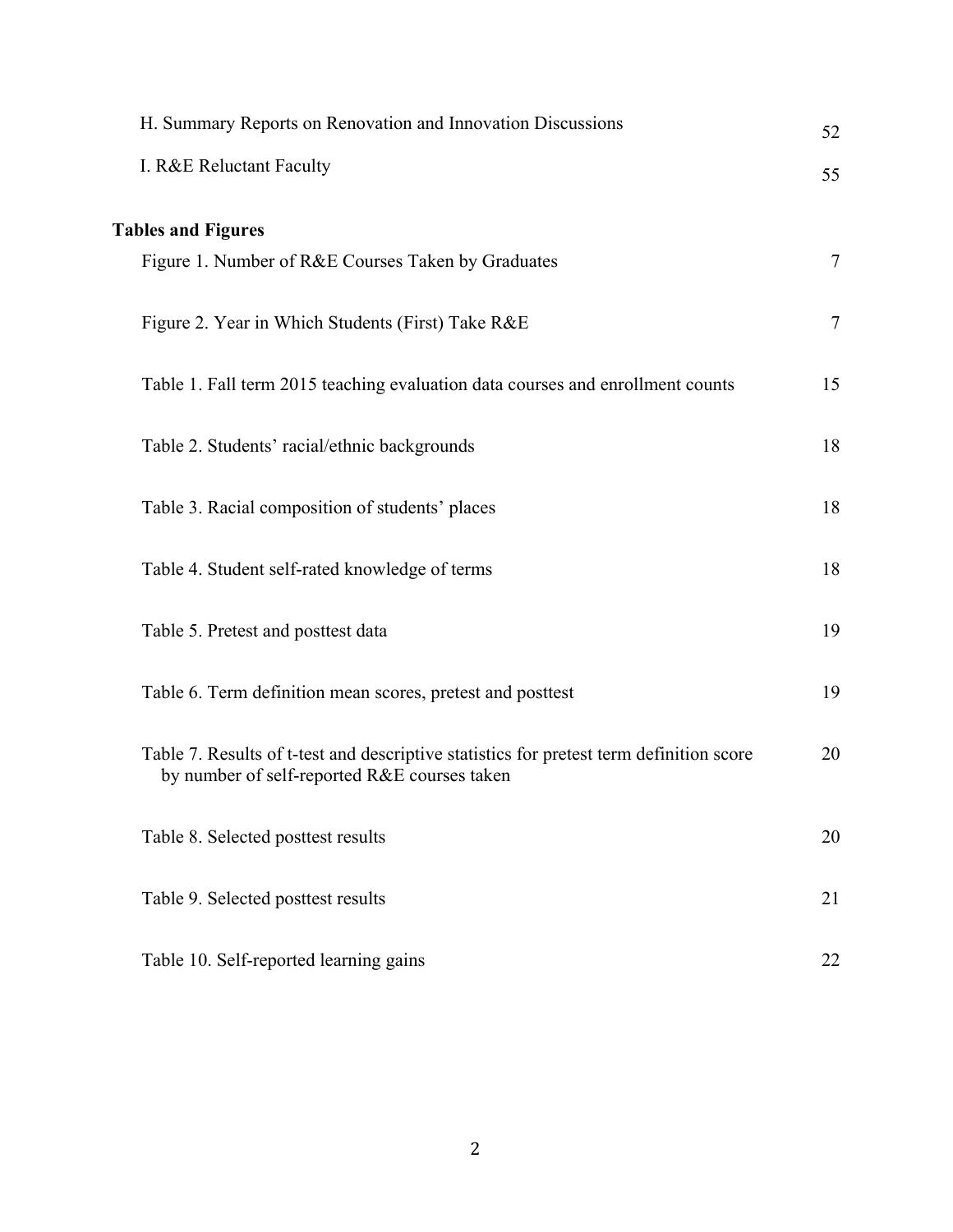H. Summary Reports on Renovation and Innovation Discussions 52

I. R&E Reluctant Faculty 55

**Tables and Figures**

Figure 1. Number of R&E Courses Taken by Graduates 7

Figure 2. Year in Which Students (First) Take R&E 7

Table 1. Fall term 2015 teaching evaluation data courses and enrollment counts 15

Table 2. Students' racial/ethnic backgrounds 18

Table 3. Racial composition of students' places 18

Table 4. Student self-rated knowledge of terms 18

Table 5. Pretest and posttest data 19

Table 6. Term definition mean scores, pretest and posttest 19

Table 7. Results of t-test and descriptive statistics for pretest term definition score by number of self-reported R&E courses taken 20

Table 8. Selected posttest results 20

Table 9. Selected posttest results 21

Table 10. Self-reported learning gains 22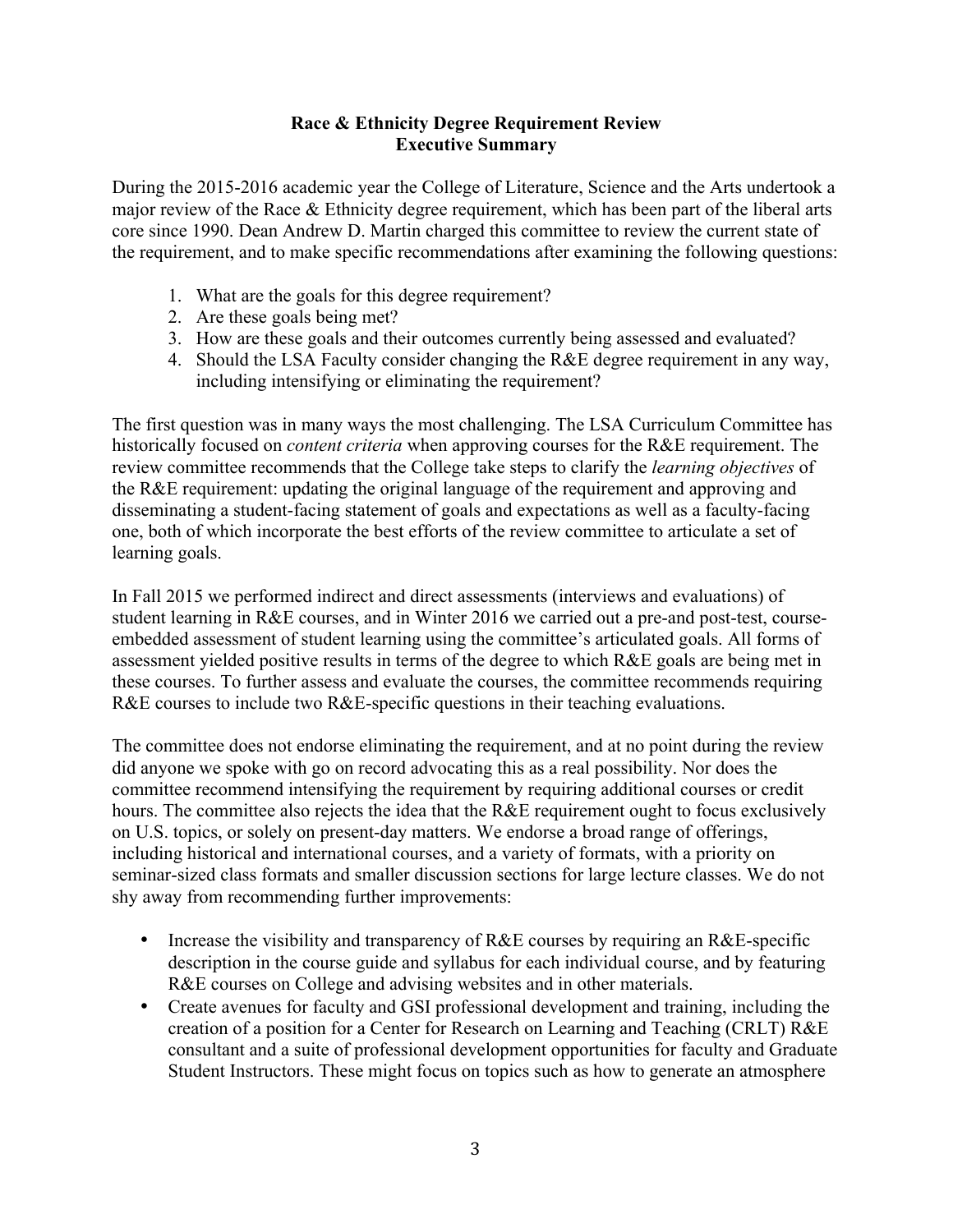## Race & Ethnicity Degree Requirement Review
## Executive Summary

During the 2015-2016 academic year the College of Literature, Science and the Arts undertook a major review of the Race & Ethnicity degree requirement, which has been part of the liberal arts core since 1990. Dean Andrew D. Martin charged this committee to review the current state of the requirement, and to make specific recommendations after examining the following questions:

1. What are the goals for this degree requirement?
2. Are these goals being met?
3. How are these goals and their outcomes currently being assessed and evaluated?
4. Should the LSA Faculty consider changing the R&E degree requirement in any way, including intensifying or eliminating the requirement?

The first question was in many ways the most challenging. The LSA Curriculum Committee has historically focused on *content criteria* when approving courses for the R&E requirement. The review committee recommends that the College take steps to clarify the *learning objectives* of the R&E requirement: updating the original language of the requirement and approving and disseminating a student-facing statement of goals and expectations as well as a faculty-facing one, both of which incorporate the best efforts of the review committee to articulate a set of learning goals.

In Fall 2015 we performed indirect and direct assessments (interviews and evaluations) of student learning in R&E courses, and in Winter 2016 we carried out a pre-and post-test, course-embedded assessment of student learning using the committee's articulated goals. All forms of assessment yielded positive results in terms of the degree to which R&E goals are being met in these courses. To further assess and evaluate the courses, the committee recommends requiring R&E courses to include two R&E-specific questions in their teaching evaluations.

The committee does not endorse eliminating the requirement, and at no point during the review did anyone we spoke with go on record advocating this as a real possibility. Nor does the committee recommend intensifying the requirement by requiring additional courses or credit hours. The committee also rejects the idea that the R&E requirement ought to focus exclusively on U.S. topics, or solely on present-day matters. We endorse a broad range of offerings, including historical and international courses, and a variety of formats, with a priority on seminar-sized class formats and smaller discussion sections for large lecture classes. We do not shy away from recommending further improvements:

- Increase the visibility and transparency of R&E courses by requiring an R&E-specific description in the course guide and syllabus for each individual course, and by featuring R&E courses on College and advising websites and in other materials.
- Create avenues for faculty and GSI professional development and training, including the creation of a position for a Center for Research on Learning and Teaching (CRLT) R&E consultant and a suite of professional development opportunities for faculty and Graduate Student Instructors. These might focus on topics such as how to generate an atmosphere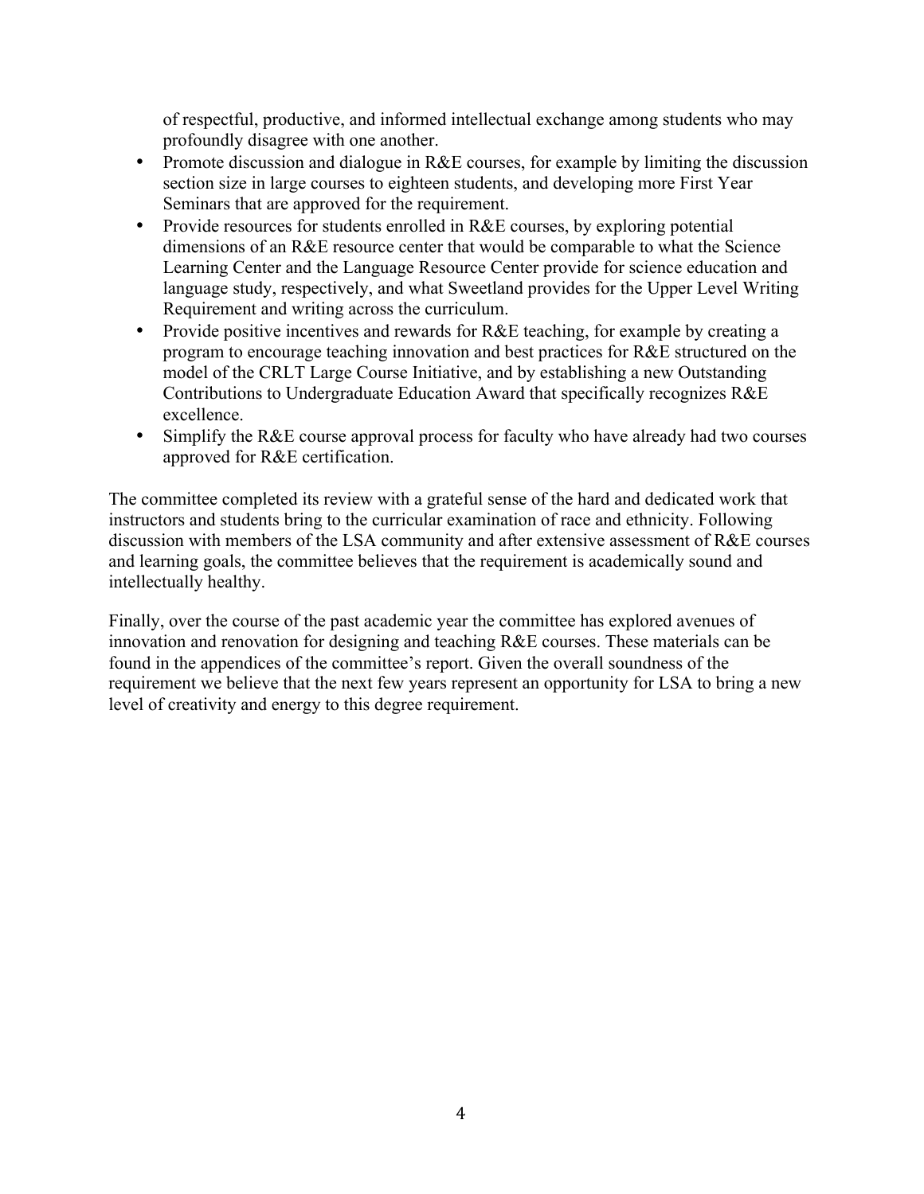of respectful, productive, and informed intellectual exchange among students who may profoundly disagree with one another.

- Promote discussion and dialogue in R&E courses, for example by limiting the discussion section size in large courses to eighteen students, and developing more First Year Seminars that are approved for the requirement.
- Provide resources for students enrolled in R&E courses, by exploring potential dimensions of an R&E resource center that would be comparable to what the Science Learning Center and the Language Resource Center provide for science education and language study, respectively, and what Sweetland provides for the Upper Level Writing Requirement and writing across the curriculum.
- Provide positive incentives and rewards for R&E teaching, for example by creating a program to encourage teaching innovation and best practices for R&E structured on the model of the CRLT Large Course Initiative, and by establishing a new Outstanding Contributions to Undergraduate Education Award that specifically recognizes R&E excellence.
- Simplify the R&E course approval process for faculty who have already had two courses approved for R&E certification.

The committee completed its review with a grateful sense of the hard and dedicated work that instructors and students bring to the curricular examination of race and ethnicity. Following discussion with members of the LSA community and after extensive assessment of R&E courses and learning goals, the committee believes that the requirement is academically sound and intellectually healthy.

Finally, over the course of the past academic year the committee has explored avenues of innovation and renovation for designing and teaching R&E courses. These materials can be found in the appendices of the committee's report. Given the overall soundness of the requirement we believe that the next few years represent an opportunity for LSA to bring a new level of creativity and energy to this degree requirement.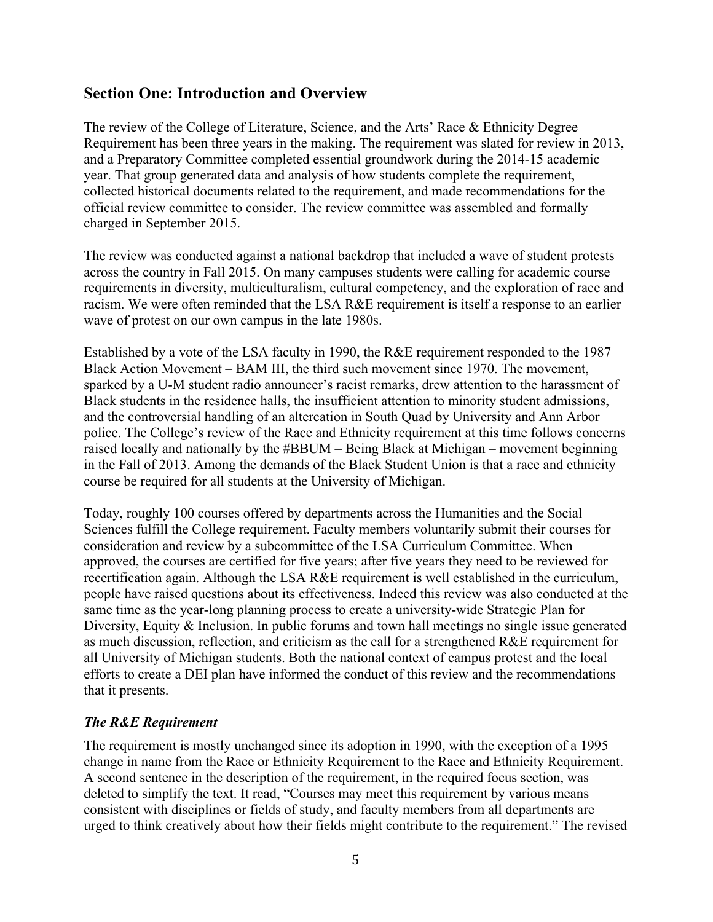## Section One: Introduction and Overview

The review of the College of Literature, Science, and the Arts' Race & Ethnicity Degree Requirement has been three years in the making. The requirement was slated for review in 2013, and a Preparatory Committee completed essential groundwork during the 2014-15 academic year. That group generated data and analysis of how students complete the requirement, collected historical documents related to the requirement, and made recommendations for the official review committee to consider. The review committee was assembled and formally charged in September 2015.

The review was conducted against a national backdrop that included a wave of student protests across the country in Fall 2015. On many campuses students were calling for academic course requirements in diversity, multiculturalism, cultural competency, and the exploration of race and racism. We were often reminded that the LSA R&E requirement is itself a response to an earlier wave of protest on our own campus in the late 1980s.

Established by a vote of the LSA faculty in 1990, the R&E requirement responded to the 1987 Black Action Movement – BAM III, the third such movement since 1970. The movement, sparked by a U-M student radio announcer's racist remarks, drew attention to the harassment of Black students in the residence halls, the insufficient attention to minority student admissions, and the controversial handling of an altercation in South Quad by University and Ann Arbor police. The College's review of the Race and Ethnicity requirement at this time follows concerns raised locally and nationally by the #BBUM – Being Black at Michigan – movement beginning in the Fall of 2013. Among the demands of the Black Student Union is that a race and ethnicity course be required for all students at the University of Michigan.

Today, roughly 100 courses offered by departments across the Humanities and the Social Sciences fulfill the College requirement. Faculty members voluntarily submit their courses for consideration and review by a subcommittee of the LSA Curriculum Committee. When approved, the courses are certified for five years; after five years they need to be reviewed for recertification again. Although the LSA R&E requirement is well established in the curriculum, people have raised questions about its effectiveness. Indeed this review was also conducted at the same time as the year-long planning process to create a university-wide Strategic Plan for Diversity, Equity & Inclusion. In public forums and town hall meetings no single issue generated as much discussion, reflection, and criticism as the call for a strengthened R&E requirement for all University of Michigan students. Both the national context of campus protest and the local efforts to create a DEI plan have informed the conduct of this review and the recommendations that it presents.

### *The R&E Requirement*

The requirement is mostly unchanged since its adoption in 1990, with the exception of a 1995 change in name from the Race or Ethnicity Requirement to the Race and Ethnicity Requirement. A second sentence in the description of the requirement, in the required focus section, was deleted to simplify the text. It read, "Courses may meet this requirement by various means consistent with disciplines or fields of study, and faculty members from all departments are urged to think creatively about how their fields might contribute to the requirement." The revised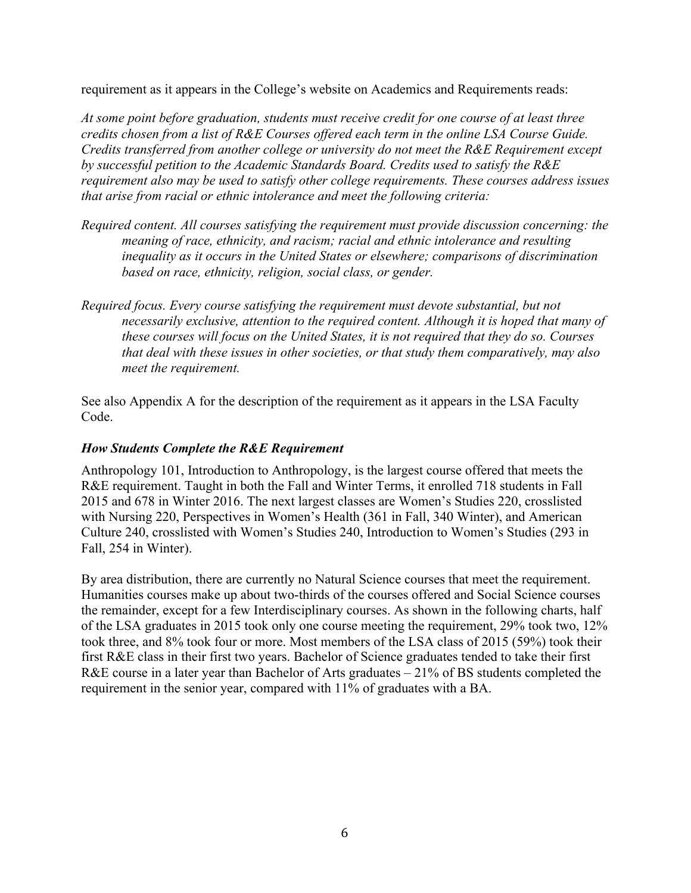requirement as it appears in the College's website on Academics and Requirements reads:

*At some point before graduation, students must receive credit for one course of at least three credits chosen from a list of R&E Courses offered each term in the online LSA Course Guide. Credits transferred from another college or university do not meet the R&E Requirement except by successful petition to the Academic Standards Board. Credits used to satisfy the R&E requirement also may be used to satisfy other college requirements. These courses address issues that arise from racial or ethnic intolerance and meet the following criteria:*

*Required content. All courses satisfying the requirement must provide discussion concerning: the meaning of race, ethnicity, and racism; racial and ethnic intolerance and resulting inequality as it occurs in the United States or elsewhere; comparisons of discrimination based on race, ethnicity, religion, social class, or gender.*

*Required focus. Every course satisfying the requirement must devote substantial, but not necessarily exclusive, attention to the required content. Although it is hoped that many of these courses will focus on the United States, it is not required that they do so. Courses that deal with these issues in other societies, or that study them comparatively, may also meet the requirement.*

See also Appendix A for the description of the requirement as it appears in the LSA Faculty Code.

### *How Students Complete the R&E Requirement*

Anthropology 101, Introduction to Anthropology, is the largest course offered that meets the R&E requirement. Taught in both the Fall and Winter Terms, it enrolled 718 students in Fall 2015 and 678 in Winter 2016. The next largest classes are Women's Studies 220, crosslisted with Nursing 220, Perspectives in Women's Health (361 in Fall, 340 Winter), and American Culture 240, crosslisted with Women's Studies 240, Introduction to Women's Studies (293 in Fall, 254 in Winter).

By area distribution, there are currently no Natural Science courses that meet the requirement. Humanities courses make up about two-thirds of the courses offered and Social Science courses the remainder, except for a few Interdisciplinary courses. As shown in the following charts, half of the LSA graduates in 2015 took only one course meeting the requirement, 29% took two, 12% took three, and 8% took four or more. Most members of the LSA class of 2015 (59%) took their first R&E class in their first two years. Bachelor of Science graduates tended to take their first R&E course in a later year than Bachelor of Arts graduates – 21% of BS students completed the requirement in the senior year, compared with 11% of graduates with a BA.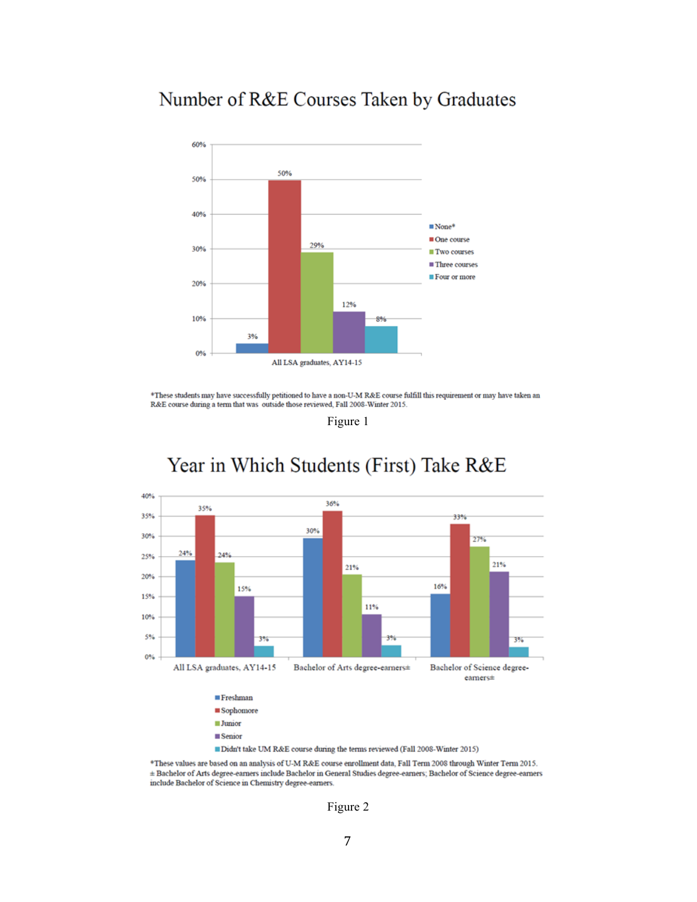## Number of R&E Courses Taken by Graduates

| All LSA graduates, AY14-15 | Percent |
|---|---|
| None* | 3% |
| One course | 50% |
| Two courses | 29% |
| Three courses | 12% |
| Four or more | 8% |

*These students may have successfully petitioned to have a non-U-M R&E course fulfill this requirement or may have taken an R&E course during a term that was outside those reviewed, Fall 2008-Winter 2015.

Figure 1

## Year in Which Students (First) Take R&E

| | All LSA graduates, AY14-15 | Bachelor of Arts degree-earners± | Bachelor of Science degree-earners± |
|---|---|---|---|
| Freshman | 24% | 30% | 16% |
| Sophomore | 35% | 36% | 33% |
| Junior | 24% | 21% | 27% |
| Senior | 15% | 11% | 21% |
| Didn't take UM R&E course during the terms reviewed (Fall 2008-Winter 2015) | 3% | 3% | 3% |

*These values are based on an analysis of U-M R&E course enrollment data, Fall Term 2008 through Winter Term 2015.
± Bachelor of Arts degree-earners include Bachelor in General Studies degree-earners; Bachelor of Science degree-earners include Bachelor of Science in Chemistry degree-earners.

Figure 2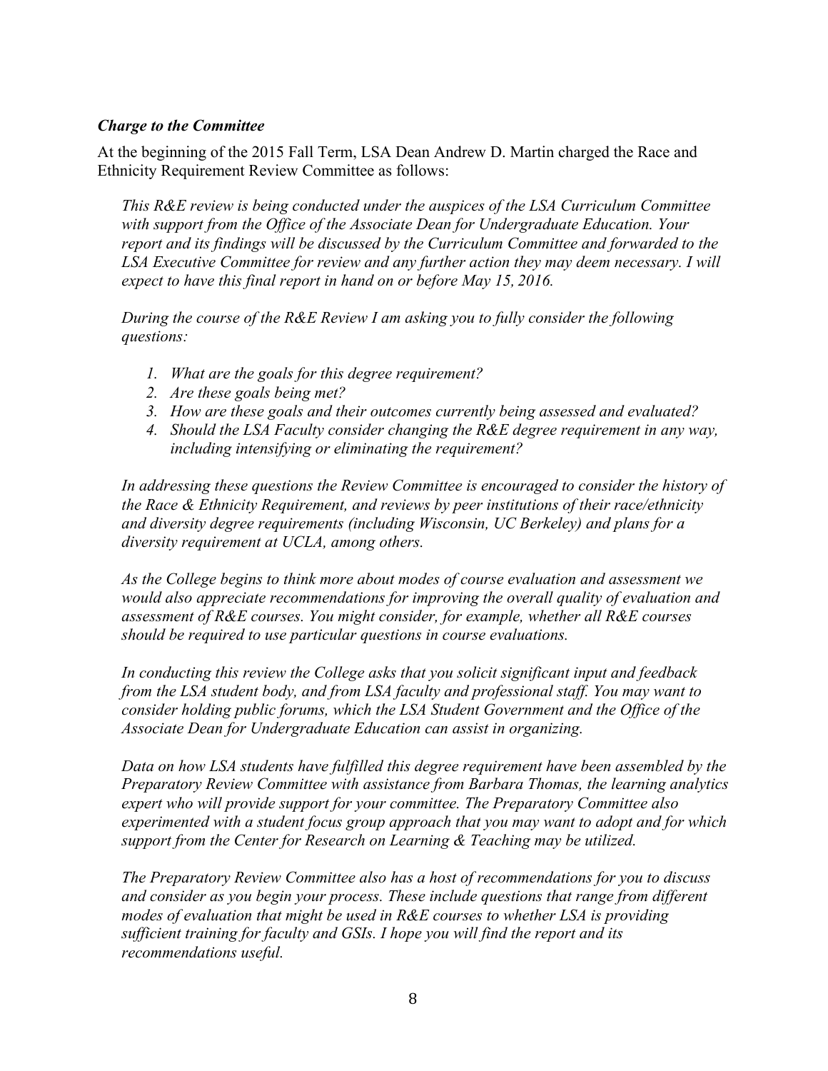***Charge to the Committee***

At the beginning of the 2015 Fall Term, LSA Dean Andrew D. Martin charged the Race and Ethnicity Requirement Review Committee as follows:

> *This R&E review is being conducted under the auspices of the LSA Curriculum Committee with support from the Office of the Associate Dean for Undergraduate Education. Your report and its findings will be discussed by the Curriculum Committee and forwarded to the LSA Executive Committee for review and any further action they may deem necessary. I will expect to have this final report in hand on or before May 15, 2016.*
>
> *During the course of the R&E Review I am asking you to fully consider the following questions:*
>
> 1. *What are the goals for this degree requirement?*
> 2. *Are these goals being met?*
> 3. *How are these goals and their outcomes currently being assessed and evaluated?*
> 4. *Should the LSA Faculty consider changing the R&E degree requirement in any way, including intensifying or eliminating the requirement?*
>
> *In addressing these questions the Review Committee is encouraged to consider the history of the Race & Ethnicity Requirement, and reviews by peer institutions of their race/ethnicity and diversity degree requirements (including Wisconsin, UC Berkeley) and plans for a diversity requirement at UCLA, among others.*
>
> *As the College begins to think more about modes of course evaluation and assessment we would also appreciate recommendations for improving the overall quality of evaluation and assessment of R&E courses. You might consider, for example, whether all R&E courses should be required to use particular questions in course evaluations.*
>
> *In conducting this review the College asks that you solicit significant input and feedback from the LSA student body, and from LSA faculty and professional staff. You may want to consider holding public forums, which the LSA Student Government and the Office of the Associate Dean for Undergraduate Education can assist in organizing.*
>
> *Data on how LSA students have fulfilled this degree requirement have been assembled by the Preparatory Review Committee with assistance from Barbara Thomas, the learning analytics expert who will provide support for your committee. The Preparatory Committee also experimented with a student focus group approach that you may want to adopt and for which support from the Center for Research on Learning & Teaching may be utilized.*
>
> *The Preparatory Review Committee also has a host of recommendations for you to discuss and consider as you begin your process. These include questions that range from different modes of evaluation that might be used in R&E courses to whether LSA is providing sufficient training for faculty and GSIs. I hope you will find the report and its recommendations useful.*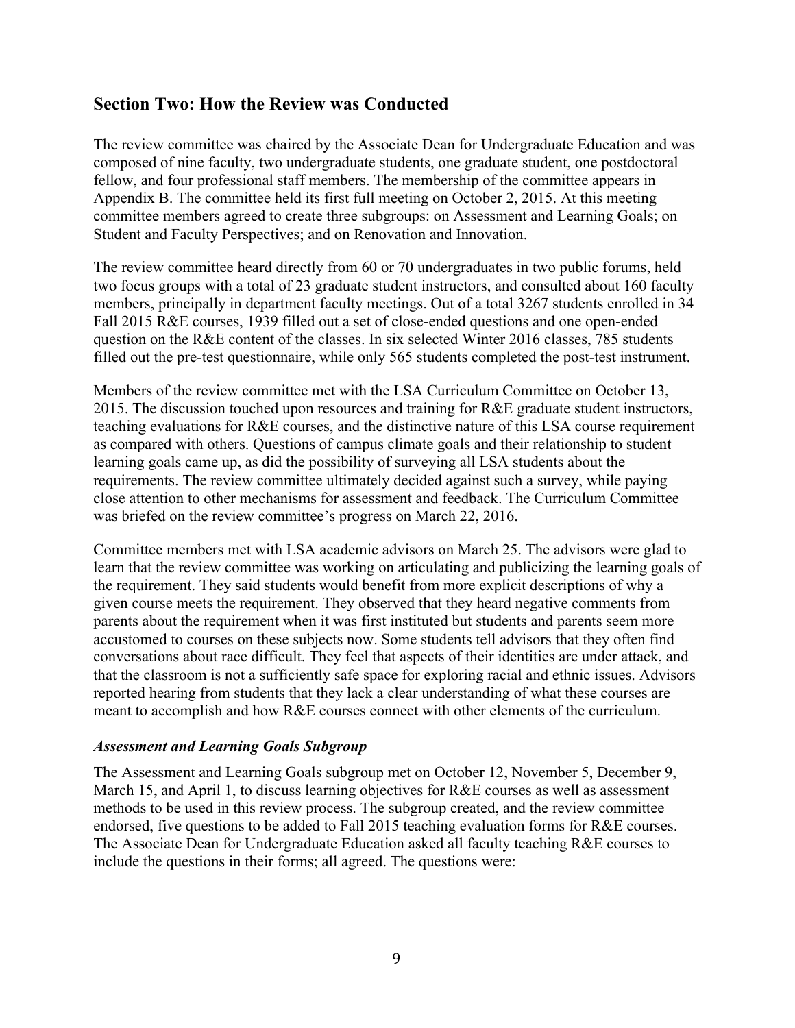## Section Two: How the Review was Conducted

The review committee was chaired by the Associate Dean for Undergraduate Education and was composed of nine faculty, two undergraduate students, one graduate student, one postdoctoral fellow, and four professional staff members. The membership of the committee appears in Appendix B. The committee held its first full meeting on October 2, 2015. At this meeting committee members agreed to create three subgroups: on Assessment and Learning Goals; on Student and Faculty Perspectives; and on Renovation and Innovation.

The review committee heard directly from 60 or 70 undergraduates in two public forums, held two focus groups with a total of 23 graduate student instructors, and consulted about 160 faculty members, principally in department faculty meetings. Out of a total 3267 students enrolled in 34 Fall 2015 R&E courses, 1939 filled out a set of close-ended questions and one open-ended question on the R&E content of the classes. In six selected Winter 2016 classes, 785 students filled out the pre-test questionnaire, while only 565 students completed the post-test instrument.

Members of the review committee met with the LSA Curriculum Committee on October 13, 2015. The discussion touched upon resources and training for R&E graduate student instructors, teaching evaluations for R&E courses, and the distinctive nature of this LSA course requirement as compared with others. Questions of campus climate goals and their relationship to student learning goals came up, as did the possibility of surveying all LSA students about the requirements. The review committee ultimately decided against such a survey, while paying close attention to other mechanisms for assessment and feedback. The Curriculum Committee was briefed on the review committee's progress on March 22, 2016.

Committee members met with LSA academic advisors on March 25. The advisors were glad to learn that the review committee was working on articulating and publicizing the learning goals of the requirement. They said students would benefit from more explicit descriptions of why a given course meets the requirement. They observed that they heard negative comments from parents about the requirement when it was first instituted but students and parents seem more accustomed to courses on these subjects now. Some students tell advisors that they often find conversations about race difficult. They feel that aspects of their identities are under attack, and that the classroom is not a sufficiently safe space for exploring racial and ethnic issues. Advisors reported hearing from students that they lack a clear understanding of what these courses are meant to accomplish and how R&E courses connect with other elements of the curriculum.

### *Assessment and Learning Goals Subgroup*

The Assessment and Learning Goals subgroup met on October 12, November 5, December 9, March 15, and April 1, to discuss learning objectives for R&E courses as well as assessment methods to be used in this review process. The subgroup created, and the review committee endorsed, five questions to be added to Fall 2015 teaching evaluation forms for R&E courses. The Associate Dean for Undergraduate Education asked all faculty teaching R&E courses to include the questions in their forms; all agreed. The questions were: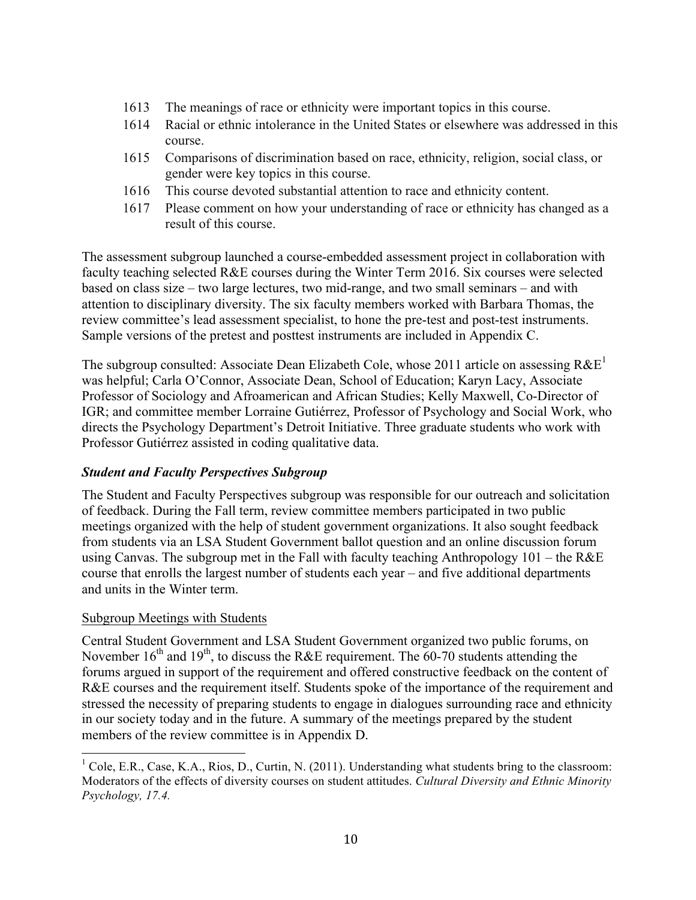1613 The meanings of race or ethnicity were important topics in this course.

1614 Racial or ethnic intolerance in the United States or elsewhere was addressed in this course.

1615 Comparisons of discrimination based on race, ethnicity, religion, social class, or gender were key topics in this course.

1616 This course devoted substantial attention to race and ethnicity content.

1617 Please comment on how your understanding of race or ethnicity has changed as a result of this course.

The assessment subgroup launched a course-embedded assessment project in collaboration with faculty teaching selected R&E courses during the Winter Term 2016. Six courses were selected based on class size – two large lectures, two mid-range, and two small seminars – and with attention to disciplinary diversity. The six faculty members worked with Barbara Thomas, the review committee's lead assessment specialist, to hone the pre-test and post-test instruments. Sample versions of the pretest and posttest instruments are included in Appendix C.

The subgroup consulted: Associate Dean Elizabeth Cole, whose 2011 article on assessing R&E[1] was helpful; Carla O'Connor, Associate Dean, School of Education; Karyn Lacy, Associate Professor of Sociology and Afroamerican and African Studies; Kelly Maxwell, Co-Director of IGR; and committee member Lorraine Gutiérrez, Professor of Psychology and Social Work, who directs the Psychology Department's Detroit Initiative. Three graduate students who work with Professor Gutiérrez assisted in coding qualitative data.

### *Student and Faculty Perspectives Subgroup*

The Student and Faculty Perspectives subgroup was responsible for our outreach and solicitation of feedback. During the Fall term, review committee members participated in two public meetings organized with the help of student government organizations. It also sought feedback from students via an LSA Student Government ballot question and an online discussion forum using Canvas. The subgroup met in the Fall with faculty teaching Anthropology 101 – the R&E course that enrolls the largest number of students each year – and five additional departments and units in the Winter term.

#### Subgroup Meetings with Students

Central Student Government and LSA Student Government organized two public forums, on November 16th and 19th, to discuss the R&E requirement. The 60-70 students attending the forums argued in support of the requirement and offered constructive feedback on the content of R&E courses and the requirement itself. Students spoke of the importance of the requirement and stressed the necessity of preparing students to engage in dialogues surrounding race and ethnicity in our society today and in the future. A summary of the meetings prepared by the student members of the review committee is in Appendix D.

---

[1] Cole, E.R., Case, K.A., Rios, D., Curtin, N. (2011). Understanding what students bring to the classroom: Moderators of the effects of diversity courses on student attitudes. *Cultural Diversity and Ethnic Minority Psychology, 17.4.*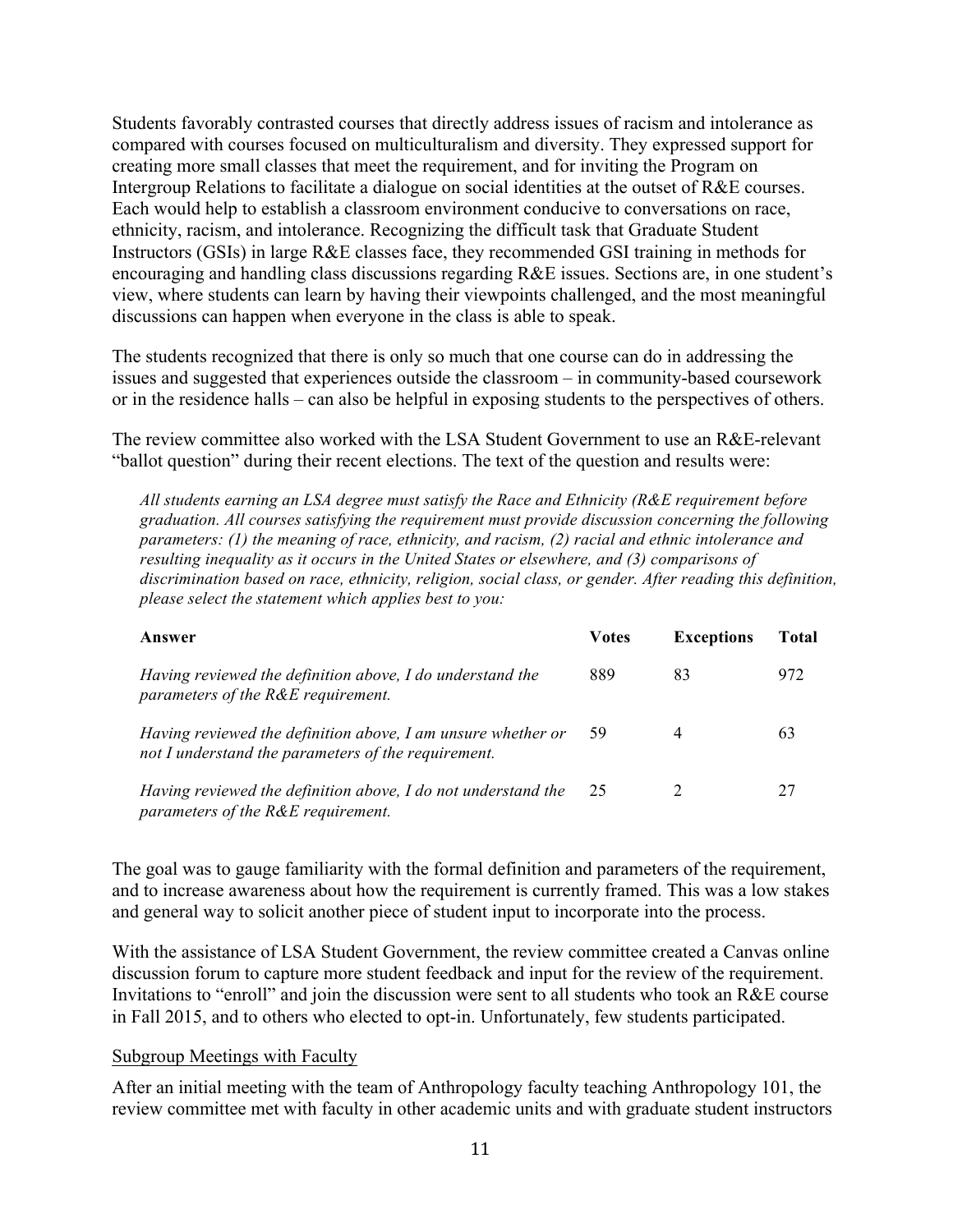Students favorably contrasted courses that directly address issues of racism and intolerance as compared with courses focused on multiculturalism and diversity. They expressed support for creating more small classes that meet the requirement, and for inviting the Program on Intergroup Relations to facilitate a dialogue on social identities at the outset of R&E courses. Each would help to establish a classroom environment conducive to conversations on race, ethnicity, racism, and intolerance. Recognizing the difficult task that Graduate Student Instructors (GSIs) in large R&E classes face, they recommended GSI training in methods for encouraging and handling class discussions regarding R&E issues. Sections are, in one student's view, where students can learn by having their viewpoints challenged, and the most meaningful discussions can happen when everyone in the class is able to speak.

The students recognized that there is only so much that one course can do in addressing the issues and suggested that experiences outside the classroom – in community-based coursework or in the residence halls – can also be helpful in exposing students to the perspectives of others.

The review committee also worked with the LSA Student Government to use an R&E-relevant "ballot question" during their recent elections. The text of the question and results were:

> *All students earning an LSA degree must satisfy the Race and Ethnicity (R&E requirement before graduation. All courses satisfying the requirement must provide discussion concerning the following parameters: (1) the meaning of race, ethnicity, and racism, (2) racial and ethnic intolerance and resulting inequality as it occurs in the United States or elsewhere, and (3) comparisons of discrimination based on race, ethnicity, religion, social class, or gender. After reading this definition, please select the statement which applies best to you:*

| Answer | Votes | Exceptions | Total |
|---|---|---|---|
| *Having reviewed the definition above, I do understand the parameters of the R&E requirement.* | 889 | 83 | 972 |
| *Having reviewed the definition above, I am unsure whether or not I understand the parameters of the requirement.* | 59 | 4 | 63 |
| *Having reviewed the definition above, I do not understand the parameters of the R&E requirement.* | 25 | 2 | 27 |

The goal was to gauge familiarity with the formal definition and parameters of the requirement, and to increase awareness about how the requirement is currently framed. This was a low stakes and general way to solicit another piece of student input to incorporate into the process.

With the assistance of LSA Student Government, the review committee created a Canvas online discussion forum to capture more student feedback and input for the review of the requirement. Invitations to "enroll" and join the discussion were sent to all students who took an R&E course in Fall 2015, and to others who elected to opt-in. Unfortunately, few students participated.

Subgroup Meetings with Faculty

After an initial meeting with the team of Anthropology faculty teaching Anthropology 101, the review committee met with faculty in other academic units and with graduate student instructors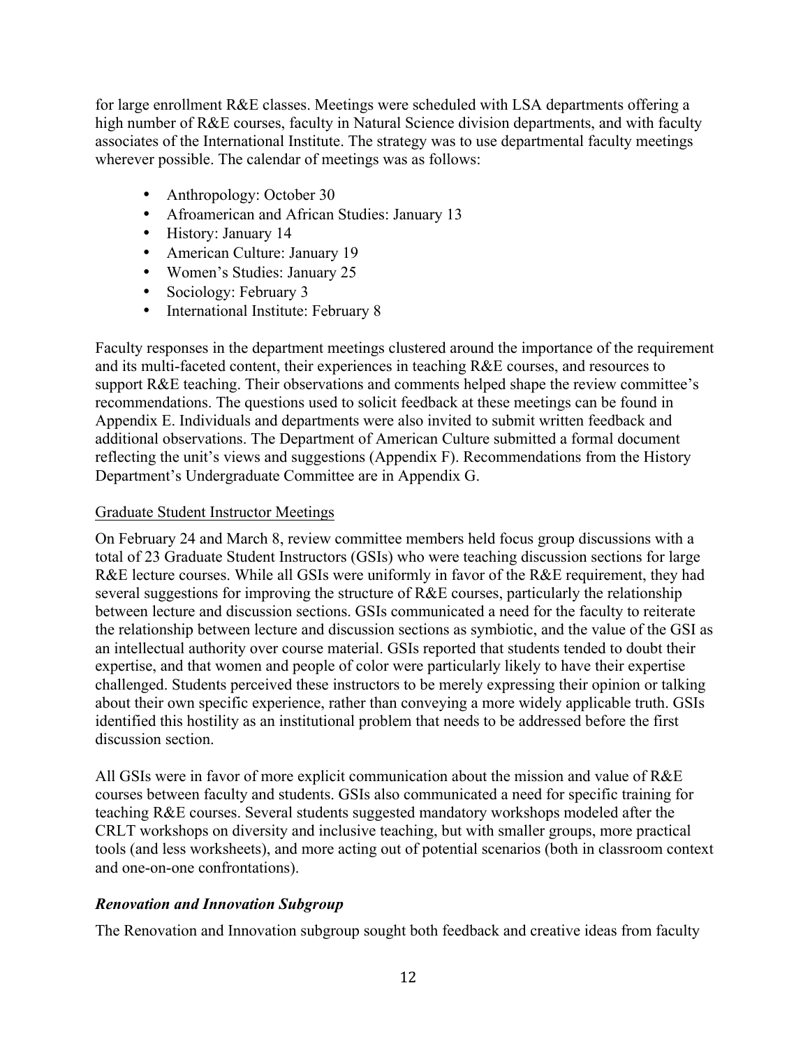for large enrollment R&E classes. Meetings were scheduled with LSA departments offering a high number of R&E courses, faculty in Natural Science division departments, and with faculty associates of the International Institute. The strategy was to use departmental faculty meetings wherever possible. The calendar of meetings was as follows:

- Anthropology: October 30
- Afroamerican and African Studies: January 13
- History: January 14
- American Culture: January 19
- Women's Studies: January 25
- Sociology: February 3
- International Institute: February 8

Faculty responses in the department meetings clustered around the importance of the requirement and its multi-faceted content, their experiences in teaching R&E courses, and resources to support R&E teaching. Their observations and comments helped shape the review committee's recommendations. The questions used to solicit feedback at these meetings can be found in Appendix E. Individuals and departments were also invited to submit written feedback and additional observations. The Department of American Culture submitted a formal document reflecting the unit's views and suggestions (Appendix F). Recommendations from the History Department's Undergraduate Committee are in Appendix G.

<u>Graduate Student Instructor Meetings</u>

On February 24 and March 8, review committee members held focus group discussions with a total of 23 Graduate Student Instructors (GSIs) who were teaching discussion sections for large R&E lecture courses. While all GSIs were uniformly in favor of the R&E requirement, they had several suggestions for improving the structure of R&E courses, particularly the relationship between lecture and discussion sections. GSIs communicated a need for the faculty to reiterate the relationship between lecture and discussion sections as symbiotic, and the value of the GSI as an intellectual authority over course material. GSIs reported that students tended to doubt their expertise, and that women and people of color were particularly likely to have their expertise challenged. Students perceived these instructors to be merely expressing their opinion or talking about their own specific experience, rather than conveying a more widely applicable truth. GSIs identified this hostility as an institutional problem that needs to be addressed before the first discussion section.

All GSIs were in favor of more explicit communication about the mission and value of R&E courses between faculty and students. GSIs also communicated a need for specific training for teaching R&E courses. Several students suggested mandatory workshops modeled after the CRLT workshops on diversity and inclusive teaching, but with smaller groups, more practical tools (and less worksheets), and more acting out of potential scenarios (both in classroom context and one-on-one confrontations).

***Renovation and Innovation Subgroup***

The Renovation and Innovation subgroup sought both feedback and creative ideas from faculty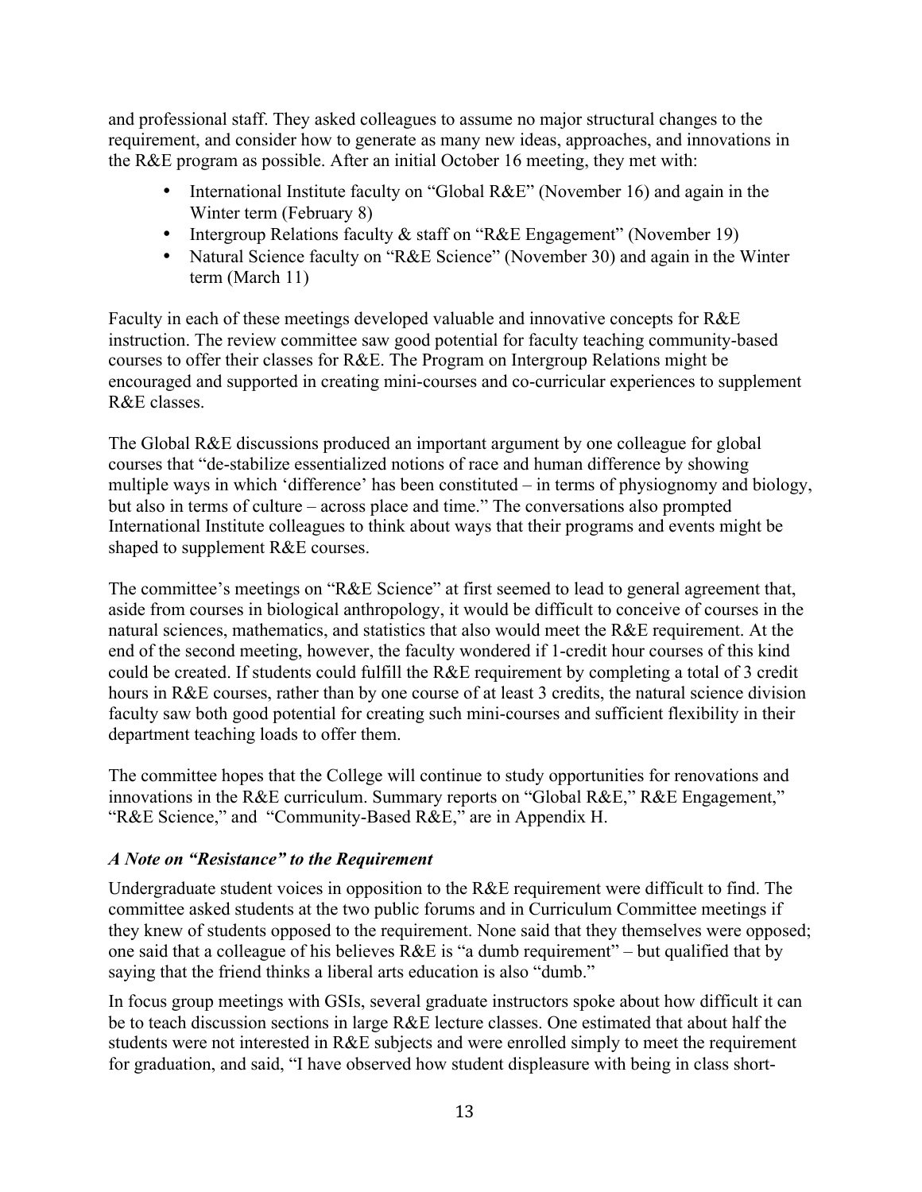and professional staff. They asked colleagues to assume no major structural changes to the requirement, and consider how to generate as many new ideas, approaches, and innovations in the R&E program as possible. After an initial October 16 meeting, they met with:

- International Institute faculty on "Global R&E" (November 16) and again in the Winter term (February 8)
- Intergroup Relations faculty & staff on "R&E Engagement" (November 19)
- Natural Science faculty on "R&E Science" (November 30) and again in the Winter term (March 11)

Faculty in each of these meetings developed valuable and innovative concepts for R&E instruction. The review committee saw good potential for faculty teaching community-based courses to offer their classes for R&E. The Program on Intergroup Relations might be encouraged and supported in creating mini-courses and co-curricular experiences to supplement R&E classes.

The Global R&E discussions produced an important argument by one colleague for global courses that "de-stabilize essentialized notions of race and human difference by showing multiple ways in which 'difference' has been constituted – in terms of physiognomy and biology, but also in terms of culture – across place and time." The conversations also prompted International Institute colleagues to think about ways that their programs and events might be shaped to supplement R&E courses.

The committee's meetings on "R&E Science" at first seemed to lead to general agreement that, aside from courses in biological anthropology, it would be difficult to conceive of courses in the natural sciences, mathematics, and statistics that also would meet the R&E requirement. At the end of the second meeting, however, the faculty wondered if 1-credit hour courses of this kind could be created. If students could fulfill the R&E requirement by completing a total of 3 credit hours in R&E courses, rather than by one course of at least 3 credits, the natural science division faculty saw both good potential for creating such mini-courses and sufficient flexibility in their department teaching loads to offer them.

The committee hopes that the College will continue to study opportunities for renovations and innovations in the R&E curriculum. Summary reports on "Global R&E," R&E Engagement," "R&E Science," and "Community-Based R&E," are in Appendix H.

### *A Note on "Resistance" to the Requirement*

Undergraduate student voices in opposition to the R&E requirement were difficult to find. The committee asked students at the two public forums and in Curriculum Committee meetings if they knew of students opposed to the requirement. None said that they themselves were opposed; one said that a colleague of his believes R&E is "a dumb requirement" – but qualified that by saying that the friend thinks a liberal arts education is also "dumb."

In focus group meetings with GSIs, several graduate instructors spoke about how difficult it can be to teach discussion sections in large R&E lecture classes. One estimated that about half the students were not interested in R&E subjects and were enrolled simply to meet the requirement for graduation, and said, "I have observed how student displeasure with being in class short-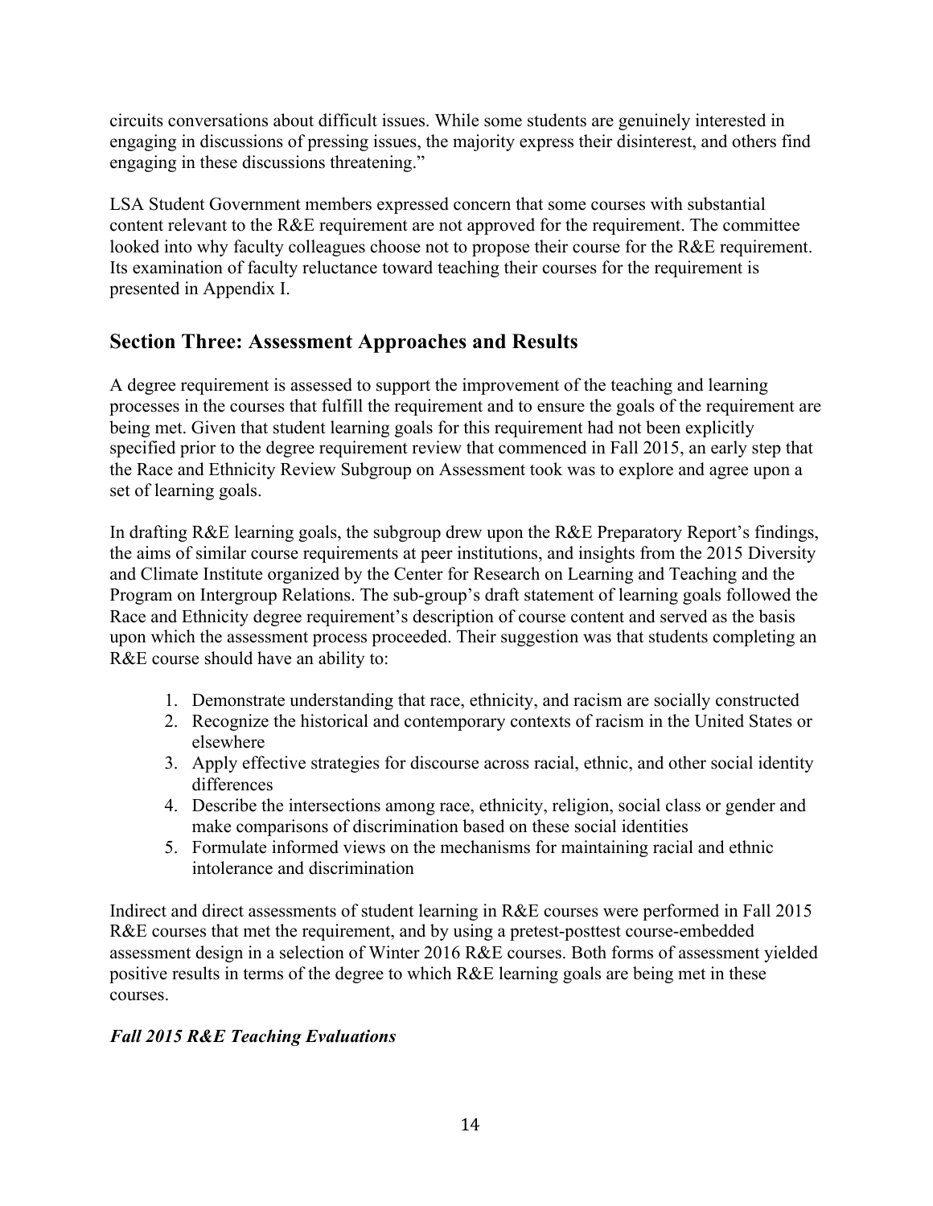circuits conversations about difficult issues. While some students are genuinely interested in engaging in discussions of pressing issues, the majority express their disinterest, and others find engaging in these discussions threatening."

LSA Student Government members expressed concern that some courses with substantial content relevant to the R&E requirement are not approved for the requirement. The committee looked into why faculty colleagues choose not to propose their course for the R&E requirement. Its examination of faculty reluctance toward teaching their courses for the requirement is presented in Appendix I.

## Section Three: Assessment Approaches and Results

A degree requirement is assessed to support the improvement of the teaching and learning processes in the courses that fulfill the requirement and to ensure the goals of the requirement are being met. Given that student learning goals for this requirement had not been explicitly specified prior to the degree requirement review that commenced in Fall 2015, an early step that the Race and Ethnicity Review Subgroup on Assessment took was to explore and agree upon a set of learning goals.

In drafting R&E learning goals, the subgroup drew upon the R&E Preparatory Report's findings, the aims of similar course requirements at peer institutions, and insights from the 2015 Diversity and Climate Institute organized by the Center for Research on Learning and Teaching and the Program on Intergroup Relations. The sub-group's draft statement of learning goals followed the Race and Ethnicity degree requirement's description of course content and served as the basis upon which the assessment process proceeded. Their suggestion was that students completing an R&E course should have an ability to:

1. Demonstrate understanding that race, ethnicity, and racism are socially constructed
2. Recognize the historical and contemporary contexts of racism in the United States or elsewhere
3. Apply effective strategies for discourse across racial, ethnic, and other social identity differences
4. Describe the intersections among race, ethnicity, religion, social class or gender and make comparisons of discrimination based on these social identities
5. Formulate informed views on the mechanisms for maintaining racial and ethnic intolerance and discrimination

Indirect and direct assessments of student learning in R&E courses were performed in Fall 2015 R&E courses that met the requirement, and by using a pretest-posttest course-embedded assessment design in a selection of Winter 2016 R&E courses. Both forms of assessment yielded positive results in terms of the degree to which R&E learning goals are being met in these courses.

### *Fall 2015 R&E Teaching Evaluations*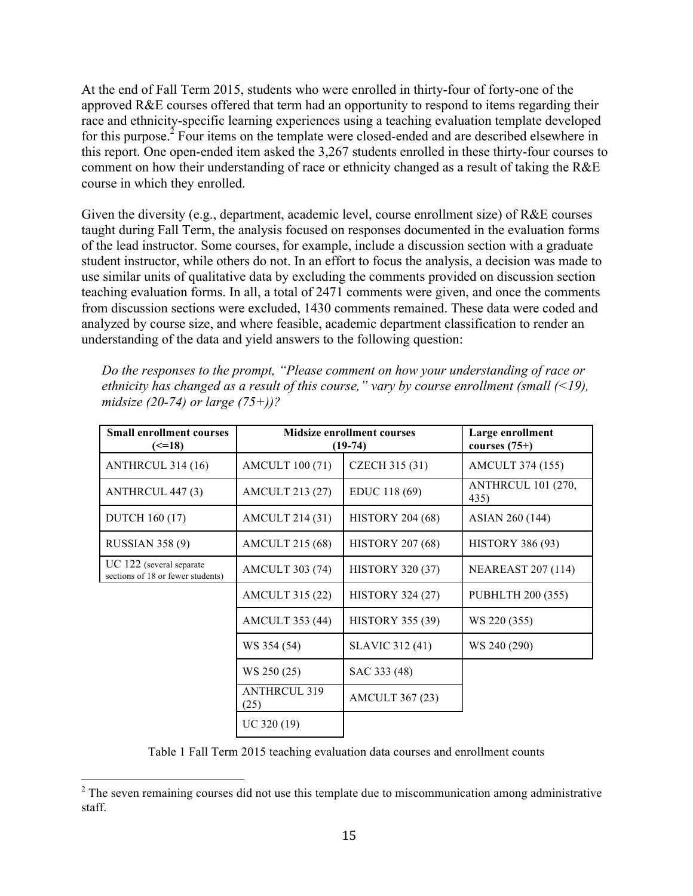At the end of Fall Term 2015, students who were enrolled in thirty-four of forty-one of the approved R&E courses offered that term had an opportunity to respond to items regarding their race and ethnicity-specific learning experiences using a teaching evaluation template developed for this purpose.[2] Four items on the template were closed-ended and are described elsewhere in this report. One open-ended item asked the 3,267 students enrolled in these thirty-four courses to comment on how their understanding of race or ethnicity changed as a result of taking the R&E course in which they enrolled.

Given the diversity (e.g., department, academic level, course enrollment size) of R&E courses taught during Fall Term, the analysis focused on responses documented in the evaluation forms of the lead instructor. Some courses, for example, include a discussion section with a graduate student instructor, while others do not. In an effort to focus the analysis, a decision was made to use similar units of qualitative data by excluding the comments provided on discussion section teaching evaluation forms. In all, a total of 2471 comments were given, and once the comments from discussion sections were excluded, 1430 comments remained. These data were coded and analyzed by course size, and where feasible, academic department classification to render an understanding of the data and yield answers to the following question:

> *Do the responses to the prompt, "Please comment on how your understanding of race or ethnicity has changed as a result of this course," vary by course enrollment (small (<19), midsize (20-74) or large (75+))?*

| **Small enrollment courses (<=18)** | **Midsize enrollment courses (19-74)** | | **Large enrollment courses (75+)** |
|---|---|---|---|
| ANTHRCUL 314 (16) | AMCULT 100 (71) | CZECH 315 (31) | AMCULT 374 (155) |
| ANTHRCUL 447 (3) | AMCULT 213 (27) | EDUC 118 (69) | ANTHRCUL 101 (270, 435) |
| DUTCH 160 (17) | AMCULT 214 (31) | HISTORY 204 (68) | ASIAN 260 (144) |
| RUSSIAN 358 (9) | AMCULT 215 (68) | HISTORY 207 (68) | HISTORY 386 (93) |
| UC 122 (several separate sections of 18 or fewer students) | AMCULT 303 (74) | HISTORY 320 (37) | NEAREAST 207 (114) |
| | AMCULT 315 (22) | HISTORY 324 (27) | PUBHLTH 200 (355) |
| | AMCULT 353 (44) | HISTORY 355 (39) | WS 220 (355) |
| | WS 354 (54) | SLAVIC 312 (41) | WS 240 (290) |
| | WS 250 (25) | SAC 333 (48) | |
| | ANTHRCUL 319 (25) | AMCULT 367 (23) | |
| | UC 320 (19) | | |

Table 1 Fall Term 2015 teaching evaluation data courses and enrollment counts

[2] The seven remaining courses did not use this template due to miscommunication among administrative staff.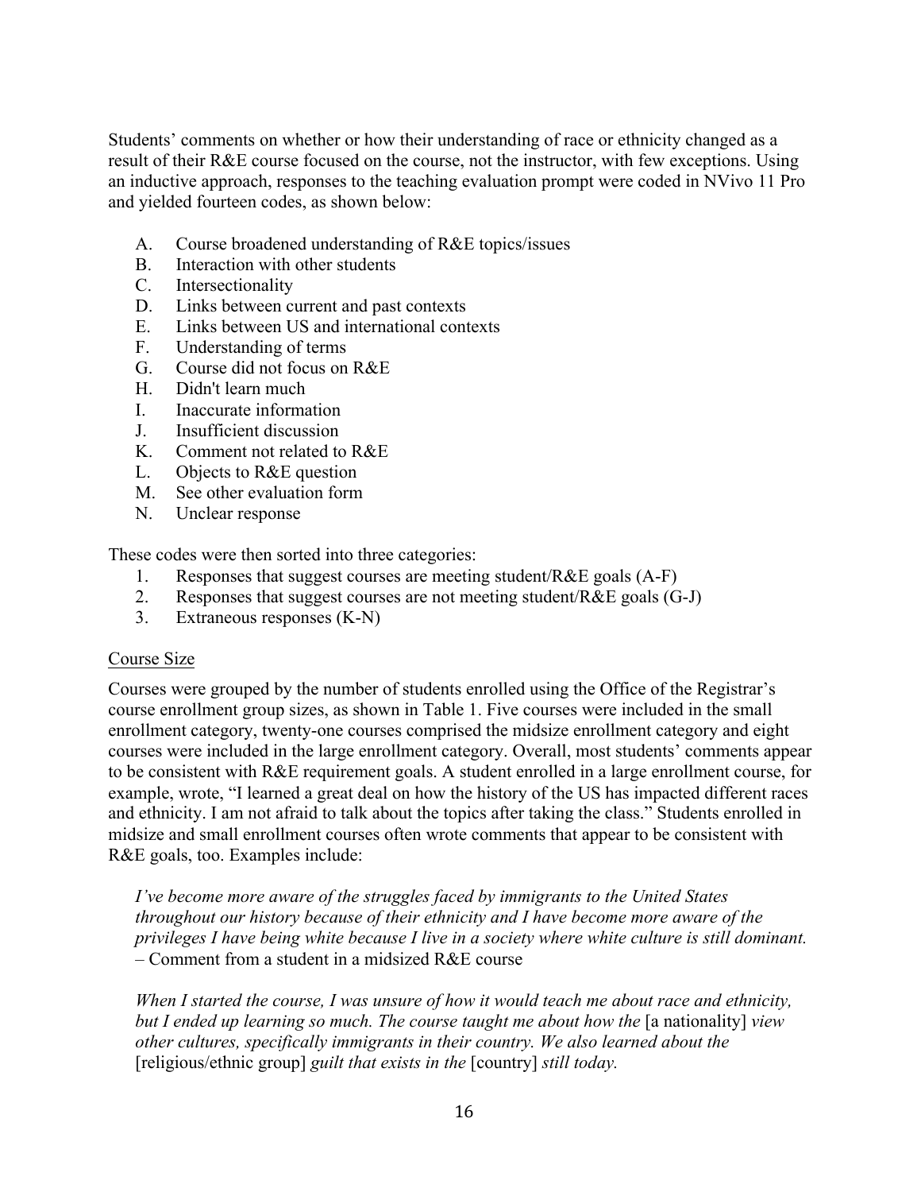Students' comments on whether or how their understanding of race or ethnicity changed as a result of their R&E course focused on the course, not the instructor, with few exceptions. Using an inductive approach, responses to the teaching evaluation prompt were coded in NVivo 11 Pro and yielded fourteen codes, as shown below:

A. Course broadened understanding of R&E topics/issues
B. Interaction with other students
C. Intersectionality
D. Links between current and past contexts
E. Links between US and international contexts
F. Understanding of terms
G. Course did not focus on R&E
H. Didn't learn much
I. Inaccurate information
J. Insufficient discussion
K. Comment not related to R&E
L. Objects to R&E question
M. See other evaluation form
N. Unclear response

These codes were then sorted into three categories:

1. Responses that suggest courses are meeting student/R&E goals (A-F)
2. Responses that suggest courses are not meeting student/R&E goals (G-J)
3. Extraneous responses (K-N)

<u>Course Size</u>

Courses were grouped by the number of students enrolled using the Office of the Registrar's course enrollment group sizes, as shown in Table 1. Five courses were included in the small enrollment category, twenty-one courses comprised the midsize enrollment category and eight courses were included in the large enrollment category. Overall, most students' comments appear to be consistent with R&E requirement goals. A student enrolled in a large enrollment course, for example, wrote, "I learned a great deal on how the history of the US has impacted different races and ethnicity. I am not afraid to talk about the topics after taking the class." Students enrolled in midsize and small enrollment courses often wrote comments that appear to be consistent with R&E goals, too. Examples include:

> *I've become more aware of the struggles faced by immigrants to the United States throughout our history because of their ethnicity and I have become more aware of the privileges I have being white because I live in a society where white culture is still dominant.* – Comment from a student in a midsized R&E course

> *When I started the course, I was unsure of how it would teach me about race and ethnicity, but I ended up learning so much. The course taught me about how the* [a nationality] *view other cultures, specifically immigrants in their country. We also learned about the* [religious/ethnic group] *guilt that exists in the* [country] *still today.*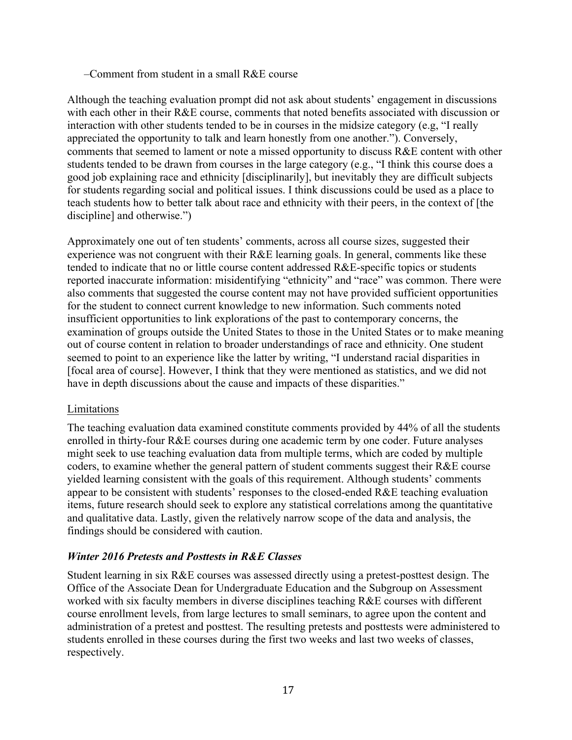–Comment from student in a small R&E course

Although the teaching evaluation prompt did not ask about students' engagement in discussions with each other in their R&E course, comments that noted benefits associated with discussion or interaction with other students tended to be in courses in the midsize category (e.g, "I really appreciated the opportunity to talk and learn honestly from one another."). Conversely, comments that seemed to lament or note a missed opportunity to discuss R&E content with other students tended to be drawn from courses in the large category (e.g., "I think this course does a good job explaining race and ethnicity [disciplinarily], but inevitably they are difficult subjects for students regarding social and political issues. I think discussions could be used as a place to teach students how to better talk about race and ethnicity with their peers, in the context of [the discipline] and otherwise.")

Approximately one out of ten students' comments, across all course sizes, suggested their experience was not congruent with their R&E learning goals. In general, comments like these tended to indicate that no or little course content addressed R&E-specific topics or students reported inaccurate information: misidentifying "ethnicity" and "race" was common. There were also comments that suggested the course content may not have provided sufficient opportunities for the student to connect current knowledge to new information. Such comments noted insufficient opportunities to link explorations of the past to contemporary concerns, the examination of groups outside the United States to those in the United States or to make meaning out of course content in relation to broader understandings of race and ethnicity. One student seemed to point to an experience like the latter by writing, "I understand racial disparities in [focal area of course]. However, I think that they were mentioned as statistics, and we did not have in depth discussions about the cause and impacts of these disparities."

<u>Limitations</u>

The teaching evaluation data examined constitute comments provided by 44% of all the students enrolled in thirty-four R&E courses during one academic term by one coder. Future analyses might seek to use teaching evaluation data from multiple terms, which are coded by multiple coders, to examine whether the general pattern of student comments suggest their R&E course yielded learning consistent with the goals of this requirement. Although students' comments appear to be consistent with students' responses to the closed-ended R&E teaching evaluation items, future research should seek to explore any statistical correlations among the quantitative and qualitative data. Lastly, given the relatively narrow scope of the data and analysis, the findings should be considered with caution.

### *Winter 2016 Pretests and Posttests in R&E Classes*

Student learning in six R&E courses was assessed directly using a pretest-posttest design. The Office of the Associate Dean for Undergraduate Education and the Subgroup on Assessment worked with six faculty members in diverse disciplines teaching R&E courses with different course enrollment levels, from large lectures to small seminars, to agree upon the content and administration of a pretest and posttest. The resulting pretests and posttests were administered to students enrolled in these courses during the first two weeks and last two weeks of classes, respectively.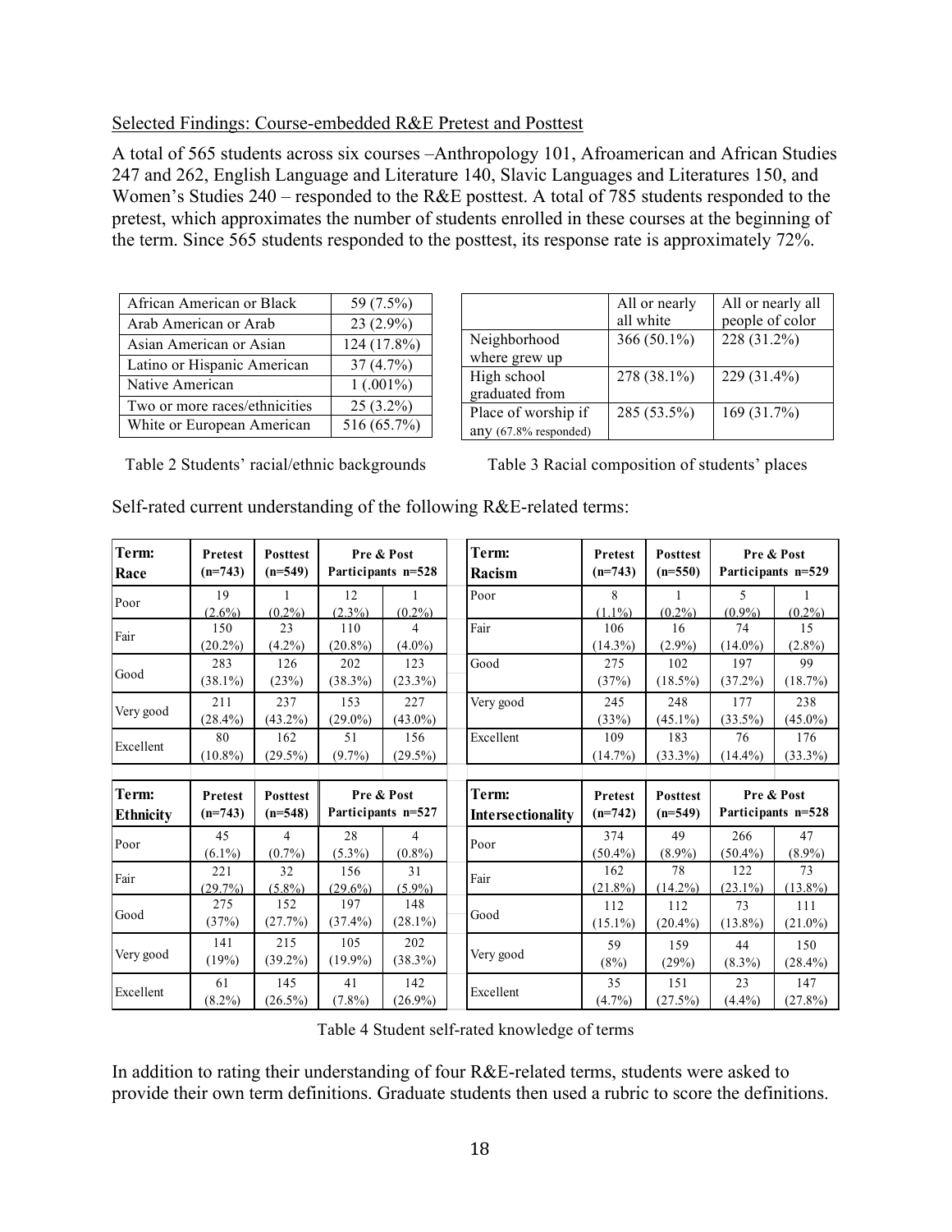Selected Findings: Course-embedded R&E Pretest and Posttest

A total of 565 students across six courses –Anthropology 101, Afroamerican and African Studies 247 and 262, English Language and Literature 140, Slavic Languages and Literatures 150, and Women's Studies 240 – responded to the R&E posttest. A total of 785 students responded to the pretest, which approximates the number of students enrolled in these courses at the beginning of the term. Since 565 students responded to the posttest, its response rate is approximately 72%.

| | |
|---|---|
| African American or Black | 59 (7.5%) |
| Arab American or Arab | 23 (2.9%) |
| Asian American or Asian | 124 (17.8%) |
| Latino or Hispanic American | 37 (4.7%) |
| Native American | 1 (.001%) |
| Two or more races/ethnicities | 25 (3.2%) |
| White or European American | 516 (65.7%) |

Table 2 Students' racial/ethnic backgrounds

| | All or nearly all white | All or nearly all people of color |
|---|---|---|
| Neighborhood where grew up | 366 (50.1%) | 228 (31.2%) |
| High school graduated from | 278 (38.1%) | 229 (31.4%) |
| Place of worship if any (67.8% responded) | 285 (53.5%) | 169 (31.7%) |

Table 3 Racial composition of students' places

Self-rated current understanding of the following R&E-related terms:

| Term: Race | Pretest (n=743) | Posttest (n=549) | Pre & Post Participants n=528 | |
|---|---|---|---|---|
| Poor | 19 (2.6%) | 1 (0.2%) | 12 (2.3%) | 1 (0.2%) |
| Fair | 150 (20.2%) | 23 (4.2%) | 110 (20.8%) | 4 (4.0%) |
| Good | 283 (38.1%) | 126 (23%) | 202 (38.3%) | 123 (23.3%) |
| Very good | 211 (28.4%) | 237 (43.2%) | 153 (29.0%) | 227 (43.0%) |
| Excellent | 80 (10.8%) | 162 (29.5%) | 51 (9.7%) | 156 (29.5%) |

| Term: Racism | Pretest (n=743) | Posttest (n=550) | Pre & Post Participants n=529 | |
|---|---|---|---|---|
| Poor | 8 (1.1%) | 1 (0.2%) | 5 (0.9%) | 1 (0.2%) |
| Fair | 106 (14.3%) | 16 (2.9%) | 74 (14.0%) | 15 (2.8%) |
| Good | 275 (37%) | 102 (18.5%) | 197 (37.2%) | 99 (18.7%) |
| Very good | 245 (33%) | 248 (45.1%) | 177 (33.5%) | 238 (45.0%) |
| Excellent | 109 (14.7%) | 183 (33.3%) | 76 (14.4%) | 176 (33.3%) |

| Term: Ethnicity | Pretest (n=743) | Posttest (n=548) | Pre & Post Participants n=527 | |
|---|---|---|---|---|
| Poor | 45 (6.1%) | 4 (0.7%) | 28 (5.3%) | 4 (0.8%) |
| Fair | 221 (29.7%) | 32 (5.8%) | 156 (29.6%) | 31 (5.9%) |
| Good | 275 (37%) | 152 (27.7%) | 197 (37.4%) | 148 (28.1%) |
| Very good | 141 (19%) | 215 (39.2%) | 105 (19.9%) | 202 (38.3%) |
| Excellent | 61 (8.2%) | 145 (26.5%) | 41 (7.8%) | 142 (26.9%) |

| Term: Intersectionality | Pretest (n=742) | Posttest (n=549) | Pre & Post Participants n=528 | |
|---|---|---|---|---|
| Poor | 374 (50.4%) | 49 (8.9%) | 266 (50.4%) | 47 (8.9%) |
| Fair | 162 (21.8%) | 78 (14.2%) | 122 (23.1%) | 73 (13.8%) |
| Good | 112 (15.1%) | 112 (20.4%) | 73 (13.8%) | 111 (21.0%) |
| Very good | 59 (8%) | 159 (29%) | 44 (8.3%) | 150 (28.4%) |
| Excellent | 35 (4.7%) | 151 (27.5%) | 23 (4.4%) | 147 (27.8%) |

Table 4 Student self-rated knowledge of terms

In addition to rating their understanding of four R&E-related terms, students were asked to provide their own term definitions. Graduate students then used a rubric to score the definitions.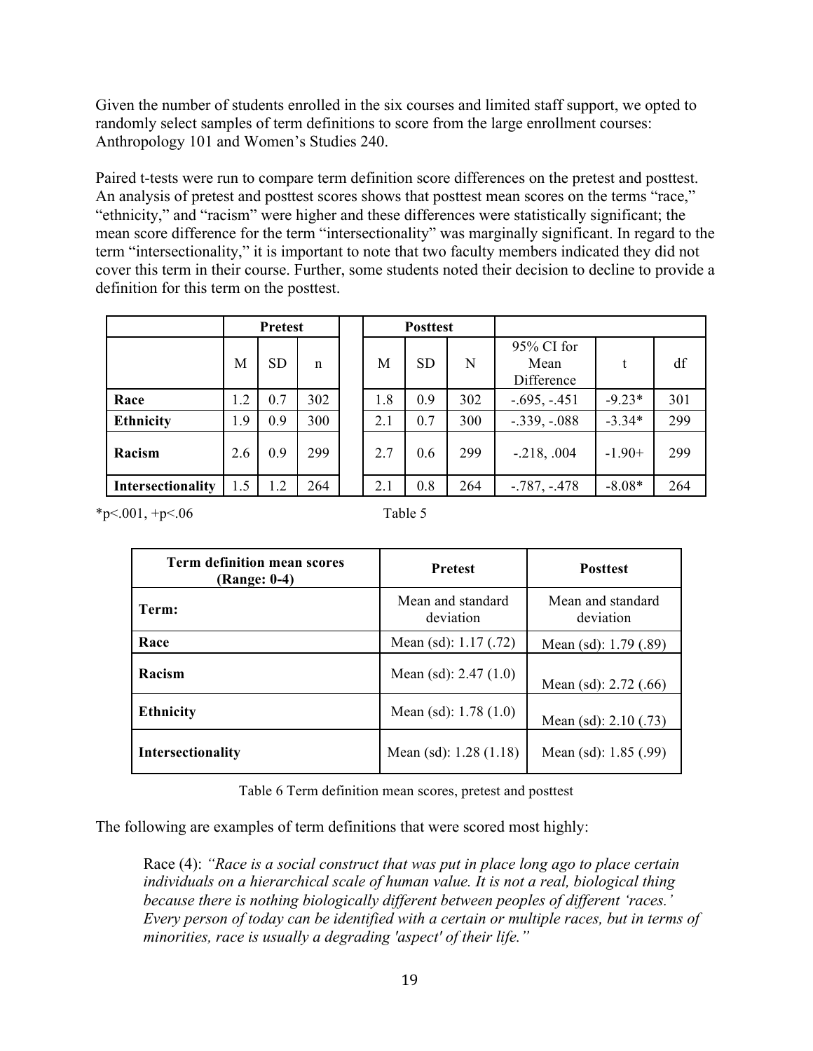Given the number of students enrolled in the six courses and limited staff support, we opted to randomly select samples of term definitions to score from the large enrollment courses: Anthropology 101 and Women's Studies 240.

Paired t-tests were run to compare term definition score differences on the pretest and posttest. An analysis of pretest and posttest scores shows that posttest mean scores on the terms "race," "ethnicity," and "racism" were higher and these differences were statistically significant; the mean score difference for the term "intersectionality" was marginally significant. In regard to the term "intersectionality," it is important to note that two faculty members indicated they did not cover this term in their course. Further, some students noted their decision to decline to provide a definition for this term on the posttest.

| | Pretest | | | | Posttest | | | | | |
|---|---|---|---|---|---|---|---|---|---|---|
| | M | SD | n | | M | SD | N | 95% CI for Mean Difference | t | df |
| **Race** | 1.2 | 0.7 | 302 | | 1.8 | 0.9 | 302 | -.695, -.451 | -9.23* | 301 |
| **Ethnicity** | 1.9 | 0.9 | 300 | | 2.1 | 0.7 | 300 | -.339, -.088 | -3.34* | 299 |
| **Racism** | 2.6 | 0.9 | 299 | | 2.7 | 0.6 | 299 | -.218, .004 | -1.90+ | 299 |
| **Intersectionality** | 1.5 | 1.2 | 264 | | 2.1 | 0.8 | 264 | -.787, -.478 | -8.08* | 264 |

*p<.001, +p<.06

Table 5

| **Term definition mean scores (Range: 0-4)** | **Pretest** | **Posttest** |
|---|---|---|
| **Term:** | Mean and standard deviation | Mean and standard deviation |
| **Race** | Mean (sd): 1.17 (.72) | Mean (sd): 1.79 (.89) |
| **Racism** | Mean (sd): 2.47 (1.0) | Mean (sd): 2.72 (.66) |
| **Ethnicity** | Mean (sd): 1.78 (1.0) | Mean (sd): 2.10 (.73) |
| **Intersectionality** | Mean (sd): 1.28 (1.18) | Mean (sd): 1.85 (.99) |

Table 6 Term definition mean scores, pretest and posttest

The following are examples of term definitions that were scored most highly:

> Race (4): *"Race is a social construct that was put in place long ago to place certain individuals on a hierarchical scale of human value. It is not a real, biological thing because there is nothing biologically different between peoples of different 'races.' Every person of today can be identified with a certain or multiple races, but in terms of minorities, race is usually a degrading 'aspect' of their life."*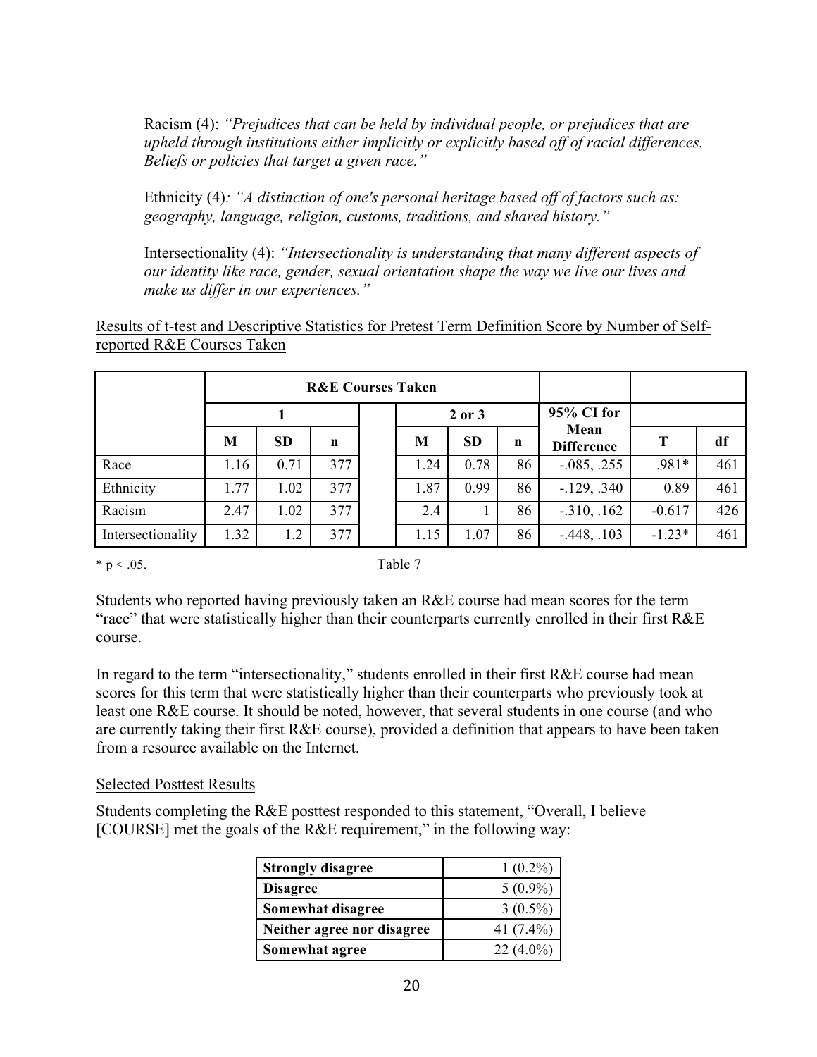Racism (4): *"Prejudices that can be held by individual people, or prejudices that are upheld through institutions either implicitly or explicitly based off of racial differences. Beliefs or policies that target a given race."*

Ethnicity (4): *"A distinction of one's personal heritage based off of factors such as: geography, language, religion, customs, traditions, and shared history."*

Intersectionality (4): *"Intersectionality is understanding that many different aspects of our identity like race, gender, sexual orientation shape the way we live our lives and make us differ in our experiences."*

Results of t-test and Descriptive Statistics for Pretest Term Definition Score by Number of Self-reported R&E Courses Taken

| | R&E Courses Taken | | | | | | | | | |
|---|---|---|---|---|---|---|---|---|---|---|
| | 1 | | | | 2 or 3 | | | 95% CI for Mean Difference | | |
| | M | SD | n | | M | SD | n | | T | df |
| Race | 1.16 | 0.71 | 377 | | 1.24 | 0.78 | 86 | -.085, .255 | .981* | 461 |
| Ethnicity | 1.77 | 1.02 | 377 | | 1.87 | 0.99 | 86 | -.129, .340 | 0.89 | 461 |
| Racism | 2.47 | 1.02 | 377 | | 2.4 | 1 | 86 | -.310, .162 | -0.617 | 426 |
| Intersectionality | 1.32 | 1.2 | 377 | | 1.15 | 1.07 | 86 | -.448, .103 | -1.23* | 461 |

* $p < .05$.

Table 7

Students who reported having previously taken an R&E course had mean scores for the term "race" that were statistically higher than their counterparts currently enrolled in their first R&E course.

In regard to the term "intersectionality," students enrolled in their first R&E course had mean scores for this term that were statistically higher than their counterparts who previously took at least one R&E course. It should be noted, however, that several students in one course (and who are currently taking their first R&E course), provided a definition that appears to have been taken from a resource available on the Internet.

Selected Posttest Results

Students completing the R&E posttest responded to this statement, "Overall, I believe [COURSE] met the goals of the R&E requirement," in the following way:

| Response | n (%) |
|---|---|
| **Strongly disagree** | 1 (0.2%) |
| **Disagree** | 5 (0.9%) |
| **Somewhat disagree** | 3 (0.5%) |
| **Neither agree nor disagree** | 41 (7.4%) |
| **Somewhat agree** | 22 (4.0%) |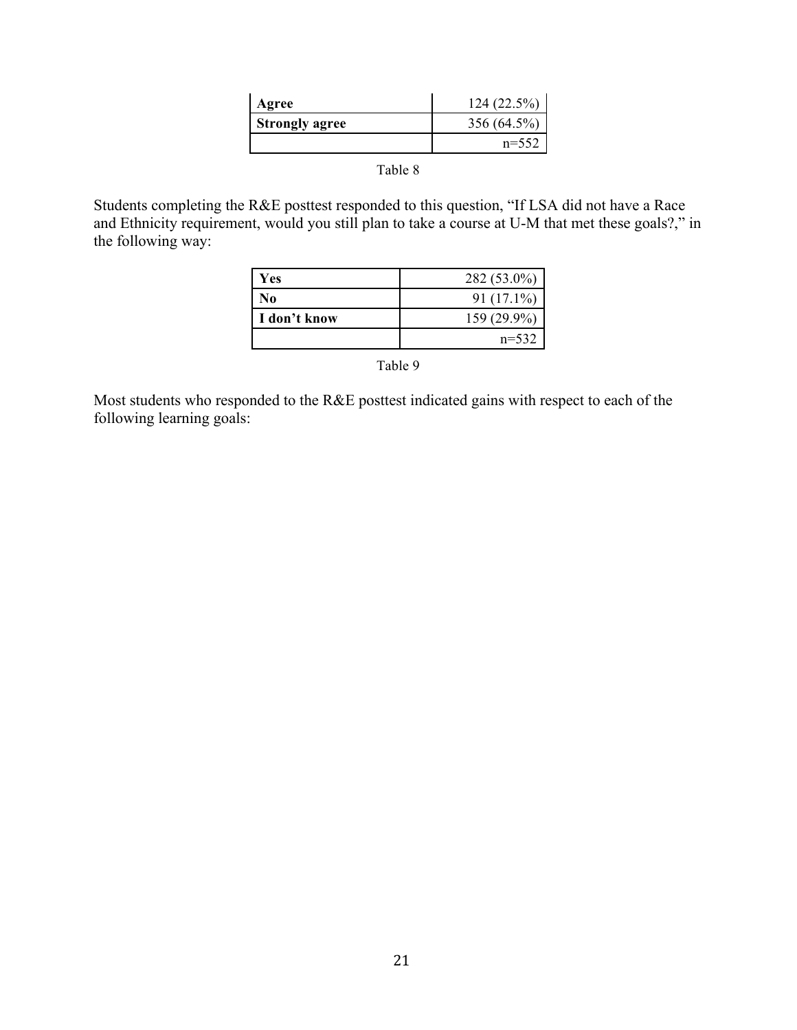| | |
|---|---|
| **Agree** | 124 (22.5%) |
| **Strongly agree** | 356 (64.5%) |
| | n=552 |

Table 8

Students completing the R&E posttest responded to this question, "If LSA did not have a Race and Ethnicity requirement, would you still plan to take a course at U-M that met these goals?," in the following way:

| | |
|---|---|
| **Yes** | 282 (53.0%) |
| **No** | 91 (17.1%) |
| **I don't know** | 159 (29.9%) |
| | n=532 |

Table 9

Most students who responded to the R&E posttest indicated gains with respect to each of the following learning goals: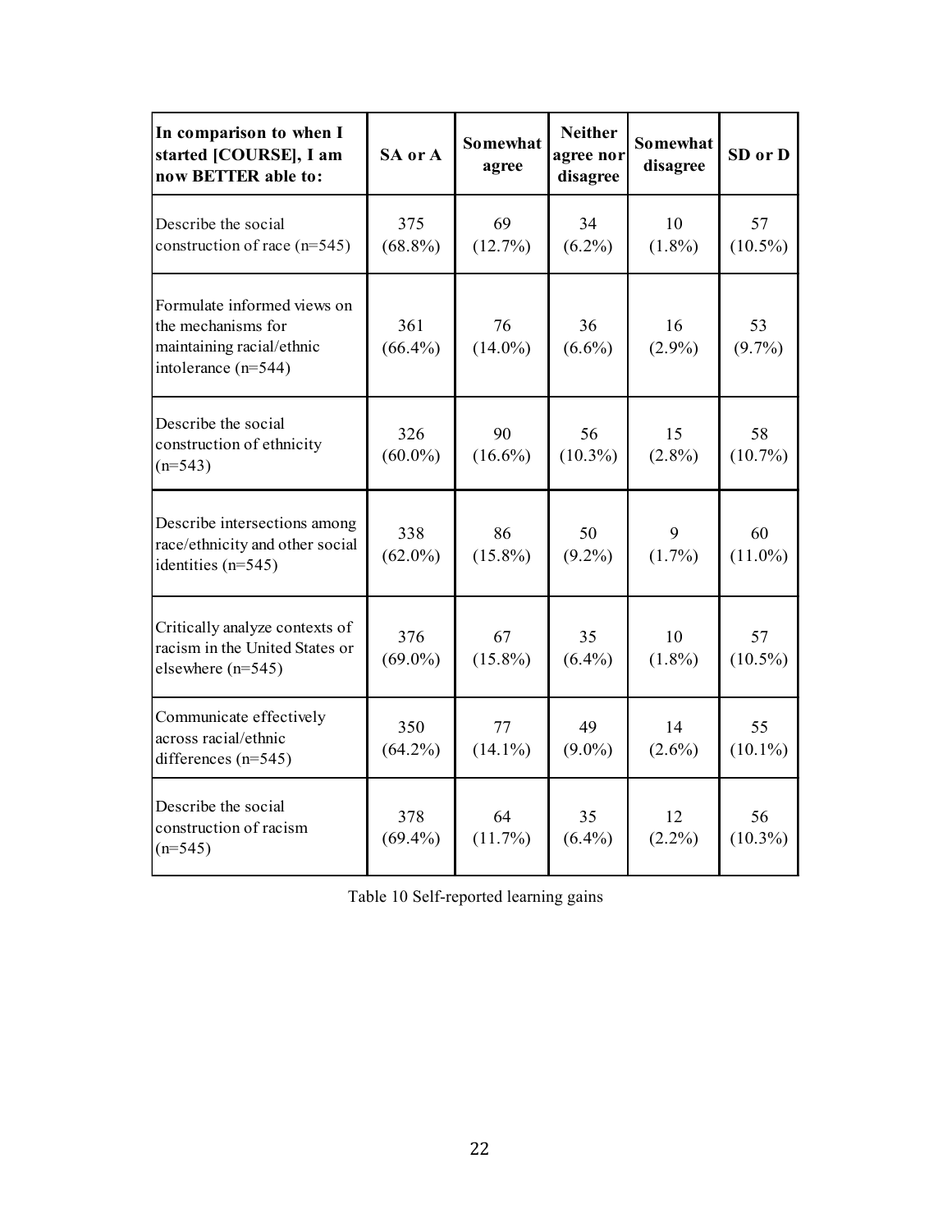| In comparison to when I started [COURSE], I am now BETTER able to: | SA or A | Somewhat agree | Neither agree nor disagree | Somewhat disagree | SD or D |
|---|---|---|---|---|---|
| Describe the social construction of race (n=545) | 375 (68.8%) | 69 (12.7%) | 34 (6.2%) | 10 (1.8%) | 57 (10.5%) |
| Formulate informed views on the mechanisms for maintaining racial/ethnic intolerance (n=544) | 361 (66.4%) | 76 (14.0%) | 36 (6.6%) | 16 (2.9%) | 53 (9.7%) |
| Describe the social construction of ethnicity (n=543) | 326 (60.0%) | 90 (16.6%) | 56 (10.3%) | 15 (2.8%) | 58 (10.7%) |
| Describe intersections among race/ethnicity and other social identities (n=545) | 338 (62.0%) | 86 (15.8%) | 50 (9.2%) | 9 (1.7%) | 60 (11.0%) |
| Critically analyze contexts of racism in the United States or elsewhere (n=545) | 376 (69.0%) | 67 (15.8%) | 35 (6.4%) | 10 (1.8%) | 57 (10.5%) |
| Communicate effectively across racial/ethnic differences (n=545) | 350 (64.2%) | 77 (14.1%) | 49 (9.0%) | 14 (2.6%) | 55 (10.1%) |
| Describe the social construction of racism (n=545) | 378 (69.4%) | 64 (11.7%) | 35 (6.4%) | 12 (2.2%) | 56 (10.3%) |

Table 10 Self-reported learning gains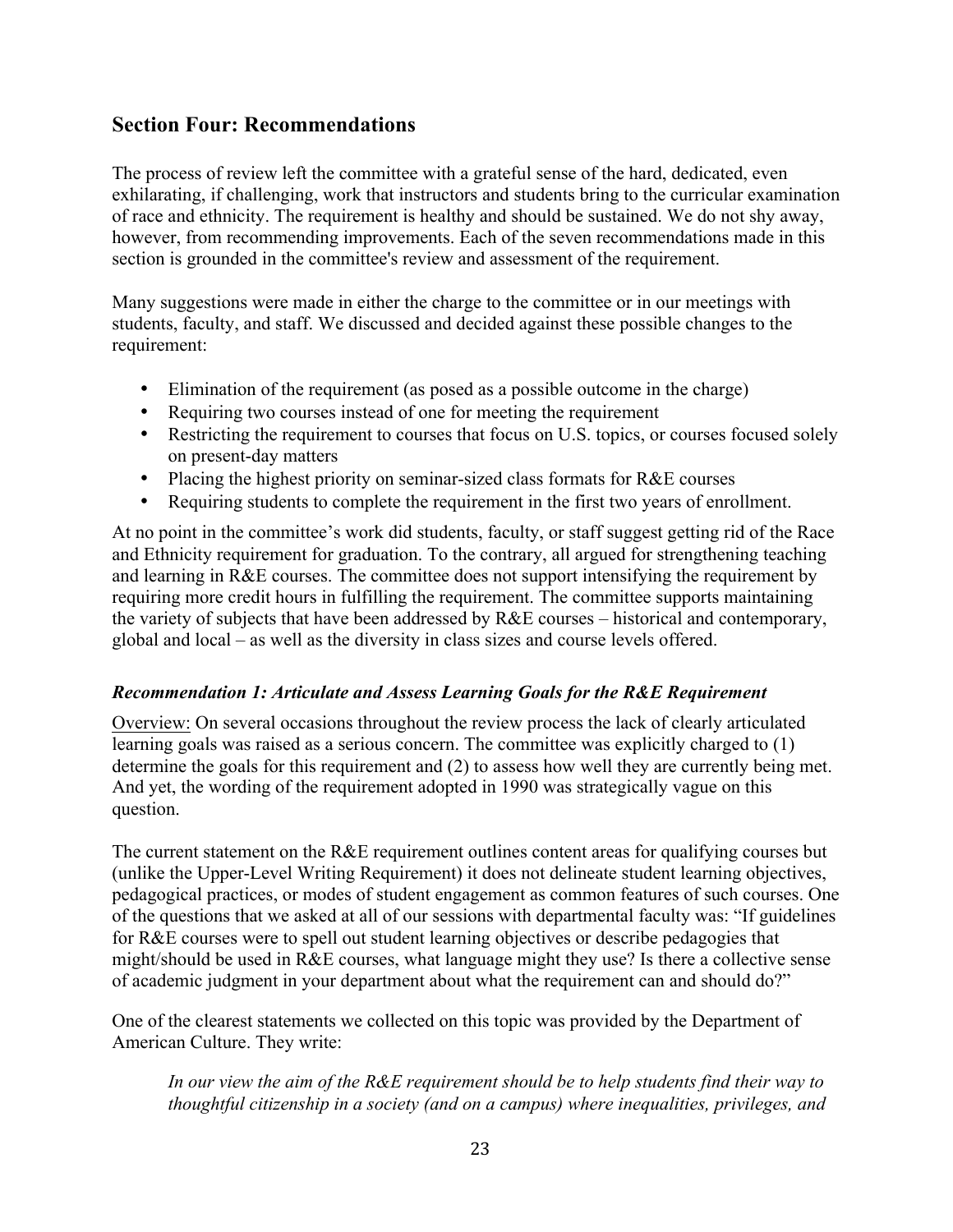## Section Four: Recommendations

The process of review left the committee with a grateful sense of the hard, dedicated, even exhilarating, if challenging, work that instructors and students bring to the curricular examination of race and ethnicity. The requirement is healthy and should be sustained. We do not shy away, however, from recommending improvements. Each of the seven recommendations made in this section is grounded in the committee's review and assessment of the requirement.

Many suggestions were made in either the charge to the committee or in our meetings with students, faculty, and staff. We discussed and decided against these possible changes to the requirement:

- Elimination of the requirement (as posed as a possible outcome in the charge)
- Requiring two courses instead of one for meeting the requirement
- Restricting the requirement to courses that focus on U.S. topics, or courses focused solely on present-day matters
- Placing the highest priority on seminar-sized class formats for R&E courses
- Requiring students to complete the requirement in the first two years of enrollment.

At no point in the committee's work did students, faculty, or staff suggest getting rid of the Race and Ethnicity requirement for graduation. To the contrary, all argued for strengthening teaching and learning in R&E courses. The committee does not support intensifying the requirement by requiring more credit hours in fulfilling the requirement. The committee supports maintaining the variety of subjects that have been addressed by R&E courses – historical and contemporary, global and local – as well as the diversity in class sizes and course levels offered.

### *Recommendation 1: Articulate and Assess Learning Goals for the R&E Requirement*

Overview: On several occasions throughout the review process the lack of clearly articulated learning goals was raised as a serious concern. The committee was explicitly charged to (1) determine the goals for this requirement and (2) to assess how well they are currently being met. And yet, the wording of the requirement adopted in 1990 was strategically vague on this question.

The current statement on the R&E requirement outlines content areas for qualifying courses but (unlike the Upper-Level Writing Requirement) it does not delineate student learning objectives, pedagogical practices, or modes of student engagement as common features of such courses. One of the questions that we asked at all of our sessions with departmental faculty was: "If guidelines for R&E courses were to spell out student learning objectives or describe pedagogies that might/should be used in R&E courses, what language might they use? Is there a collective sense of academic judgment in your department about what the requirement can and should do?"

One of the clearest statements we collected on this topic was provided by the Department of American Culture. They write:

> *In our view the aim of the R&E requirement should be to help students find their way to thoughtful citizenship in a society (and on a campus) where inequalities, privileges, and*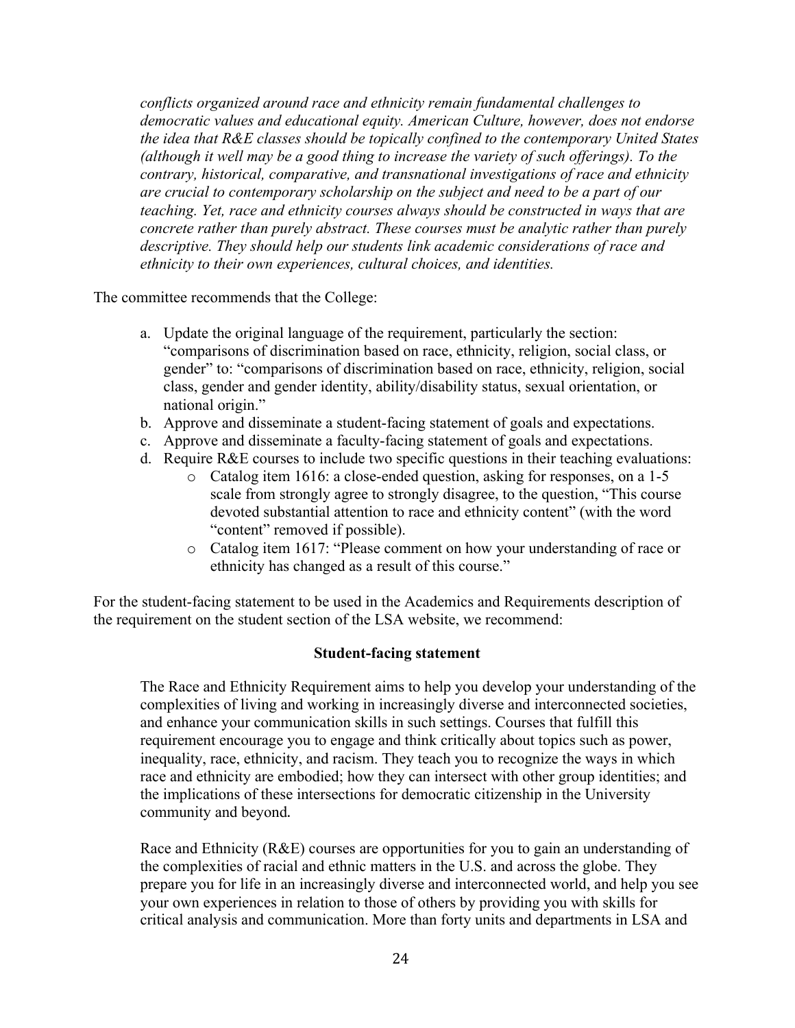> *conflicts organized around race and ethnicity remain fundamental challenges to democratic values and educational equity. American Culture, however, does not endorse the idea that R&E classes should be topically confined to the contemporary United States (although it well may be a good thing to increase the variety of such offerings). To the contrary, historical, comparative, and transnational investigations of race and ethnicity are crucial to contemporary scholarship on the subject and need to be a part of our teaching. Yet, race and ethnicity courses always should be constructed in ways that are concrete rather than purely abstract. These courses must be analytic rather than purely descriptive. They should help our students link academic considerations of race and ethnicity to their own experiences, cultural choices, and identities.*

The committee recommends that the College:

a. Update the original language of the requirement, particularly the section: "comparisons of discrimination based on race, ethnicity, religion, social class, or gender" to: "comparisons of discrimination based on race, ethnicity, religion, social class, gender and gender identity, ability/disability status, sexual orientation, or national origin."
b. Approve and disseminate a student-facing statement of goals and expectations.
c. Approve and disseminate a faculty-facing statement of goals and expectations.
d. Require R&E courses to include two specific questions in their teaching evaluations:
   - Catalog item 1616: a close-ended question, asking for responses, on a 1-5 scale from strongly agree to strongly disagree, to the question, "This course devoted substantial attention to race and ethnicity content" (with the word "content" removed if possible).
   - Catalog item 1617: "Please comment on how your understanding of race or ethnicity has changed as a result of this course."

For the student-facing statement to be used in the Academics and Requirements description of the requirement on the student section of the LSA website, we recommend:

**Student-facing statement**

> The Race and Ethnicity Requirement aims to help you develop your understanding of the complexities of living and working in increasingly diverse and interconnected societies, and enhance your communication skills in such settings. Courses that fulfill this requirement encourage you to engage and think critically about topics such as power, inequality, race, ethnicity, and racism. They teach you to recognize the ways in which race and ethnicity are embodied; how they can intersect with other group identities; and the implications of these intersections for democratic citizenship in the University community and beyond.
>
> Race and Ethnicity (R&E) courses are opportunities for you to gain an understanding of the complexities of racial and ethnic matters in the U.S. and across the globe. They prepare you for life in an increasingly diverse and interconnected world, and help you see your own experiences in relation to those of others by providing you with skills for critical analysis and communication. More than forty units and departments in LSA and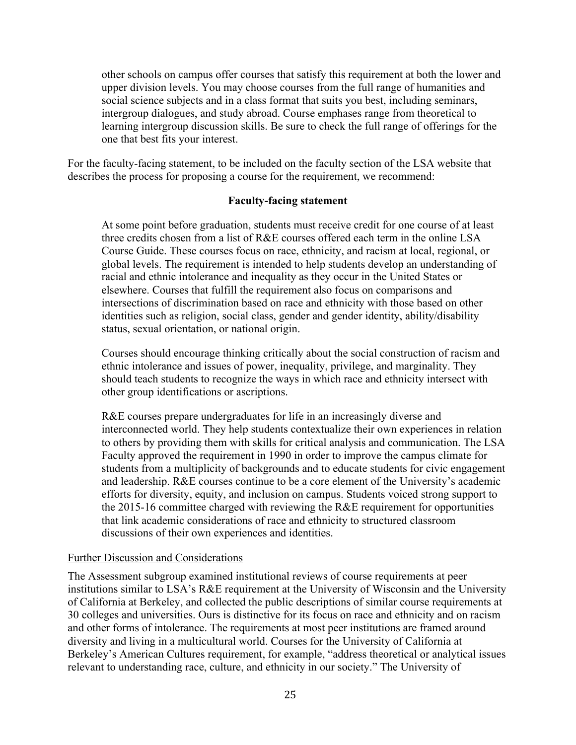other schools on campus offer courses that satisfy this requirement at both the lower and upper division levels. You may choose courses from the full range of humanities and social science subjects and in a class format that suits you best, including seminars, intergroup dialogues, and study abroad. Course emphases range from theoretical to learning intergroup discussion skills. Be sure to check the full range of offerings for the one that best fits your interest.

For the faculty-facing statement, to be included on the faculty section of the LSA website that describes the process for proposing a course for the requirement, we recommend:

**Faculty-facing statement**

At some point before graduation, students must receive credit for one course of at least three credits chosen from a list of R&E courses offered each term in the online LSA Course Guide. These courses focus on race, ethnicity, and racism at local, regional, or global levels. The requirement is intended to help students develop an understanding of racial and ethnic intolerance and inequality as they occur in the United States or elsewhere. Courses that fulfill the requirement also focus on comparisons and intersections of discrimination based on race and ethnicity with those based on other identities such as religion, social class, gender and gender identity, ability/disability status, sexual orientation, or national origin.

Courses should encourage thinking critically about the social construction of racism and ethnic intolerance and issues of power, inequality, privilege, and marginality. They should teach students to recognize the ways in which race and ethnicity intersect with other group identifications or ascriptions.

R&E courses prepare undergraduates for life in an increasingly diverse and interconnected world. They help students contextualize their own experiences in relation to others by providing them with skills for critical analysis and communication. The LSA Faculty approved the requirement in 1990 in order to improve the campus climate for students from a multiplicity of backgrounds and to educate students for civic engagement and leadership. R&E courses continue to be a core element of the University's academic efforts for diversity, equity, and inclusion on campus. Students voiced strong support to the 2015-16 committee charged with reviewing the R&E requirement for opportunities that link academic considerations of race and ethnicity to structured classroom discussions of their own experiences and identities.

Further Discussion and Considerations

The Assessment subgroup examined institutional reviews of course requirements at peer institutions similar to LSA's R&E requirement at the University of Wisconsin and the University of California at Berkeley, and collected the public descriptions of similar course requirements at 30 colleges and universities. Ours is distinctive for its focus on race and ethnicity and on racism and other forms of intolerance. The requirements at most peer institutions are framed around diversity and living in a multicultural world. Courses for the University of California at Berkeley's American Cultures requirement, for example, "address theoretical or analytical issues relevant to understanding race, culture, and ethnicity in our society." The University of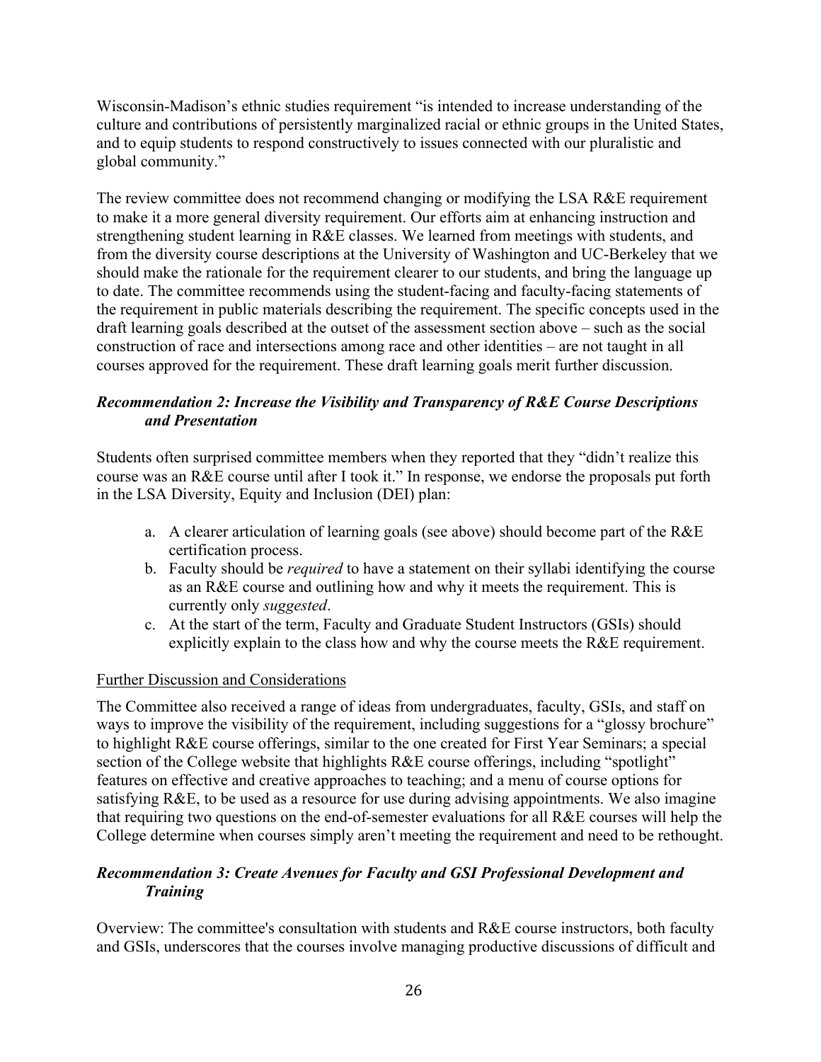Wisconsin-Madison's ethnic studies requirement "is intended to increase understanding of the culture and contributions of persistently marginalized racial or ethnic groups in the United States, and to equip students to respond constructively to issues connected with our pluralistic and global community."

The review committee does not recommend changing or modifying the LSA R&E requirement to make it a more general diversity requirement. Our efforts aim at enhancing instruction and strengthening student learning in R&E classes. We learned from meetings with students, and from the diversity course descriptions at the University of Washington and UC-Berkeley that we should make the rationale for the requirement clearer to our students, and bring the language up to date. The committee recommends using the student-facing and faculty-facing statements of the requirement in public materials describing the requirement. The specific concepts used in the draft learning goals described at the outset of the assessment section above – such as the social construction of race and intersections among race and other identities – are not taught in all courses approved for the requirement. These draft learning goals merit further discussion.

### *Recommendation 2: Increase the Visibility and Transparency of R&E Course Descriptions and Presentation*

Students often surprised committee members when they reported that they "didn't realize this course was an R&E course until after I took it." In response, we endorse the proposals put forth in the LSA Diversity, Equity and Inclusion (DEI) plan:

a. A clearer articulation of learning goals (see above) should become part of the R&E certification process.
b. Faculty should be *required* to have a statement on their syllabi identifying the course as an R&E course and outlining how and why it meets the requirement. This is currently only *suggested*.
c. At the start of the term, Faculty and Graduate Student Instructors (GSIs) should explicitly explain to the class how and why the course meets the R&E requirement.

<u>Further Discussion and Considerations</u>

The Committee also received a range of ideas from undergraduates, faculty, GSIs, and staff on ways to improve the visibility of the requirement, including suggestions for a "glossy brochure" to highlight R&E course offerings, similar to the one created for First Year Seminars; a special section of the College website that highlights R&E course offerings, including "spotlight" features on effective and creative approaches to teaching; and a menu of course options for satisfying R&E, to be used as a resource for use during advising appointments. We also imagine that requiring two questions on the end-of-semester evaluations for all R&E courses will help the College determine when courses simply aren't meeting the requirement and need to be rethought.

### *Recommendation 3: Create Avenues for Faculty and GSI Professional Development and Training*

Overview: The committee's consultation with students and R&E course instructors, both faculty and GSIs, underscores that the courses involve managing productive discussions of difficult and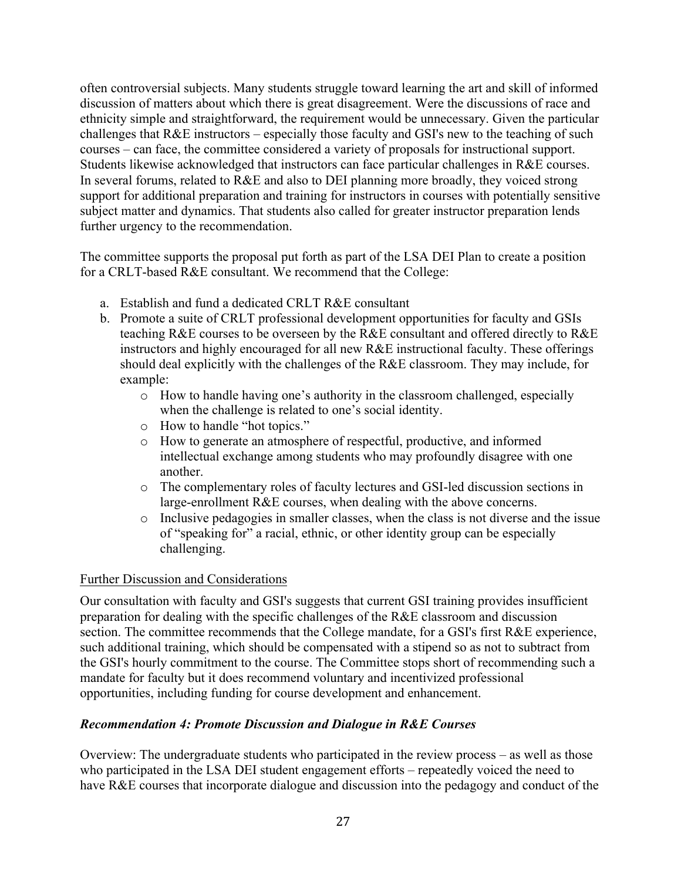often controversial subjects. Many students struggle toward learning the art and skill of informed discussion of matters about which there is great disagreement. Were the discussions of race and ethnicity simple and straightforward, the requirement would be unnecessary. Given the particular challenges that R&E instructors – especially those faculty and GSI's new to the teaching of such courses – can face, the committee considered a variety of proposals for instructional support. Students likewise acknowledged that instructors can face particular challenges in R&E courses. In several forums, related to R&E and also to DEI planning more broadly, they voiced strong support for additional preparation and training for instructors in courses with potentially sensitive subject matter and dynamics. That students also called for greater instructor preparation lends further urgency to the recommendation.

The committee supports the proposal put forth as part of the LSA DEI Plan to create a position for a CRLT-based R&E consultant. We recommend that the College:

a. Establish and fund a dedicated CRLT R&E consultant
b. Promote a suite of CRLT professional development opportunities for faculty and GSIs teaching R&E courses to be overseen by the R&E consultant and offered directly to R&E instructors and highly encouraged for all new R&E instructional faculty. These offerings should deal explicitly with the challenges of the R&E classroom. They may include, for example:
    - How to handle having one's authority in the classroom challenged, especially when the challenge is related to one's social identity.
    - How to handle "hot topics."
    - How to generate an atmosphere of respectful, productive, and informed intellectual exchange among students who may profoundly disagree with one another.
    - The complementary roles of faculty lectures and GSI-led discussion sections in large-enrollment R&E courses, when dealing with the above concerns.
    - Inclusive pedagogies in smaller classes, when the class is not diverse and the issue of "speaking for" a racial, ethnic, or other identity group can be especially challenging.

<u>Further Discussion and Considerations</u>

Our consultation with faculty and GSI's suggests that current GSI training provides insufficient preparation for dealing with the specific challenges of the R&E classroom and discussion section. The committee recommends that the College mandate, for a GSI's first R&E experience, such additional training, which should be compensated with a stipend so as not to subtract from the GSI's hourly commitment to the course. The Committee stops short of recommending such a mandate for faculty but it does recommend voluntary and incentivized professional opportunities, including funding for course development and enhancement.

***Recommendation 4: Promote Discussion and Dialogue in R&E Courses***

Overview: The undergraduate students who participated in the review process – as well as those who participated in the LSA DEI student engagement efforts – repeatedly voiced the need to have R&E courses that incorporate dialogue and discussion into the pedagogy and conduct of the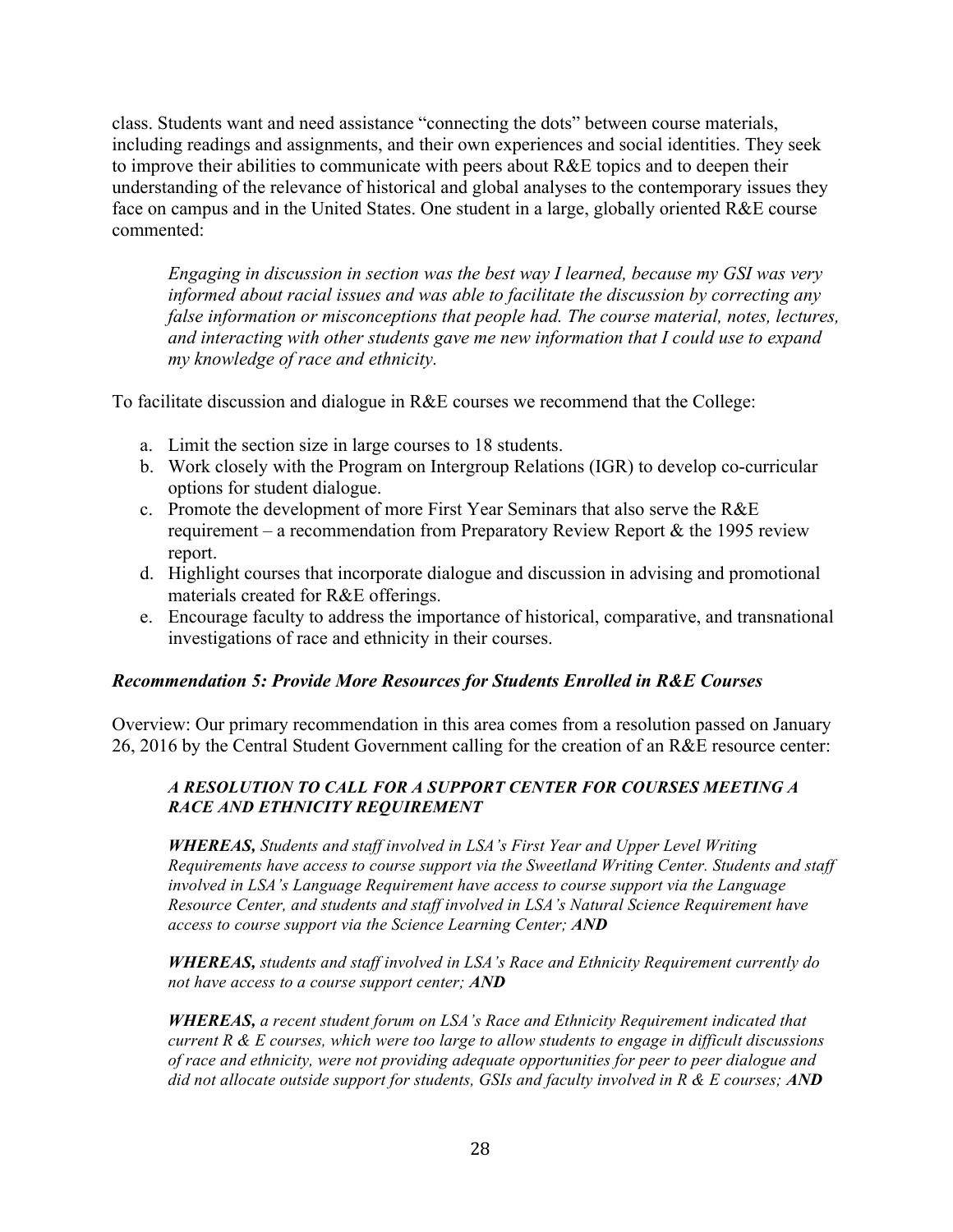class. Students want and need assistance "connecting the dots" between course materials, including readings and assignments, and their own experiences and social identities. They seek to improve their abilities to communicate with peers about R&E topics and to deepen their understanding of the relevance of historical and global analyses to the contemporary issues they face on campus and in the United States. One student in a large, globally oriented R&E course commented:

> *Engaging in discussion in section was the best way I learned, because my GSI was very informed about racial issues and was able to facilitate the discussion by correcting any false information or misconceptions that people had. The course material, notes, lectures, and interacting with other students gave me new information that I could use to expand my knowledge of race and ethnicity.*

To facilitate discussion and dialogue in R&E courses we recommend that the College:

a. Limit the section size in large courses to 18 students.
b. Work closely with the Program on Intergroup Relations (IGR) to develop co-curricular options for student dialogue.
c. Promote the development of more First Year Seminars that also serve the R&E requirement – a recommendation from Preparatory Review Report & the 1995 review report.
d. Highlight courses that incorporate dialogue and discussion in advising and promotional materials created for R&E offerings.
e. Encourage faculty to address the importance of historical, comparative, and transnational investigations of race and ethnicity in their courses.

### *Recommendation 5: Provide More Resources for Students Enrolled in R&E Courses*

Overview: Our primary recommendation in this area comes from a resolution passed on January 26, 2016 by the Central Student Government calling for the creation of an R&E resource center:

> ***A RESOLUTION TO CALL FOR A SUPPORT CENTER FOR COURSES MEETING A RACE AND ETHNICITY REQUIREMENT***
>
> ***WHEREAS,*** *Students and staff involved in LSA's First Year and Upper Level Writing Requirements have access to course support via the Sweetland Writing Center. Students and staff involved in LSA's Language Requirement have access to course support via the Language Resource Center, and students and staff involved in LSA's Natural Science Requirement have access to course support via the Science Learning Center;* ***AND***
>
> ***WHEREAS,*** *students and staff involved in LSA's Race and Ethnicity Requirement currently do not have access to a course support center;* ***AND***
>
> ***WHEREAS,*** *a recent student forum on LSA's Race and Ethnicity Requirement indicated that current R & E courses, which were too large to allow students to engage in difficult discussions of race and ethnicity, were not providing adequate opportunities for peer to peer dialogue and did not allocate outside support for students, GSIs and faculty involved in R & E courses;* ***AND***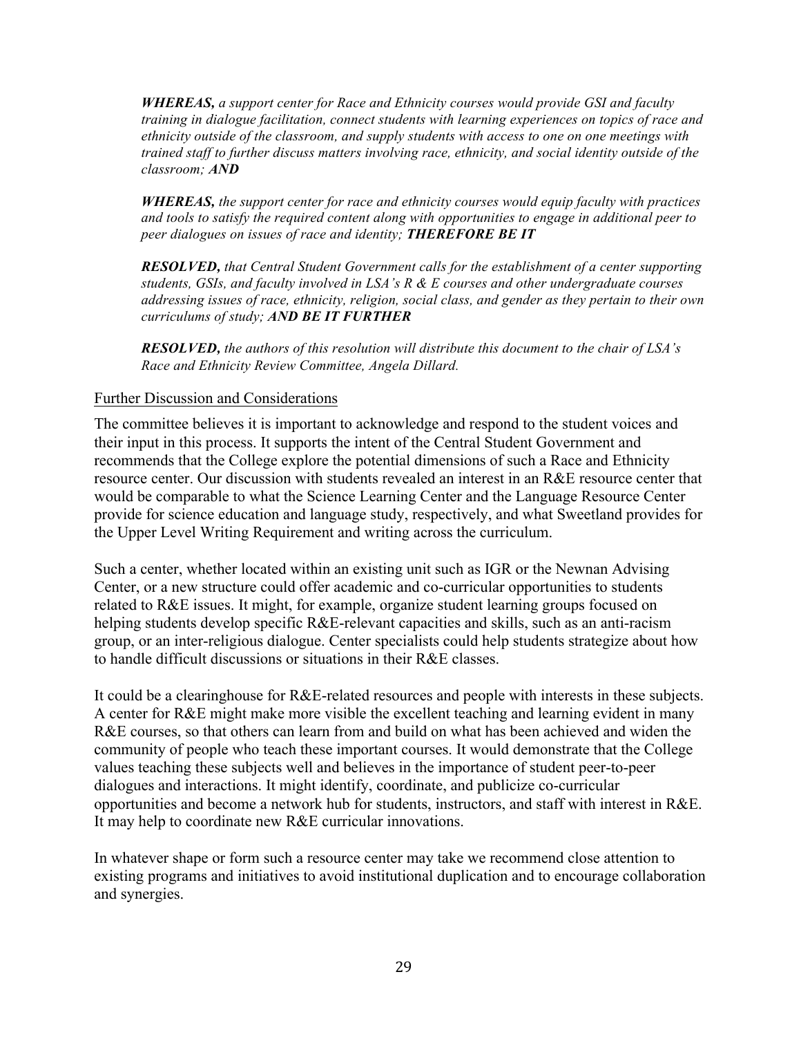***WHEREAS,*** *a support center for Race and Ethnicity courses would provide GSI and faculty training in dialogue facilitation, connect students with learning experiences on topics of race and ethnicity outside of the classroom, and supply students with access to one on one meetings with trained staff to further discuss matters involving race, ethnicity, and social identity outside of the classroom;* ***AND***

***WHEREAS,*** *the support center for race and ethnicity courses would equip faculty with practices and tools to satisfy the required content along with opportunities to engage in additional peer to peer dialogues on issues of race and identity;* ***THEREFORE BE IT***

***RESOLVED,*** *that Central Student Government calls for the establishment of a center supporting students, GSIs, and faculty involved in LSA's R & E courses and other undergraduate courses addressing issues of race, ethnicity, religion, social class, and gender as they pertain to their own curriculums of study;* ***AND BE IT FURTHER***

***RESOLVED,*** *the authors of this resolution will distribute this document to the chair of LSA's Race and Ethnicity Review Committee, Angela Dillard.*

Further Discussion and Considerations

The committee believes it is important to acknowledge and respond to the student voices and their input in this process. It supports the intent of the Central Student Government and recommends that the College explore the potential dimensions of such a Race and Ethnicity resource center. Our discussion with students revealed an interest in an R&E resource center that would be comparable to what the Science Learning Center and the Language Resource Center provide for science education and language study, respectively, and what Sweetland provides for the Upper Level Writing Requirement and writing across the curriculum.

Such a center, whether located within an existing unit such as IGR or the Newnan Advising Center, or a new structure could offer academic and co-curricular opportunities to students related to R&E issues. It might, for example, organize student learning groups focused on helping students develop specific R&E-relevant capacities and skills, such as an anti-racism group, or an inter-religious dialogue. Center specialists could help students strategize about how to handle difficult discussions or situations in their R&E classes.

It could be a clearinghouse for R&E-related resources and people with interests in these subjects. A center for R&E might make more visible the excellent teaching and learning evident in many R&E courses, so that others can learn from and build on what has been achieved and widen the community of people who teach these important courses. It would demonstrate that the College values teaching these subjects well and believes in the importance of student peer-to-peer dialogues and interactions. It might identify, coordinate, and publicize co-curricular opportunities and become a network hub for students, instructors, and staff with interest in R&E. It may help to coordinate new R&E curricular innovations.

In whatever shape or form such a resource center may take we recommend close attention to existing programs and initiatives to avoid institutional duplication and to encourage collaboration and synergies.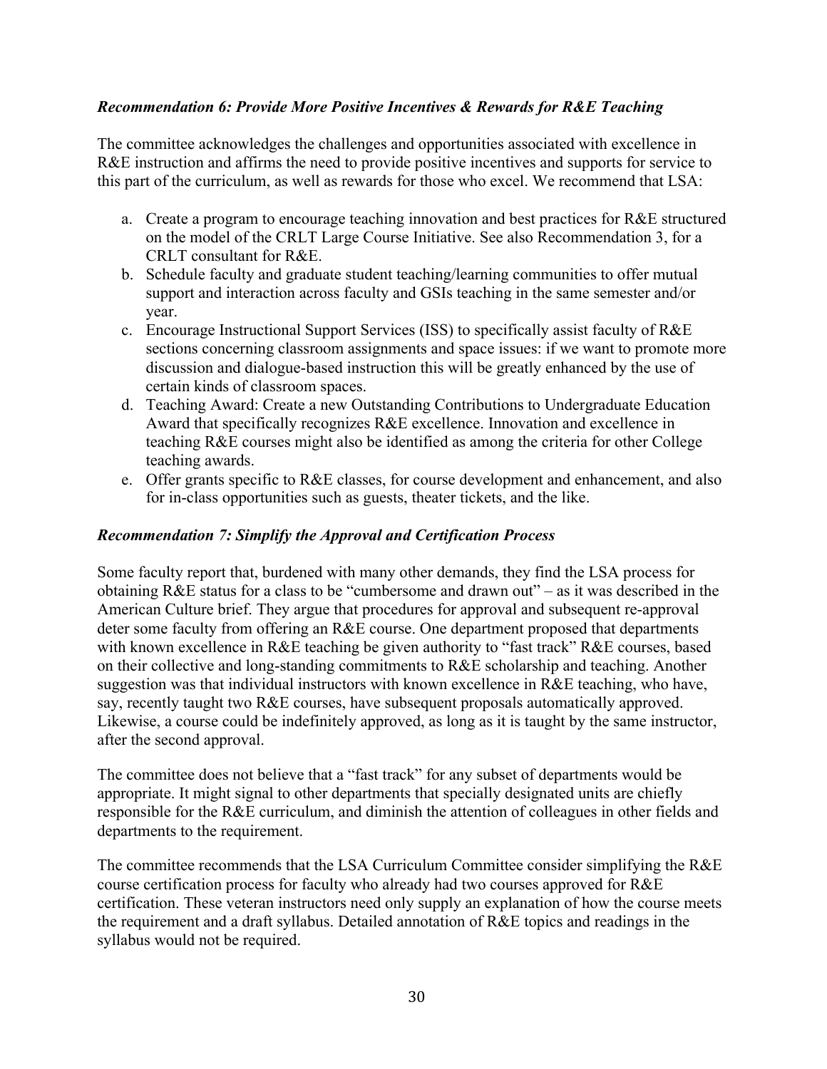***Recommendation 6: Provide More Positive Incentives & Rewards for R&E Teaching***

The committee acknowledges the challenges and opportunities associated with excellence in R&E instruction and affirms the need to provide positive incentives and supports for service to this part of the curriculum, as well as rewards for those who excel. We recommend that LSA:

a. Create a program to encourage teaching innovation and best practices for R&E structured on the model of the CRLT Large Course Initiative. See also Recommendation 3, for a CRLT consultant for R&E.
b. Schedule faculty and graduate student teaching/learning communities to offer mutual support and interaction across faculty and GSIs teaching in the same semester and/or year.
c. Encourage Instructional Support Services (ISS) to specifically assist faculty of R&E sections concerning classroom assignments and space issues: if we want to promote more discussion and dialogue-based instruction this will be greatly enhanced by the use of certain kinds of classroom spaces.
d. Teaching Award: Create a new Outstanding Contributions to Undergraduate Education Award that specifically recognizes R&E excellence. Innovation and excellence in teaching R&E courses might also be identified as among the criteria for other College teaching awards.
e. Offer grants specific to R&E classes, for course development and enhancement, and also for in-class opportunities such as guests, theater tickets, and the like.

***Recommendation 7: Simplify the Approval and Certification Process***

Some faculty report that, burdened with many other demands, they find the LSA process for obtaining R&E status for a class to be "cumbersome and drawn out" – as it was described in the American Culture brief. They argue that procedures for approval and subsequent re-approval deter some faculty from offering an R&E course. One department proposed that departments with known excellence in R&E teaching be given authority to "fast track" R&E courses, based on their collective and long-standing commitments to R&E scholarship and teaching. Another suggestion was that individual instructors with known excellence in R&E teaching, who have, say, recently taught two R&E courses, have subsequent proposals automatically approved. Likewise, a course could be indefinitely approved, as long as it is taught by the same instructor, after the second approval.

The committee does not believe that a "fast track" for any subset of departments would be appropriate. It might signal to other departments that specially designated units are chiefly responsible for the R&E curriculum, and diminish the attention of colleagues in other fields and departments to the requirement.

The committee recommends that the LSA Curriculum Committee consider simplifying the R&E course certification process for faculty who already had two courses approved for R&E certification. These veteran instructors need only supply an explanation of how the course meets the requirement and a draft syllabus. Detailed annotation of R&E topics and readings in the syllabus would not be required.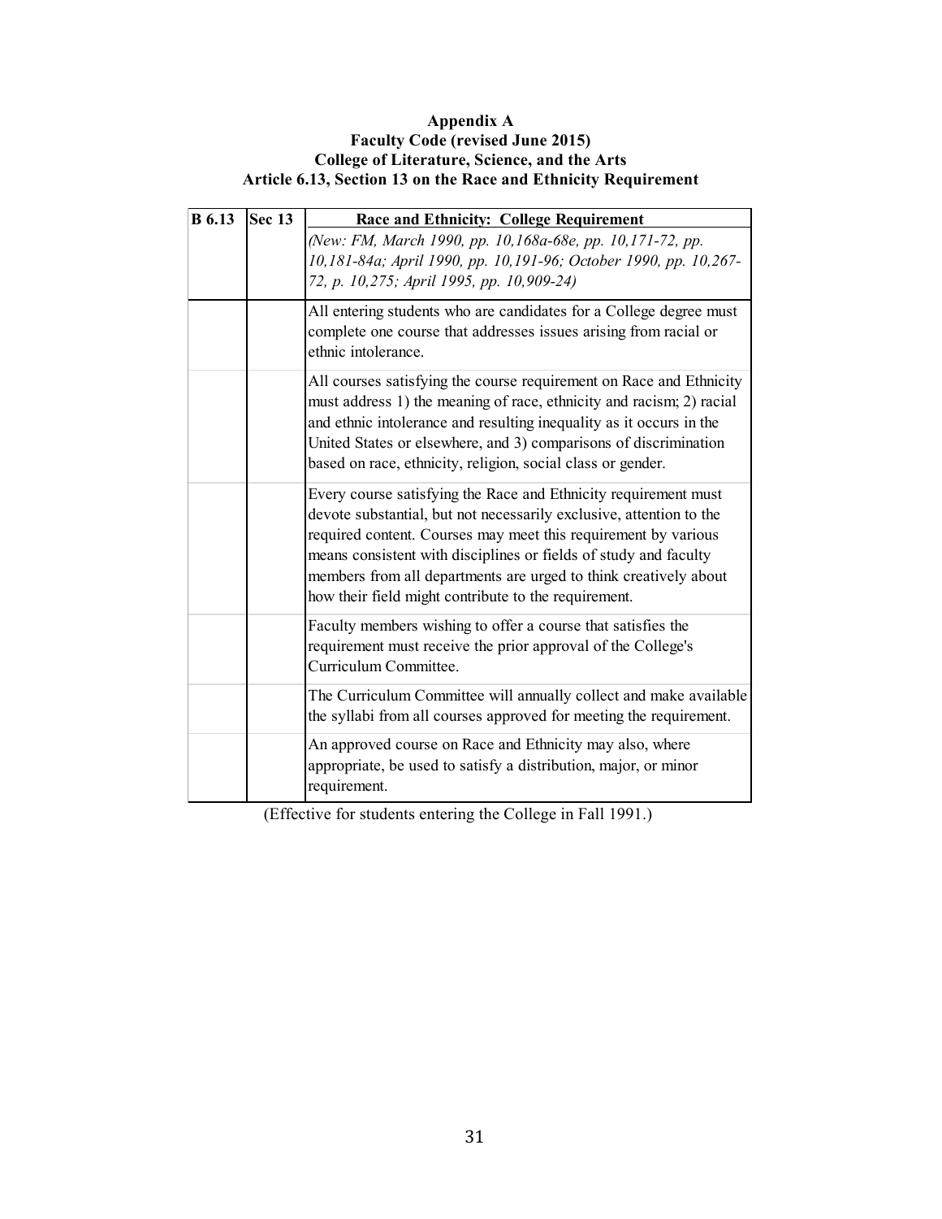**Appendix A**
**Faculty Code (revised June 2015)**
**College of Literature, Science, and the Arts**
**Article 6.13, Section 13 on the Race and Ethnicity Requirement**

| B 6.13 | Sec 13 | Race and Ethnicity: College Requirement |
|---|---|---|
| | | *(New: FM, March 1990, pp. 10,168a-68e, pp. 10,171-72, pp. 10,181-84a; April 1990, pp. 10,191-96; October 1990, pp. 10,267-72, p. 10,275; April 1995, pp. 10,909-24)* |
| | | All entering students who are candidates for a College degree must complete one course that addresses issues arising from racial or ethnic intolerance. |
| | | All courses satisfying the course requirement on Race and Ethnicity must address 1) the meaning of race, ethnicity and racism; 2) racial and ethnic intolerance and resulting inequality as it occurs in the United States or elsewhere, and 3) comparisons of discrimination based on race, ethnicity, religion, social class or gender. |
| | | Every course satisfying the Race and Ethnicity requirement must devote substantial, but not necessarily exclusive, attention to the required content. Courses may meet this requirement by various means consistent with disciplines or fields of study and faculty members from all departments are urged to think creatively about how their field might contribute to the requirement. |
| | | Faculty members wishing to offer a course that satisfies the requirement must receive the prior approval of the College's Curriculum Committee. |
| | | The Curriculum Committee will annually collect and make available the syllabi from all courses approved for meeting the requirement. |
| | | An approved course on Race and Ethnicity may also, where appropriate, be used to satisfy a distribution, major, or minor requirement. |

(Effective for students entering the College in Fall 1991.)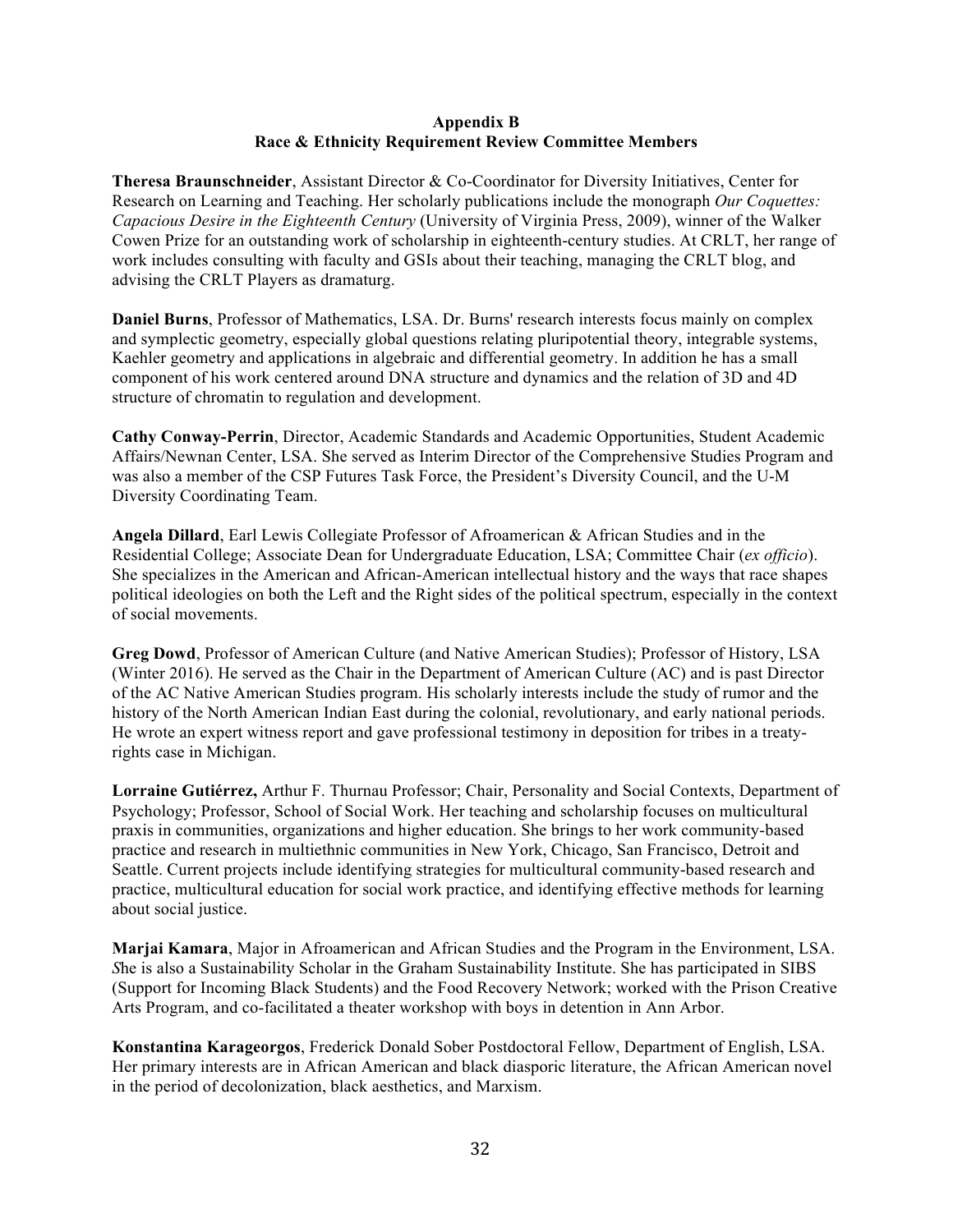**Appendix B**
**Race & Ethnicity Requirement Review Committee Members**

**Theresa Braunschneider**, Assistant Director & Co-Coordinator for Diversity Initiatives, Center for Research on Learning and Teaching. Her scholarly publications include the monograph *Our Coquettes: Capacious Desire in the Eighteenth Century* (University of Virginia Press, 2009), winner of the Walker Cowen Prize for an outstanding work of scholarship in eighteenth-century studies. At CRLT, her range of work includes consulting with faculty and GSIs about their teaching, managing the CRLT blog, and advising the CRLT Players as dramaturg.

**Daniel Burns**, Professor of Mathematics, LSA. Dr. Burns' research interests focus mainly on complex and symplectic geometry, especially global questions relating pluripotential theory, integrable systems, Kaehler geometry and applications in algebraic and differential geometry. In addition he has a small component of his work centered around DNA structure and dynamics and the relation of 3D and 4D structure of chromatin to regulation and development.

**Cathy Conway-Perrin**, Director, Academic Standards and Academic Opportunities, Student Academic Affairs/Newnan Center, LSA. She served as Interim Director of the Comprehensive Studies Program and was also a member of the CSP Futures Task Force, the President's Diversity Council, and the U-M Diversity Coordinating Team.

**Angela Dillard**, Earl Lewis Collegiate Professor of Afroamerican & African Studies and in the Residential College; Associate Dean for Undergraduate Education, LSA; Committee Chair (*ex officio*). She specializes in the American and African-American intellectual history and the ways that race shapes political ideologies on both the Left and the Right sides of the political spectrum, especially in the context of social movements.

**Greg Dowd**, Professor of American Culture (and Native American Studies); Professor of History, LSA (Winter 2016). He served as the Chair in the Department of American Culture (AC) and is past Director of the AC Native American Studies program. His scholarly interests include the study of rumor and the history of the North American Indian East during the colonial, revolutionary, and early national periods. He wrote an expert witness report and gave professional testimony in deposition for tribes in a treaty-rights case in Michigan.

**Lorraine Gutiérrez,** Arthur F. Thurnau Professor; Chair, Personality and Social Contexts, Department of Psychology; Professor, School of Social Work. Her teaching and scholarship focuses on multicultural praxis in communities, organizations and higher education. She brings to her work community-based practice and research in multiethnic communities in New York, Chicago, San Francisco, Detroit and Seattle. Current projects include identifying strategies for multicultural community-based research and practice, multicultural education for social work practice, and identifying effective methods for learning about social justice.

**Marjai Kamara**, Major in Afroamerican and African Studies and the Program in the Environment, LSA. *S*he is also a Sustainability Scholar in the Graham Sustainability Institute. She has participated in SIBS (Support for Incoming Black Students) and the Food Recovery Network; worked with the Prison Creative Arts Program, and co-facilitated a theater workshop with boys in detention in Ann Arbor.

**Konstantina Karageorgos**, Frederick Donald Sober Postdoctoral Fellow, Department of English, LSA. Her primary interests are in African American and black diasporic literature, the African American novel in the period of decolonization, black aesthetics, and Marxism.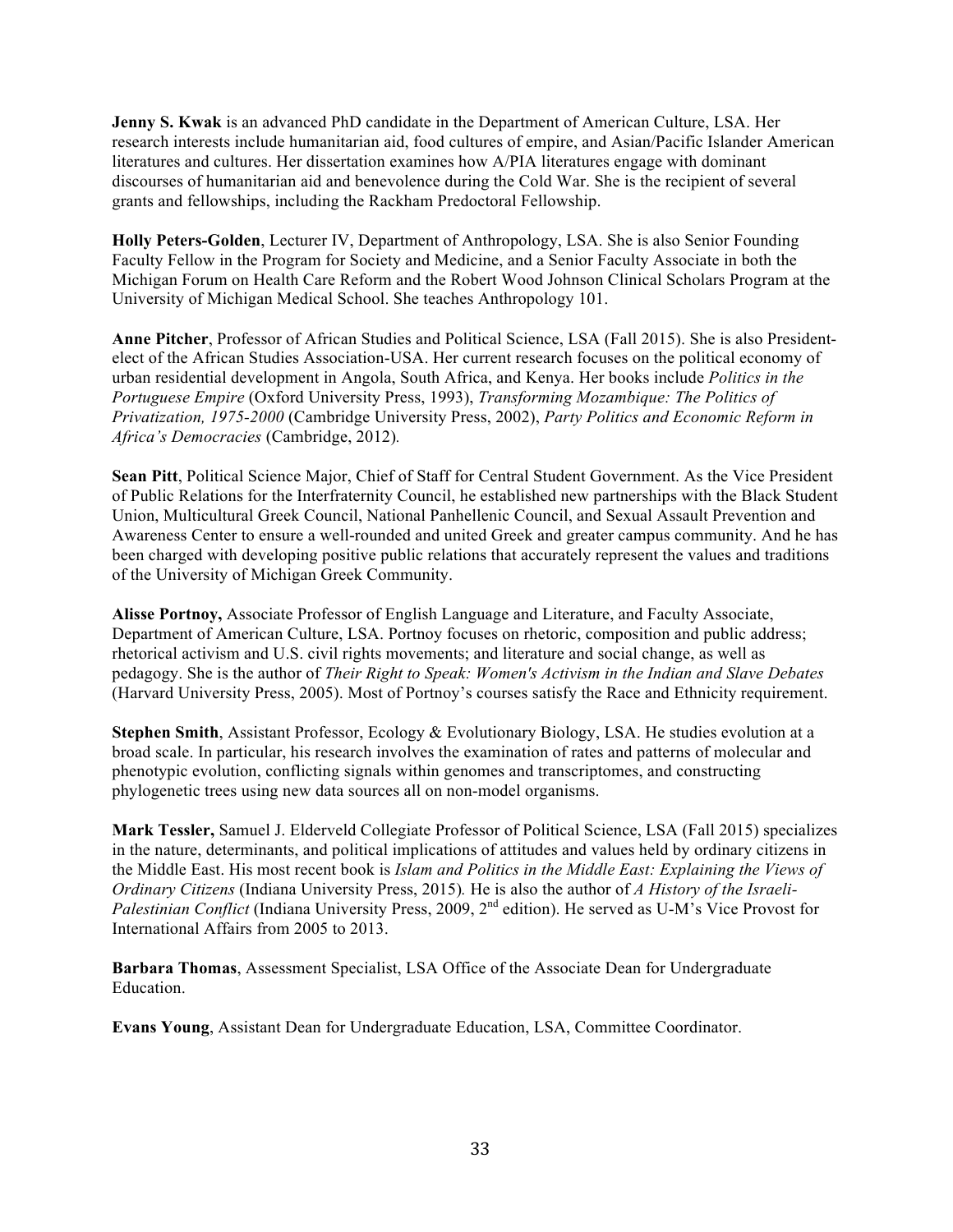**Jenny S. Kwak** is an advanced PhD candidate in the Department of American Culture, LSA. Her research interests include humanitarian aid, food cultures of empire, and Asian/Pacific Islander American literatures and cultures. Her dissertation examines how A/PIA literatures engage with dominant discourses of humanitarian aid and benevolence during the Cold War. She is the recipient of several grants and fellowships, including the Rackham Predoctoral Fellowship.

**Holly Peters-Golden**, Lecturer IV, Department of Anthropology, LSA. She is also Senior Founding Faculty Fellow in the Program for Society and Medicine, and a Senior Faculty Associate in both the Michigan Forum on Health Care Reform and the Robert Wood Johnson Clinical Scholars Program at the University of Michigan Medical School. She teaches Anthropology 101.

**Anne Pitcher**, Professor of African Studies and Political Science, LSA (Fall 2015). She is also President-elect of the African Studies Association-USA. Her current research focuses on the political economy of urban residential development in Angola, South Africa, and Kenya. Her books include *Politics in the Portuguese Empire* (Oxford University Press, 1993), *Transforming Mozambique: The Politics of Privatization, 1975-2000* (Cambridge University Press, 2002), *Party Politics and Economic Reform in Africa's Democracies* (Cambridge, 2012).

**Sean Pitt**, Political Science Major, Chief of Staff for Central Student Government. As the Vice President of Public Relations for the Interfraternity Council, he established new partnerships with the Black Student Union, Multicultural Greek Council, National Panhellenic Council, and Sexual Assault Prevention and Awareness Center to ensure a well-rounded and united Greek and greater campus community. And he has been charged with developing positive public relations that accurately represent the values and traditions of the University of Michigan Greek Community.

**Alisse Portnoy,** Associate Professor of English Language and Literature, and Faculty Associate, Department of American Culture, LSA. Portnoy focuses on rhetoric, composition and public address; rhetorical activism and U.S. civil rights movements; and literature and social change, as well as pedagogy. She is the author of *Their Right to Speak: Women's Activism in the Indian and Slave Debates* (Harvard University Press, 2005). Most of Portnoy's courses satisfy the Race and Ethnicity requirement.

**Stephen Smith**, Assistant Professor, Ecology & Evolutionary Biology, LSA. He studies evolution at a broad scale. In particular, his research involves the examination of rates and patterns of molecular and phenotypic evolution, conflicting signals within genomes and transcriptomes, and constructing phylogenetic trees using new data sources all on non-model organisms.

**Mark Tessler,** Samuel J. Elderveld Collegiate Professor of Political Science, LSA (Fall 2015) specializes in the nature, determinants, and political implications of attitudes and values held by ordinary citizens in the Middle East. His most recent book is *Islam and Politics in the Middle East: Explaining the Views of Ordinary Citizens* (Indiana University Press, 2015)*.* He is also the author of *A History of the Israeli-Palestinian Conflict* (Indiana University Press, 2009, 2nd edition). He served as U-M's Vice Provost for International Affairs from 2005 to 2013.

**Barbara Thomas**, Assessment Specialist, LSA Office of the Associate Dean for Undergraduate Education.

**Evans Young**, Assistant Dean for Undergraduate Education, LSA, Committee Coordinator.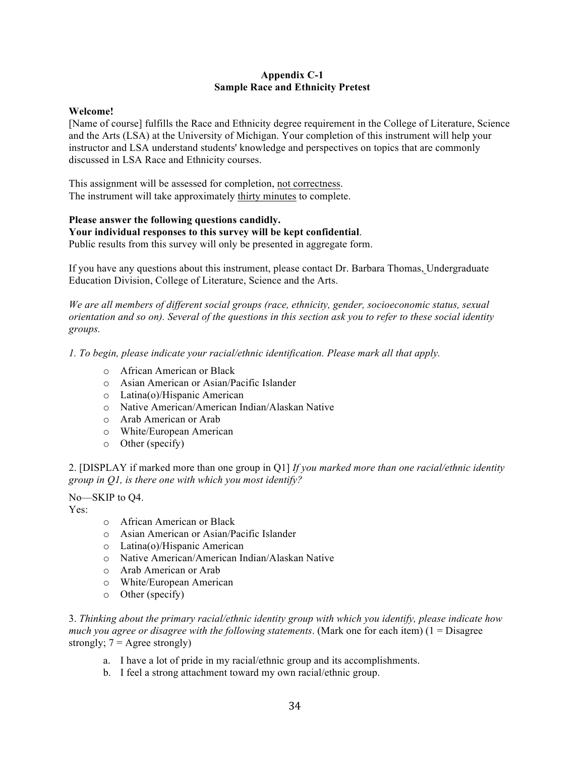**Appendix C-1**
**Sample Race and Ethnicity Pretest**

**Welcome!**
[Name of course] fulfills the Race and Ethnicity degree requirement in the College of Literature, Science and the Arts (LSA) at the University of Michigan. Your completion of this instrument will help your instructor and LSA understand students' knowledge and perspectives on topics that are commonly discussed in LSA Race and Ethnicity courses.

This assignment will be assessed for completion, not correctness.
The instrument will take approximately thirty minutes to complete.

**Please answer the following questions candidly.**
**Your individual responses to this survey will be kept confidential**.
Public results from this survey will only be presented in aggregate form.

If you have any questions about this instrument, please contact Dr. Barbara Thomas, Undergraduate Education Division, College of Literature, Science and the Arts.

*We are all members of different social groups (race, ethnicity, gender, socioeconomic status, sexual orientation and so on). Several of the questions in this section ask you to refer to these social identity groups.*

*1. To begin, please indicate your racial/ethnic identification. Please mark all that apply.*

- African American or Black
- Asian American or Asian/Pacific Islander
- Latina(o)/Hispanic American
- Native American/American Indian/Alaskan Native
- Arab American or Arab
- White/European American
- Other (specify)

2. [DISPLAY if marked more than one group in Q1] *If you marked more than one racial/ethnic identity group in Q1, is there one with which you most identify?*

No—SKIP to Q4.
Yes:

- African American or Black
- Asian American or Asian/Pacific Islander
- Latina(o)/Hispanic American
- Native American/American Indian/Alaskan Native
- Arab American or Arab
- White/European American
- Other (specify)

3. *Thinking about the primary racial/ethnic identity group with which you identify, please indicate how much you agree or disagree with the following statements*. (Mark one for each item) (1 = Disagree strongly; 7 = Agree strongly)

a. I have a lot of pride in my racial/ethnic group and its accomplishments.
b. I feel a strong attachment toward my own racial/ethnic group.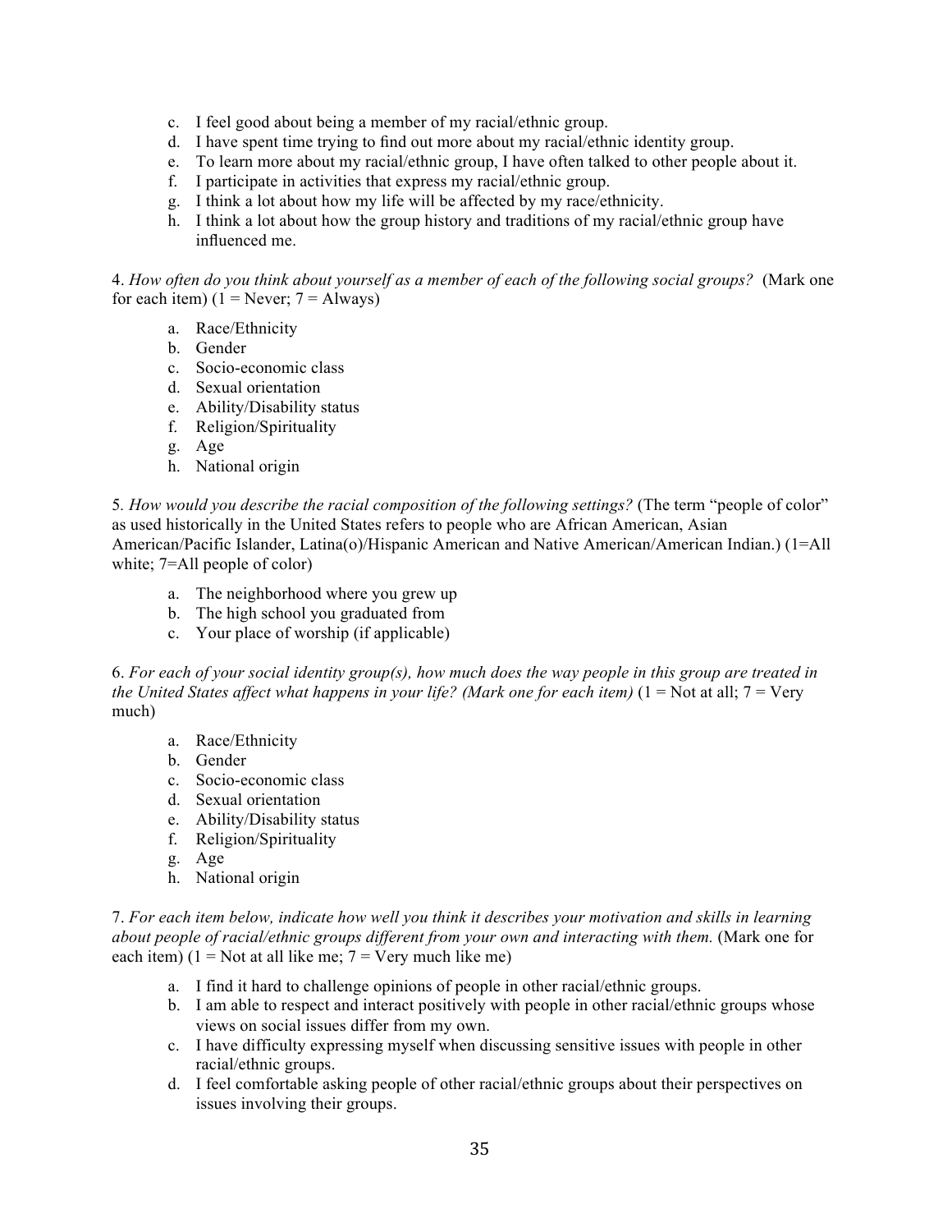c. I feel good about being a member of my racial/ethnic group.
d. I have spent time trying to find out more about my racial/ethnic identity group.
e. To learn more about my racial/ethnic group, I have often talked to other people about it.
f. I participate in activities that express my racial/ethnic group.
g. I think a lot about how my life will be affected by my race/ethnicity.
h. I think a lot about how the group history and traditions of my racial/ethnic group have influenced me.

4. *How often do you think about yourself as a member of each of the following social groups?* (Mark one for each item) (1 = Never; 7 = Always)

a. Race/Ethnicity
b. Gender
c. Socio-economic class
d. Sexual orientation
e. Ability/Disability status
f. Religion/Spirituality
g. Age
h. National origin

5. *How would you describe the racial composition of the following settings?* (The term "people of color" as used historically in the United States refers to people who are African American, Asian American/Pacific Islander, Latina(o)/Hispanic American and Native American/American Indian.) (1=All white; 7=All people of color)

a. The neighborhood where you grew up
b. The high school you graduated from
c. Your place of worship (if applicable)

6. *For each of your social identity group(s), how much does the way people in this group are treated in the United States affect what happens in your life? (Mark one for each item)* (1 = Not at all; 7 = Very much)

a. Race/Ethnicity
b. Gender
c. Socio-economic class
d. Sexual orientation
e. Ability/Disability status
f. Religion/Spirituality
g. Age
h. National origin

7. *For each item below, indicate how well you think it describes your motivation and skills in learning about people of racial/ethnic groups different from your own and interacting with them.* (Mark one for each item) (1 = Not at all like me; 7 = Very much like me)

a. I find it hard to challenge opinions of people in other racial/ethnic groups.
b. I am able to respect and interact positively with people in other racial/ethnic groups whose views on social issues differ from my own.
c. I have difficulty expressing myself when discussing sensitive issues with people in other racial/ethnic groups.
d. I feel comfortable asking people of other racial/ethnic groups about their perspectives on issues involving their groups.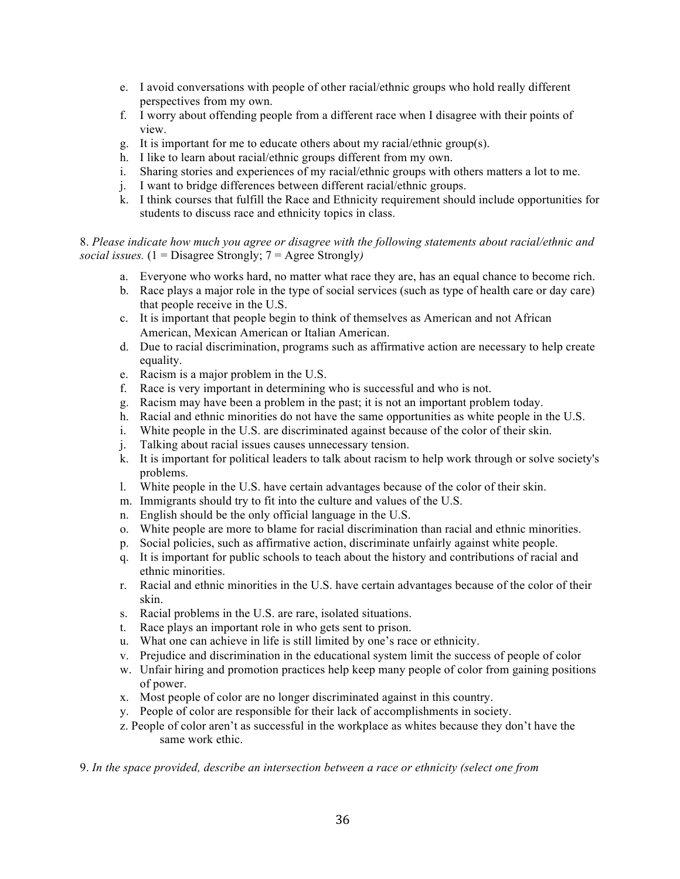e. I avoid conversations with people of other racial/ethnic groups who hold really different perspectives from my own.
f. I worry about offending people from a different race when I disagree with their points of view.
g. It is important for me to educate others about my racial/ethnic group(s).
h. I like to learn about racial/ethnic groups different from my own.
i. Sharing stories and experiences of my racial/ethnic groups with others matters a lot to me.
j. I want to bridge differences between different racial/ethnic groups.
k. I think courses that fulfill the Race and Ethnicity requirement should include opportunities for students to discuss race and ethnicity topics in class.

8. *Please indicate how much you agree or disagree with the following statements about racial/ethnic and social issues.* (1 = Disagree Strongly; 7 = Agree Strongly*)*

a. Everyone who works hard, no matter what race they are, has an equal chance to become rich.
b. Race plays a major role in the type of social services (such as type of health care or day care) that people receive in the U.S.
c. It is important that people begin to think of themselves as American and not African American, Mexican American or Italian American.
d. Due to racial discrimination, programs such as affirmative action are necessary to help create equality.
e. Racism is a major problem in the U.S.
f. Race is very important in determining who is successful and who is not.
g. Racism may have been a problem in the past; it is not an important problem today.
h. Racial and ethnic minorities do not have the same opportunities as white people in the U.S.
i. White people in the U.S. are discriminated against because of the color of their skin.
j. Talking about racial issues causes unnecessary tension.
k. It is important for political leaders to talk about racism to help work through or solve society's problems.
l. White people in the U.S. have certain advantages because of the color of their skin.
m. Immigrants should try to fit into the culture and values of the U.S.
n. English should be the only official language in the U.S.
o. White people are more to blame for racial discrimination than racial and ethnic minorities.
p. Social policies, such as affirmative action, discriminate unfairly against white people.
q. It is important for public schools to teach about the history and contributions of racial and ethnic minorities.
r. Racial and ethnic minorities in the U.S. have certain advantages because of the color of their skin.
s. Racial problems in the U.S. are rare, isolated situations.
t. Race plays an important role in who gets sent to prison.
u. What one can achieve in life is still limited by one's race or ethnicity.
v. Prejudice and discrimination in the educational system limit the success of people of color
w. Unfair hiring and promotion practices help keep many people of color from gaining positions of power.
x. Most people of color are no longer discriminated against in this country.
y. People of color are responsible for their lack of accomplishments in society.
z. People of color aren't as successful in the workplace as whites because they don't have the same work ethic.

9. *In the space provided, describe an intersection between a race or ethnicity (select one from*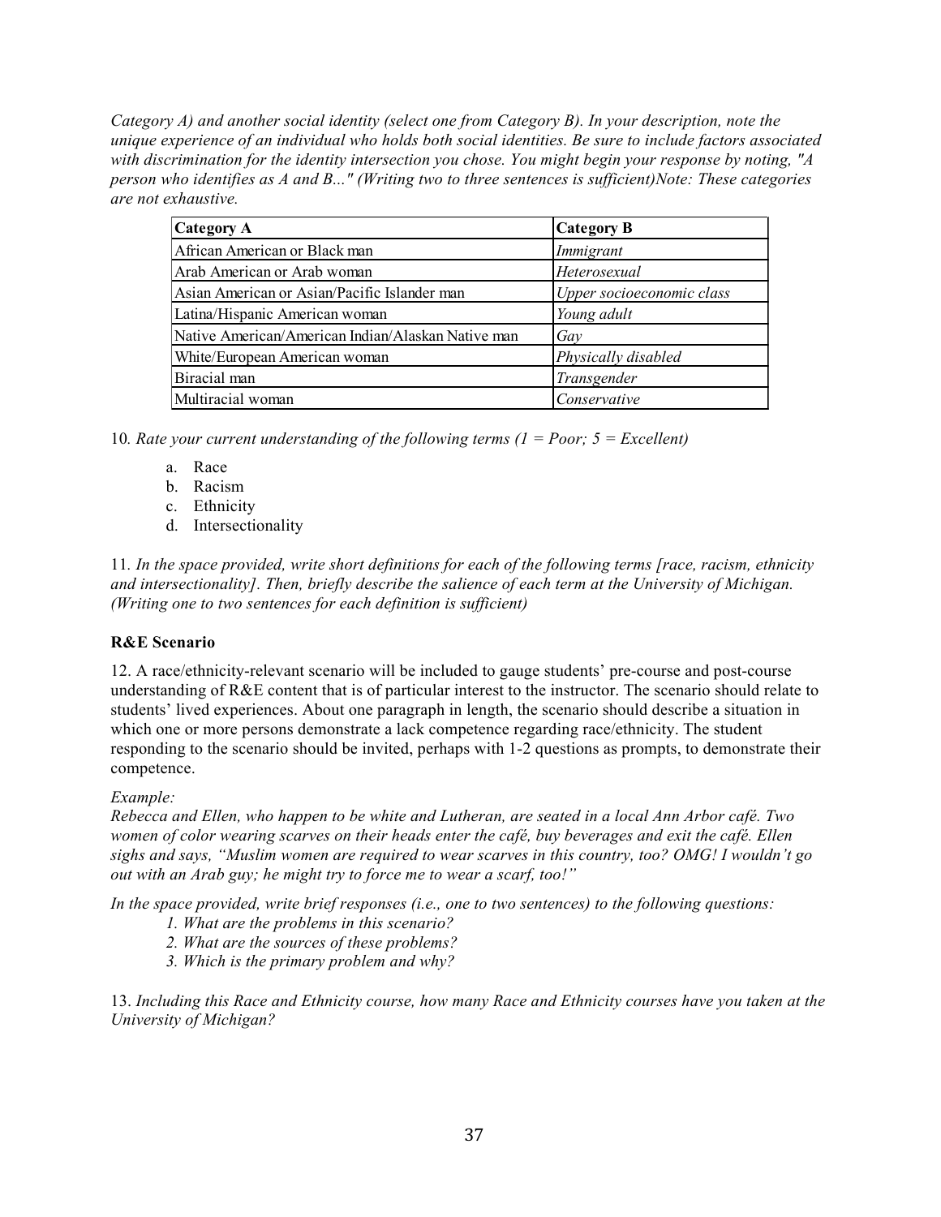*Category A) and another social identity (select one from Category B). In your description, note the unique experience of an individual who holds both social identities. Be sure to include factors associated with discrimination for the identity intersection you chose. You might begin your response by noting, "A person who identifies as A and B..." (Writing two to three sentences is sufficient)Note: These categories are not exhaustive.*

| **Category A** | **Category B** |
|---|---|
| African American or Black man | *Immigrant* |
| Arab American or Arab woman | *Heterosexual* |
| Asian American or Asian/Pacific Islander man | *Upper socioeconomic class* |
| Latina/Hispanic American woman | *Young adult* |
| Native American/American Indian/Alaskan Native man | *Gay* |
| White/European American woman | *Physically disabled* |
| Biracial man | *Transgender* |
| Multiracial woman | *Conservative* |

10. *Rate your current understanding of the following terms (1 = Poor; 5 = Excellent)*

a. Race
b. Racism
c. Ethnicity
d. Intersectionality

11. *In the space provided, write short definitions for each of the following terms [race, racism, ethnicity and intersectionality]. Then, briefly describe the salience of each term at the University of Michigan. (Writing one to two sentences for each definition is sufficient)*

**R&E Scenario**

12. A race/ethnicity-relevant scenario will be included to gauge students' pre-course and post-course understanding of R&E content that is of particular interest to the instructor. The scenario should relate to students' lived experiences. About one paragraph in length, the scenario should describe a situation in which one or more persons demonstrate a lack competence regarding race/ethnicity. The student responding to the scenario should be invited, perhaps with 1-2 questions as prompts, to demonstrate their competence.

*Example:*

*Rebecca and Ellen, who happen to be white and Lutheran, are seated in a local Ann Arbor café. Two women of color wearing scarves on their heads enter the café, buy beverages and exit the café. Ellen sighs and says, "Muslim women are required to wear scarves in this country, too? OMG! I wouldn't go out with an Arab guy; he might try to force me to wear a scarf, too!"*

*In the space provided, write brief responses (i.e., one to two sentences) to the following questions:*

1. *What are the problems in this scenario?*
2. *What are the sources of these problems?*
3. *Which is the primary problem and why?*

13. *Including this Race and Ethnicity course, how many Race and Ethnicity courses have you taken at the University of Michigan?*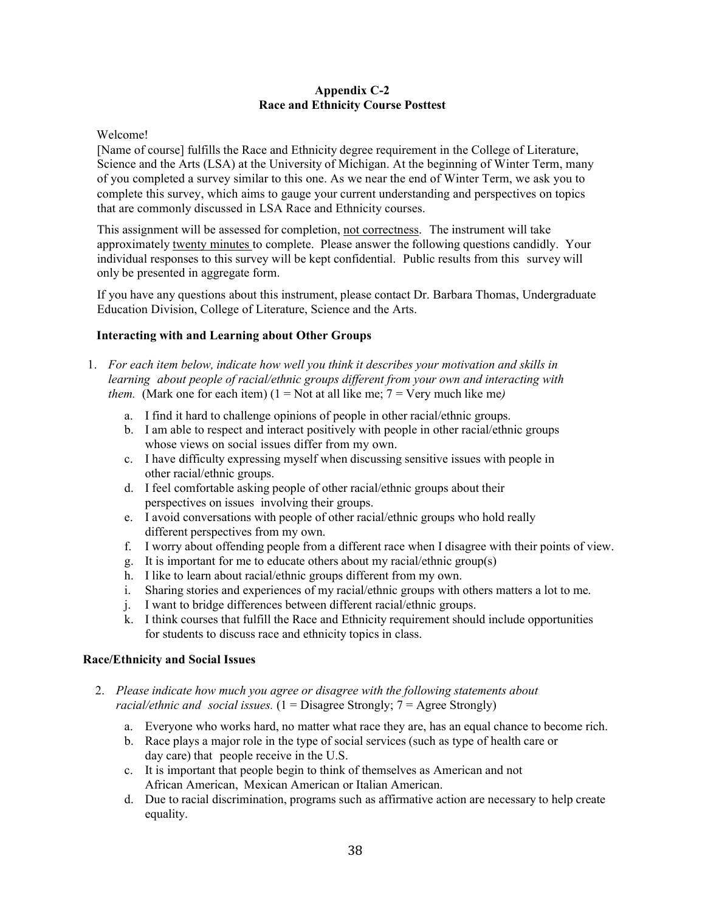**Appendix C-2**
**Race and Ethnicity Course Posttest**

Welcome!

[Name of course] fulfills the Race and Ethnicity degree requirement in the College of Literature, Science and the Arts (LSA) at the University of Michigan. At the beginning of Winter Term, many of you completed a survey similar to this one. As we near the end of Winter Term, we ask you to complete this survey, which aims to gauge your current understanding and perspectives on topics that are commonly discussed in LSA Race and Ethnicity courses.

This assignment will be assessed for completion, not correctness. The instrument will take approximately twenty minutes to complete. Please answer the following questions candidly. Your individual responses to this survey will be kept confidential. Public results from this survey will only be presented in aggregate form.

If you have any questions about this instrument, please contact Dr. Barbara Thomas, Undergraduate Education Division, College of Literature, Science and the Arts.

### Interacting with and Learning about Other Groups

1. *For each item below, indicate how well you think it describes your motivation and skills in learning about people of racial/ethnic groups different from your own and interacting with them.* (Mark one for each item) (1 = Not at all like me; 7 = Very much like me*)*

   a. I find it hard to challenge opinions of people in other racial/ethnic groups.
   b. I am able to respect and interact positively with people in other racial/ethnic groups whose views on social issues differ from my own.
   c. I have difficulty expressing myself when discussing sensitive issues with people in other racial/ethnic groups.
   d. I feel comfortable asking people of other racial/ethnic groups about their perspectives on issues involving their groups.
   e. I avoid conversations with people of other racial/ethnic groups who hold really different perspectives from my own.
   f. I worry about offending people from a different race when I disagree with their points of view.
   g. It is important for me to educate others about my racial/ethnic group(s)
   h. I like to learn about racial/ethnic groups different from my own.
   i. Sharing stories and experiences of my racial/ethnic groups with others matters a lot to me.
   j. I want to bridge differences between different racial/ethnic groups.
   k. I think courses that fulfill the Race and Ethnicity requirement should include opportunities for students to discuss race and ethnicity topics in class.

### Race/Ethnicity and Social Issues

2. *Please indicate how much you agree or disagree with the following statements about racial/ethnic and social issues.* (1 = Disagree Strongly; 7 = Agree Strongly)

   a. Everyone who works hard, no matter what race they are, has an equal chance to become rich.
   b. Race plays a major role in the type of social services (such as type of health care or day care) that people receive in the U.S.
   c. It is important that people begin to think of themselves as American and not African American, Mexican American or Italian American.
   d. Due to racial discrimination, programs such as affirmative action are necessary to help create equality.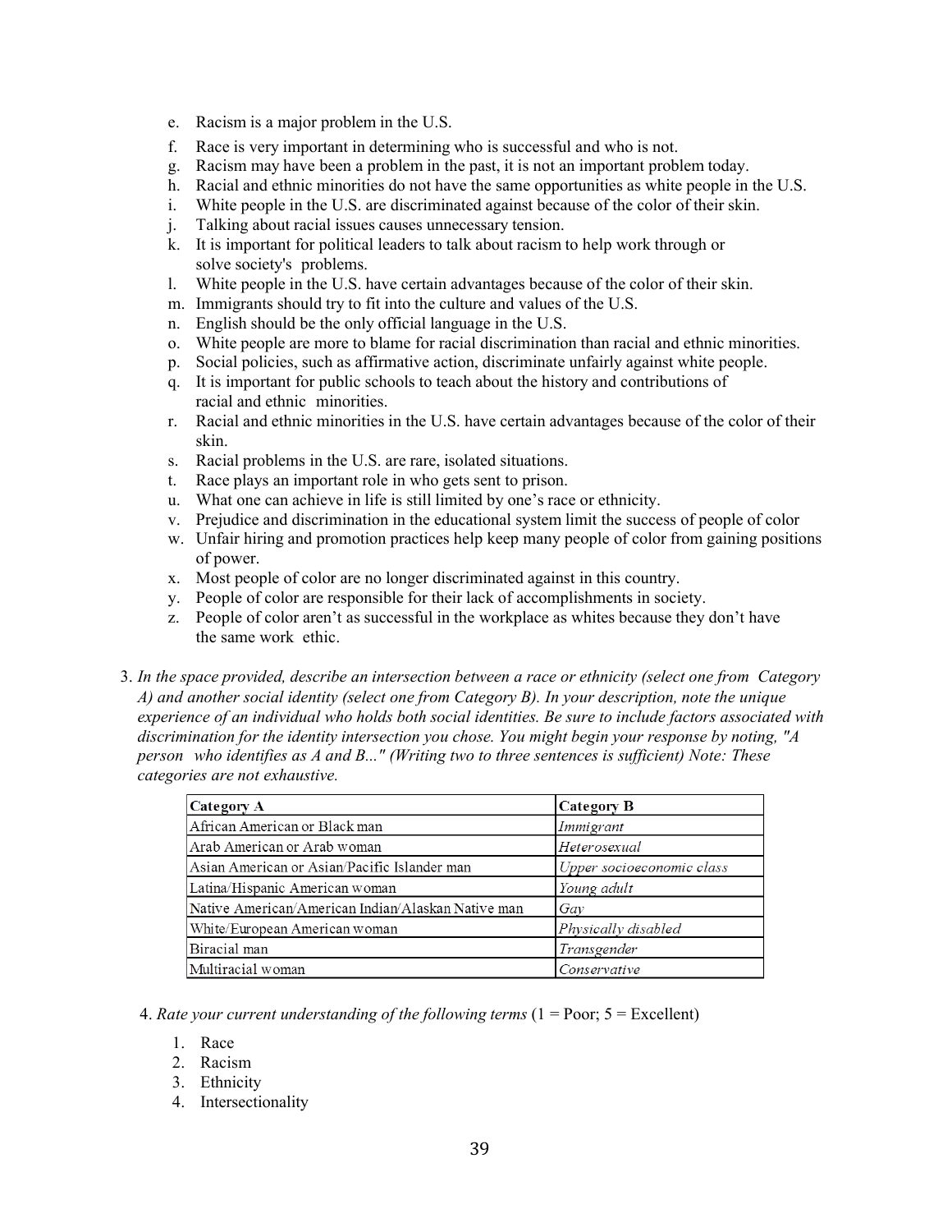e. Racism is a major problem in the U.S.
f. Race is very important in determining who is successful and who is not.
g. Racism may have been a problem in the past, it is not an important problem today.
h. Racial and ethnic minorities do not have the same opportunities as white people in the U.S.
i. White people in the U.S. are discriminated against because of the color of their skin.
j. Talking about racial issues causes unnecessary tension.
k. It is important for political leaders to talk about racism to help work through or solve society's problems.
l. White people in the U.S. have certain advantages because of the color of their skin.
m. Immigrants should try to fit into the culture and values of the U.S.
n. English should be the only official language in the U.S.
o. White people are more to blame for racial discrimination than racial and ethnic minorities.
p. Social policies, such as affirmative action, discriminate unfairly against white people.
q. It is important for public schools to teach about the history and contributions of racial and ethnic minorities.
r. Racial and ethnic minorities in the U.S. have certain advantages because of the color of their skin.
s. Racial problems in the U.S. are rare, isolated situations.
t. Race plays an important role in who gets sent to prison.
u. What one can achieve in life is still limited by one's race or ethnicity.
v. Prejudice and discrimination in the educational system limit the success of people of color
w. Unfair hiring and promotion practices help keep many people of color from gaining positions of power.
x. Most people of color are no longer discriminated against in this country.
y. People of color are responsible for their lack of accomplishments in society.
z. People of color aren't as successful in the workplace as whites because they don't have the same work ethic.

3. *In the space provided, describe an intersection between a race or ethnicity (select one from Category A) and another social identity (select one from Category B). In your description, note the unique experience of an individual who holds both social identities. Be sure to include factors associated with discrimination for the identity intersection you chose. You might begin your response by noting, "A person who identifies as A and B..." (Writing two to three sentences is sufficient) Note: These categories are not exhaustive.*

| Category A | Category B |
|---|---|
| African American or Black man | *Immigrant* |
| Arab American or Arab woman | *Heterosexual* |
| Asian American or Asian/Pacific Islander man | *Upper socioeconomic class* |
| Latina/Hispanic American woman | *Young adult* |
| Native American/American Indian/Alaskan Native man | *Gay* |
| White/European American woman | *Physically disabled* |
| Biracial man | *Transgender* |
| Multiracial woman | *Conservative* |

4. *Rate your current understanding of the following terms* (1 = Poor; 5 = Excellent)

1. Race
2. Racism
3. Ethnicity
4. Intersectionality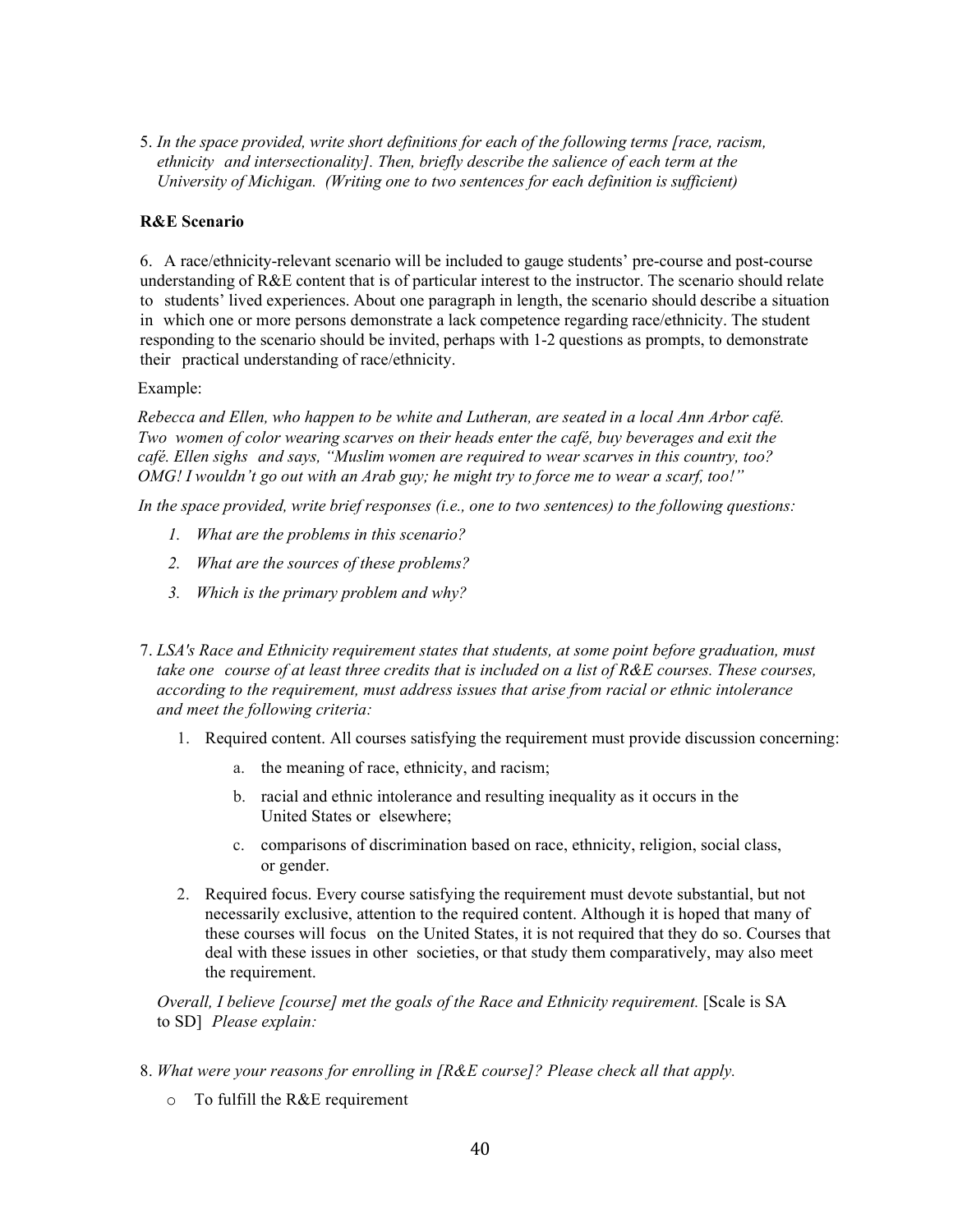5. *In the space provided, write short definitions for each of the following terms [race, racism, ethnicity and intersectionality]. Then, briefly describe the salience of each term at the University of Michigan. (Writing one to two sentences for each definition is sufficient)*

**R&E Scenario**

6. A race/ethnicity-relevant scenario will be included to gauge students' pre-course and post-course understanding of R&E content that is of particular interest to the instructor. The scenario should relate to students' lived experiences. About one paragraph in length, the scenario should describe a situation in which one or more persons demonstrate a lack competence regarding race/ethnicity. The student responding to the scenario should be invited, perhaps with 1-2 questions as prompts, to demonstrate their practical understanding of race/ethnicity.

Example:

*Rebecca and Ellen, who happen to be white and Lutheran, are seated in a local Ann Arbor café. Two women of color wearing scarves on their heads enter the café, buy beverages and exit the café. Ellen sighs and says, "Muslim women are required to wear scarves in this country, too? OMG! I wouldn't go out with an Arab guy; he might try to force me to wear a scarf, too!"*

*In the space provided, write brief responses (i.e., one to two sentences) to the following questions:*

1. *What are the problems in this scenario?*
2. *What are the sources of these problems?*
3. *Which is the primary problem and why?*

7. *LSA's Race and Ethnicity requirement states that students, at some point before graduation, must take one course of at least three credits that is included on a list of R&E courses. These courses, according to the requirement, must address issues that arise from racial or ethnic intolerance and meet the following criteria:*

   1. Required content. All courses satisfying the requirement must provide discussion concerning:
      a. the meaning of race, ethnicity, and racism;
      b. racial and ethnic intolerance and resulting inequality as it occurs in the United States or elsewhere;
      c. comparisons of discrimination based on race, ethnicity, religion, social class, or gender.
   2. Required focus. Every course satisfying the requirement must devote substantial, but not necessarily exclusive, attention to the required content. Although it is hoped that many of these courses will focus on the United States, it is not required that they do so. Courses that deal with these issues in other societies, or that study them comparatively, may also meet the requirement.

   *Overall, I believe [course] met the goals of the Race and Ethnicity requirement.* [Scale is SA to SD] *Please explain:*

8. *What were your reasons for enrolling in [R&E course]? Please check all that apply.*
   - o To fulfill the R&E requirement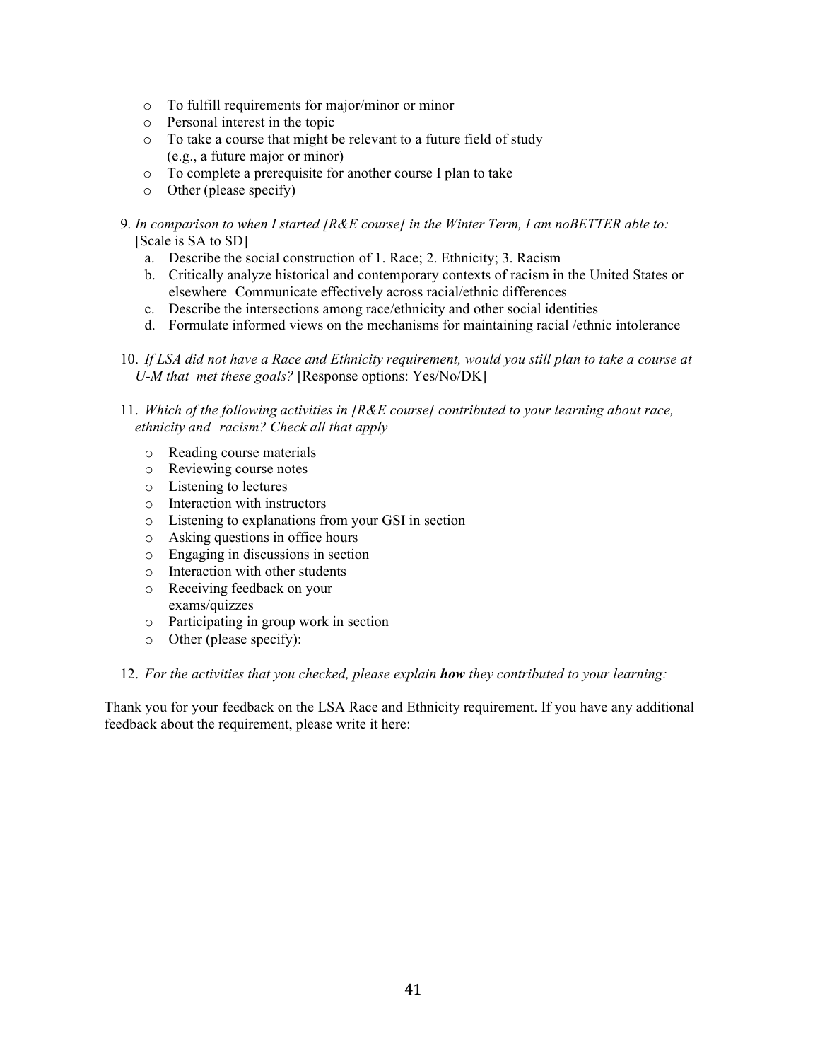- To fulfill requirements for major/minor or minor
- Personal interest in the topic
- To take a course that might be relevant to a future field of study (e.g., a future major or minor)
- To complete a prerequisite for another course I plan to take
- Other (please specify)

9. *In comparison to when I started [R&E course] in the Winter Term, I am noBETTER able to:* [Scale is SA to SD]
    a. Describe the social construction of 1. Race; 2. Ethnicity; 3. Racism
    b. Critically analyze historical and contemporary contexts of racism in the United States or elsewhere Communicate effectively across racial/ethnic differences
    c. Describe the intersections among race/ethnicity and other social identities
    d. Formulate informed views on the mechanisms for maintaining racial /ethnic intolerance

10. *If LSA did not have a Race and Ethnicity requirement, would you still plan to take a course at U-M that met these goals?* [Response options: Yes/No/DK]

11. *Which of the following activities in [R&E course] contributed to your learning about race, ethnicity and racism? Check all that apply*
    - Reading course materials
    - Reviewing course notes
    - Listening to lectures
    - Interaction with instructors
    - Listening to explanations from your GSI in section
    - Asking questions in office hours
    - Engaging in discussions in section
    - Interaction with other students
    - Receiving feedback on your exams/quizzes
    - Participating in group work in section
    - Other (please specify):

12. *For the activities that you checked, please explain **how** they contributed to your learning:*

Thank you for your feedback on the LSA Race and Ethnicity requirement. If you have any additional feedback about the requirement, please write it here: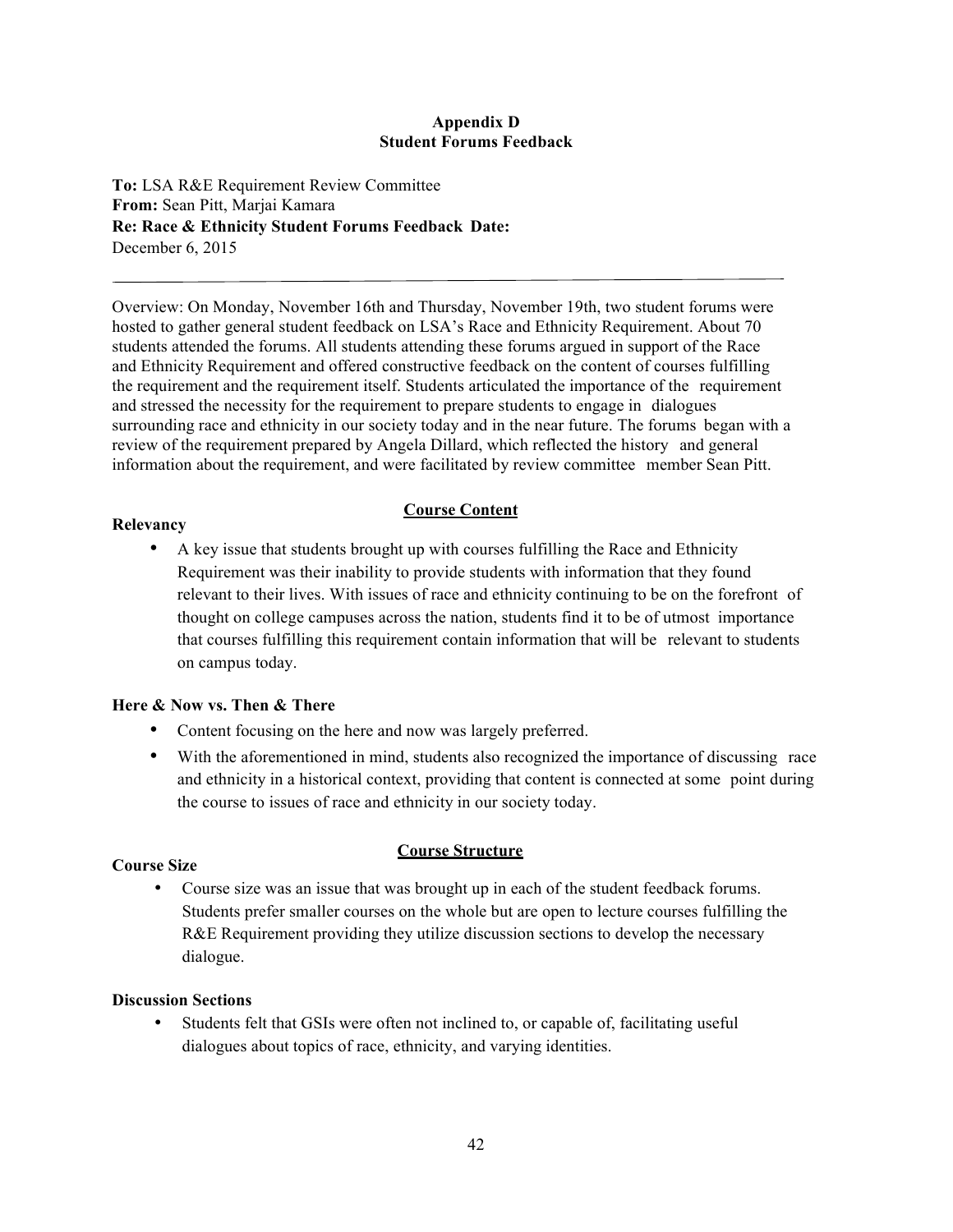**Appendix D**
**Student Forums Feedback**

**To:** LSA R&E Requirement Review Committee
**From:** Sean Pitt, Marjai Kamara
**Re: Race & Ethnicity Student Forums Feedback Date:**
December 6, 2015

---

Overview: On Monday, November 16th and Thursday, November 19th, two student forums were hosted to gather general student feedback on LSA's Race and Ethnicity Requirement. About 70 students attended the forums. All students attending these forums argued in support of the Race and Ethnicity Requirement and offered constructive feedback on the content of courses fulfilling the requirement and the requirement itself. Students articulated the importance of the requirement and stressed the necessity for the requirement to prepare students to engage in dialogues surrounding race and ethnicity in our society today and in the near future. The forums began with a review of the requirement prepared by Angela Dillard, which reflected the history and general information about the requirement, and were facilitated by review committee member Sean Pitt.

## Course Content

**Relevancy**

- A key issue that students brought up with courses fulfilling the Race and Ethnicity Requirement was their inability to provide students with information that they found relevant to their lives. With issues of race and ethnicity continuing to be on the forefront of thought on college campuses across the nation, students find it to be of utmost importance that courses fulfilling this requirement contain information that will be relevant to students on campus today.

**Here & Now vs. Then & There**

- Content focusing on the here and now was largely preferred.
- With the aforementioned in mind, students also recognized the importance of discussing race and ethnicity in a historical context, providing that content is connected at some point during the course to issues of race and ethnicity in our society today.

## Course Structure

**Course Size**

- Course size was an issue that was brought up in each of the student feedback forums. Students prefer smaller courses on the whole but are open to lecture courses fulfilling the R&E Requirement providing they utilize discussion sections to develop the necessary dialogue.

**Discussion Sections**

- Students felt that GSIs were often not inclined to, or capable of, facilitating useful dialogues about topics of race, ethnicity, and varying identities.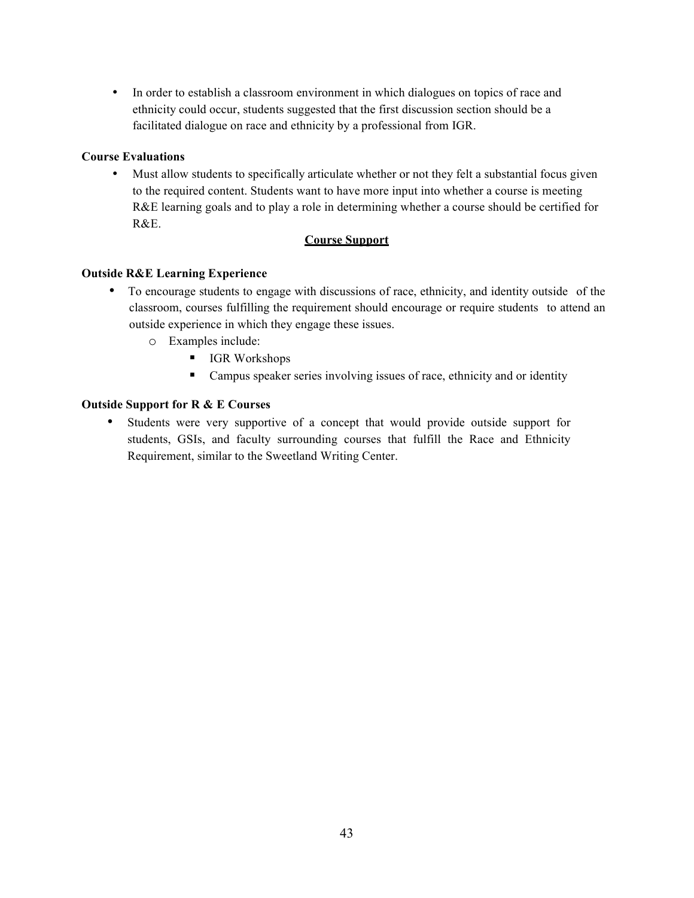- In order to establish a classroom environment in which dialogues on topics of race and ethnicity could occur, students suggested that the first discussion section should be a facilitated dialogue on race and ethnicity by a professional from IGR.

**Course Evaluations**

- Must allow students to specifically articulate whether or not they felt a substantial focus given to the required content. Students want to have more input into whether a course is meeting R&E learning goals and to play a role in determining whether a course should be certified for R&E.

## Course Support

**Outside R&E Learning Experience**

- To encourage students to engage with discussions of race, ethnicity, and identity outside of the classroom, courses fulfilling the requirement should encourage or require students to attend an outside experience in which they engage these issues.
    - Examples include:
        - IGR Workshops
        - Campus speaker series involving issues of race, ethnicity and or identity

**Outside Support for R & E Courses**

- Students were very supportive of a concept that would provide outside support for students, GSIs, and faculty surrounding courses that fulfill the Race and Ethnicity Requirement, similar to the Sweetland Writing Center.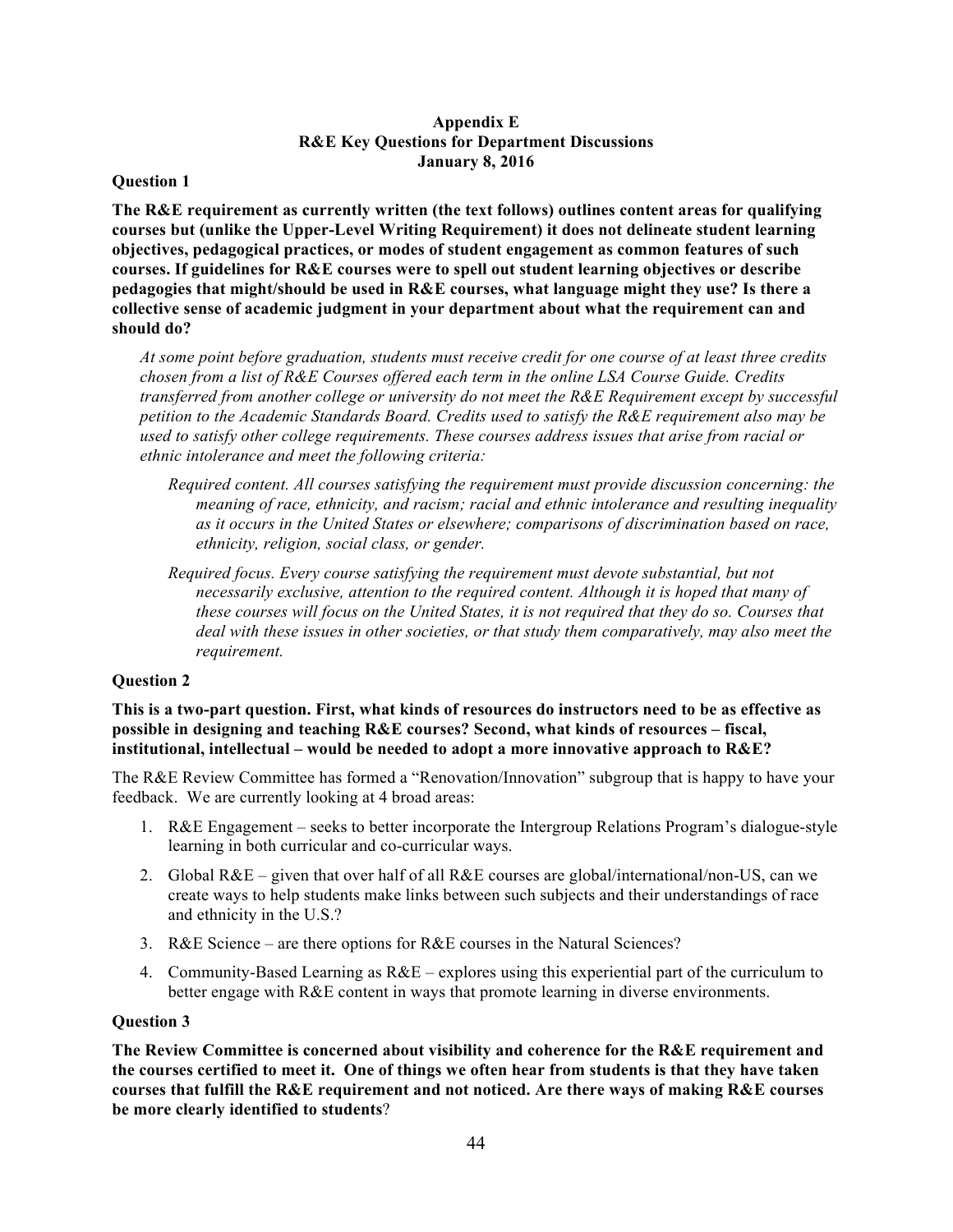**Appendix E**
**R&E Key Questions for Department Discussions**
**January 8, 2016**

**Question 1**

**The R&E requirement as currently written (the text follows) outlines content areas for qualifying courses but (unlike the Upper-Level Writing Requirement) it does not delineate student learning objectives, pedagogical practices, or modes of student engagement as common features of such courses. If guidelines for R&E courses were to spell out student learning objectives or describe pedagogies that might/should be used in R&E courses, what language might they use? Is there a collective sense of academic judgment in your department about what the requirement can and should do?**

> *At some point before graduation, students must receive credit for one course of at least three credits chosen from a list of R&E Courses offered each term in the online LSA Course Guide. Credits transferred from another college or university do not meet the R&E Requirement except by successful petition to the Academic Standards Board. Credits used to satisfy the R&E requirement also may be used to satisfy other college requirements. These courses address issues that arise from racial or ethnic intolerance and meet the following criteria:*
>
> > *Required content. All courses satisfying the requirement must provide discussion concerning: the meaning of race, ethnicity, and racism; racial and ethnic intolerance and resulting inequality as it occurs in the United States or elsewhere; comparisons of discrimination based on race, ethnicity, religion, social class, or gender.*
> >
> > *Required focus. Every course satisfying the requirement must devote substantial, but not necessarily exclusive, attention to the required content. Although it is hoped that many of these courses will focus on the United States, it is not required that they do so. Courses that deal with these issues in other societies, or that study them comparatively, may also meet the requirement.*

**Question 2**

**This is a two-part question. First, what kinds of resources do instructors need to be as effective as possible in designing and teaching R&E courses? Second, what kinds of resources – fiscal, institutional, intellectual – would be needed to adopt a more innovative approach to R&E?**

The R&E Review Committee has formed a "Renovation/Innovation" subgroup that is happy to have your feedback. We are currently looking at 4 broad areas:

1. R&E Engagement – seeks to better incorporate the Intergroup Relations Program's dialogue-style learning in both curricular and co-curricular ways.
2. Global R&E – given that over half of all R&E courses are global/international/non-US, can we create ways to help students make links between such subjects and their understandings of race and ethnicity in the U.S.?
3. R&E Science – are there options for R&E courses in the Natural Sciences?
4. Community-Based Learning as R&E – explores using this experiential part of the curriculum to better engage with R&E content in ways that promote learning in diverse environments.

**Question 3**

**The Review Committee is concerned about visibility and coherence for the R&E requirement and the courses certified to meet it. One of things we often hear from students is that they have taken courses that fulfill the R&E requirement and not noticed. Are there ways of making R&E courses be more clearly identified to students**?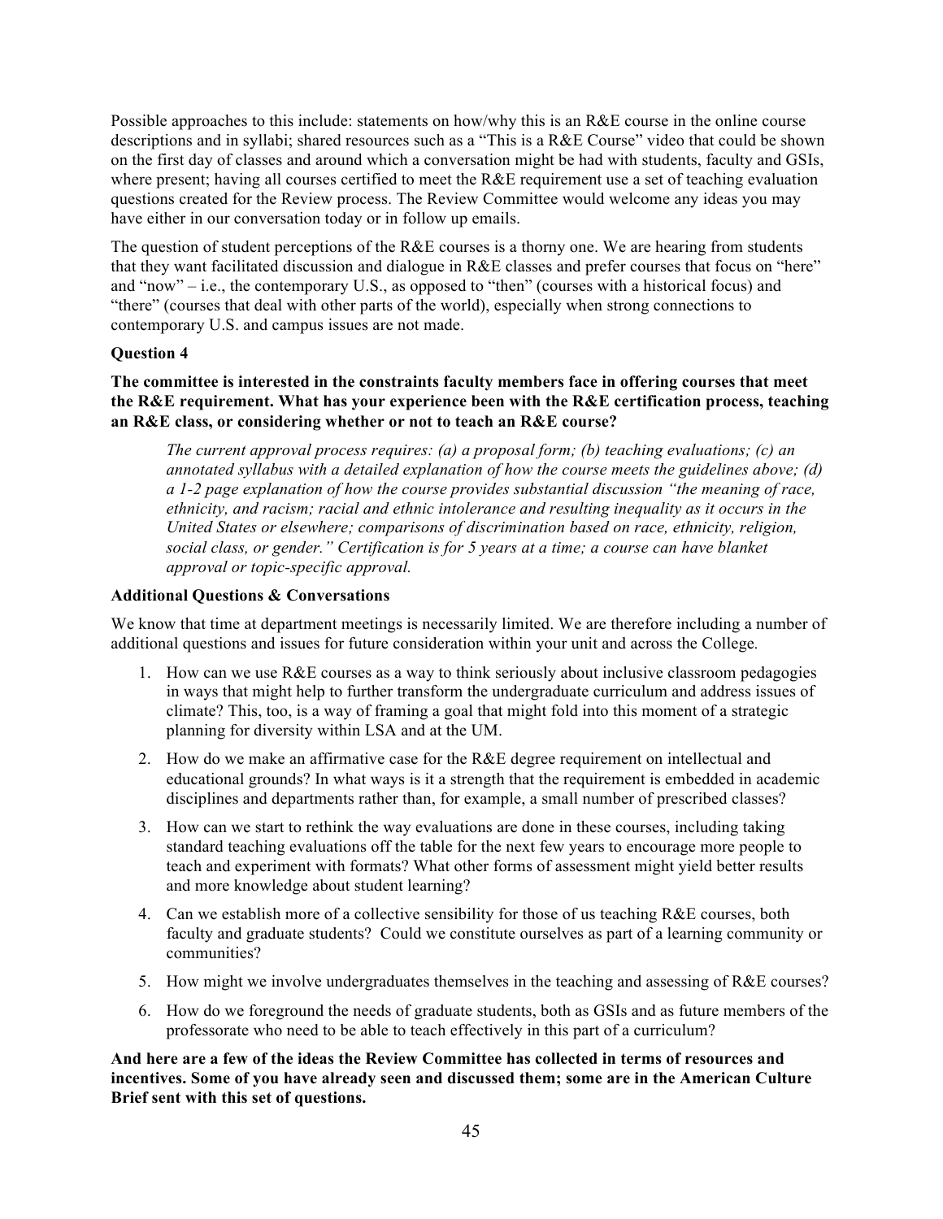Possible approaches to this include: statements on how/why this is an R&E course in the online course descriptions and in syllabi; shared resources such as a "This is a R&E Course" video that could be shown on the first day of classes and around which a conversation might be had with students, faculty and GSIs, where present; having all courses certified to meet the R&E requirement use a set of teaching evaluation questions created for the Review process. The Review Committee would welcome any ideas you may have either in our conversation today or in follow up emails.

The question of student perceptions of the R&E courses is a thorny one. We are hearing from students that they want facilitated discussion and dialogue in R&E classes and prefer courses that focus on "here" and "now" – i.e., the contemporary U.S., as opposed to "then" (courses with a historical focus) and "there" (courses that deal with other parts of the world), especially when strong connections to contemporary U.S. and campus issues are not made.

**Question 4**

**The committee is interested in the constraints faculty members face in offering courses that meet the R&E requirement. What has your experience been with the R&E certification process, teaching an R&E class, or considering whether or not to teach an R&E course?**

> *The current approval process requires: (a) a proposal form; (b) teaching evaluations; (c) an annotated syllabus with a detailed explanation of how the course meets the guidelines above; (d) a 1-2 page explanation of how the course provides substantial discussion "the meaning of race, ethnicity, and racism; racial and ethnic intolerance and resulting inequality as it occurs in the United States or elsewhere; comparisons of discrimination based on race, ethnicity, religion, social class, or gender." Certification is for 5 years at a time; a course can have blanket approval or topic-specific approval.*

**Additional Questions & Conversations**

We know that time at department meetings is necessarily limited. We are therefore including a number of additional questions and issues for future consideration within your unit and across the College.

1. How can we use R&E courses as a way to think seriously about inclusive classroom pedagogies in ways that might help to further transform the undergraduate curriculum and address issues of climate? This, too, is a way of framing a goal that might fold into this moment of a strategic planning for diversity within LSA and at the UM.
2. How do we make an affirmative case for the R&E degree requirement on intellectual and educational grounds? In what ways is it a strength that the requirement is embedded in academic disciplines and departments rather than, for example, a small number of prescribed classes?
3. How can we start to rethink the way evaluations are done in these courses, including taking standard teaching evaluations off the table for the next few years to encourage more people to teach and experiment with formats? What other forms of assessment might yield better results and more knowledge about student learning?
4. Can we establish more of a collective sensibility for those of us teaching R&E courses, both faculty and graduate students? Could we constitute ourselves as part of a learning community or communities?
5. How might we involve undergraduates themselves in the teaching and assessing of R&E courses?
6. How do we foreground the needs of graduate students, both as GSIs and as future members of the professorate who need to be able to teach effectively in this part of a curriculum?

**And here are a few of the ideas the Review Committee has collected in terms of resources and incentives. Some of you have already seen and discussed them; some are in the American Culture Brief sent with this set of questions.**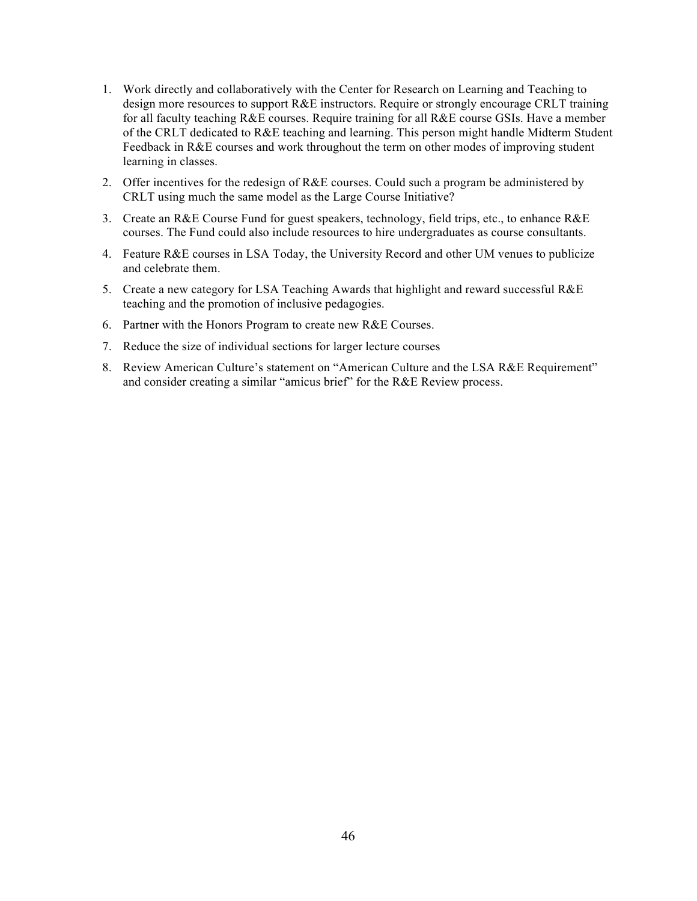1. Work directly and collaboratively with the Center for Research on Learning and Teaching to design more resources to support R&E instructors. Require or strongly encourage CRLT training for all faculty teaching R&E courses. Require training for all R&E course GSIs. Have a member of the CRLT dedicated to R&E teaching and learning. This person might handle Midterm Student Feedback in R&E courses and work throughout the term on other modes of improving student learning in classes.
2. Offer incentives for the redesign of R&E courses. Could such a program be administered by CRLT using much the same model as the Large Course Initiative?
3. Create an R&E Course Fund for guest speakers, technology, field trips, etc., to enhance R&E courses. The Fund could also include resources to hire undergraduates as course consultants.
4. Feature R&E courses in LSA Today, the University Record and other UM venues to publicize and celebrate them.
5. Create a new category for LSA Teaching Awards that highlight and reward successful R&E teaching and the promotion of inclusive pedagogies.
6. Partner with the Honors Program to create new R&E Courses.
7. Reduce the size of individual sections for larger lecture courses
8. Review American Culture's statement on "American Culture and the LSA R&E Requirement" and consider creating a similar "amicus brief" for the R&E Review process.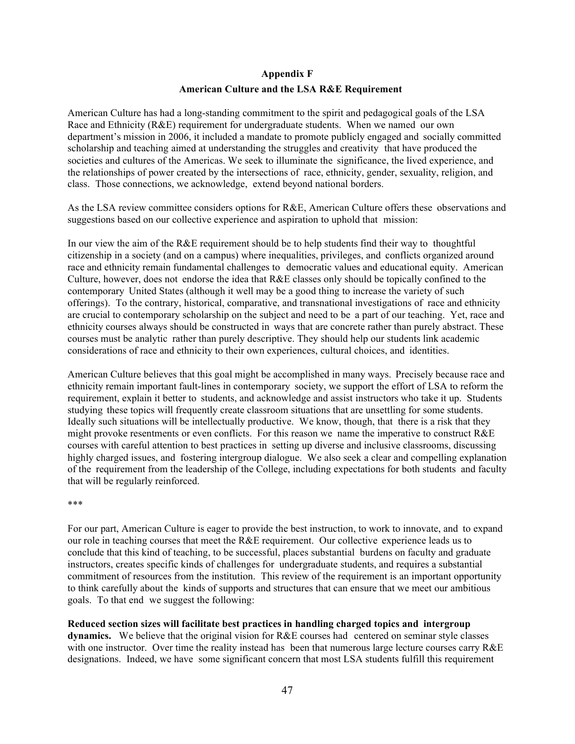## Appendix F

## American Culture and the LSA R&E Requirement

American Culture has had a long-standing commitment to the spirit and pedagogical goals of the LSA Race and Ethnicity (R&E) requirement for undergraduate students. When we named our own department's mission in 2006, it included a mandate to promote publicly engaged and socially committed scholarship and teaching aimed at understanding the struggles and creativity that have produced the societies and cultures of the Americas. We seek to illuminate the significance, the lived experience, and the relationships of power created by the intersections of race, ethnicity, gender, sexuality, religion, and class. Those connections, we acknowledge, extend beyond national borders.

As the LSA review committee considers options for R&E, American Culture offers these observations and suggestions based on our collective experience and aspiration to uphold that mission:

In our view the aim of the R&E requirement should be to help students find their way to thoughtful citizenship in a society (and on a campus) where inequalities, privileges, and conflicts organized around race and ethnicity remain fundamental challenges to democratic values and educational equity. American Culture, however, does not endorse the idea that R&E classes only should be topically confined to the contemporary United States (although it well may be a good thing to increase the variety of such offerings). To the contrary, historical, comparative, and transnational investigations of race and ethnicity are crucial to contemporary scholarship on the subject and need to be a part of our teaching. Yet, race and ethnicity courses always should be constructed in ways that are concrete rather than purely abstract. These courses must be analytic rather than purely descriptive. They should help our students link academic considerations of race and ethnicity to their own experiences, cultural choices, and identities.

American Culture believes that this goal might be accomplished in many ways. Precisely because race and ethnicity remain important fault-lines in contemporary society, we support the effort of LSA to reform the requirement, explain it better to students, and acknowledge and assist instructors who take it up. Students studying these topics will frequently create classroom situations that are unsettling for some students. Ideally such situations will be intellectually productive. We know, though, that there is a risk that they might provoke resentments or even conflicts. For this reason we name the imperative to construct R&E courses with careful attention to best practices in setting up diverse and inclusive classrooms, discussing highly charged issues, and fostering intergroup dialogue. We also seek a clear and compelling explanation of the requirement from the leadership of the College, including expectations for both students and faculty that will be regularly reinforced.

***

For our part, American Culture is eager to provide the best instruction, to work to innovate, and to expand our role in teaching courses that meet the R&E requirement. Our collective experience leads us to conclude that this kind of teaching, to be successful, places substantial burdens on faculty and graduate instructors, creates specific kinds of challenges for undergraduate students, and requires a substantial commitment of resources from the institution. This review of the requirement is an important opportunity to think carefully about the kinds of supports and structures that can ensure that we meet our ambitious goals. To that end we suggest the following:

**Reduced section sizes will facilitate best practices in handling charged topics and intergroup dynamics.** We believe that the original vision for R&E courses had centered on seminar style classes with one instructor. Over time the reality instead has been that numerous large lecture courses carry R&E designations. Indeed, we have some significant concern that most LSA students fulfill this requirement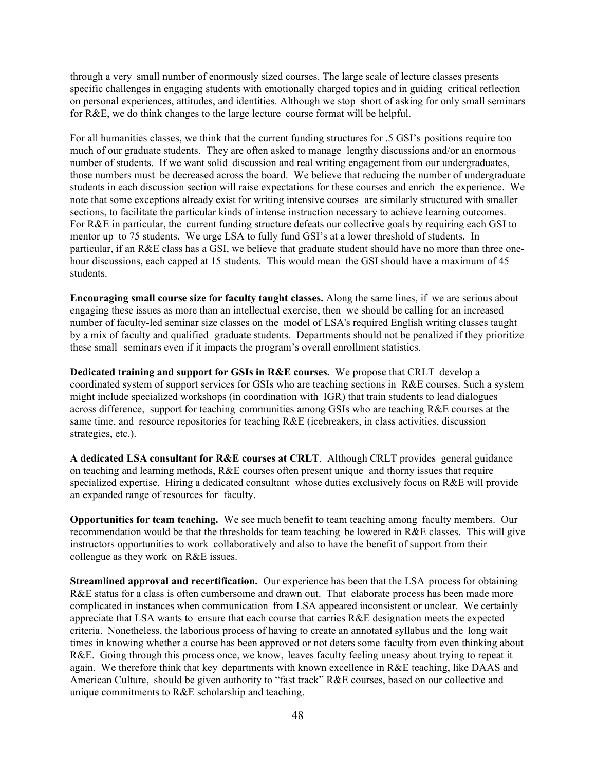through a very small number of enormously sized courses. The large scale of lecture classes presents specific challenges in engaging students with emotionally charged topics and in guiding critical reflection on personal experiences, attitudes, and identities. Although we stop short of asking for only small seminars for R&E, we do think changes to the large lecture course format will be helpful.

For all humanities classes, we think that the current funding structures for .5 GSI's positions require too much of our graduate students. They are often asked to manage lengthy discussions and/or an enormous number of students. If we want solid discussion and real writing engagement from our undergraduates, those numbers must be decreased across the board. We believe that reducing the number of undergraduate students in each discussion section will raise expectations for these courses and enrich the experience. We note that some exceptions already exist for writing intensive courses are similarly structured with smaller sections, to facilitate the particular kinds of intense instruction necessary to achieve learning outcomes. For R&E in particular, the current funding structure defeats our collective goals by requiring each GSI to mentor up to 75 students. We urge LSA to fully fund GSI's at a lower threshold of students. In particular, if an R&E class has a GSI, we believe that graduate student should have no more than three one-hour discussions, each capped at 15 students. This would mean the GSI should have a maximum of 45 students.

**Encouraging small course size for faculty taught classes.** Along the same lines, if we are serious about engaging these issues as more than an intellectual exercise, then we should be calling for an increased number of faculty-led seminar size classes on the model of LSA's required English writing classes taught by a mix of faculty and qualified graduate students. Departments should not be penalized if they prioritize these small seminars even if it impacts the program's overall enrollment statistics.

**Dedicated training and support for GSIs in R&E courses.** We propose that CRLT develop a coordinated system of support services for GSIs who are teaching sections in R&E courses. Such a system might include specialized workshops (in coordination with IGR) that train students to lead dialogues across difference, support for teaching communities among GSIs who are teaching R&E courses at the same time, and resource repositories for teaching R&E (icebreakers, in class activities, discussion strategies, etc.).

**A dedicated LSA consultant for R&E courses at CRLT**. Although CRLT provides general guidance on teaching and learning methods, R&E courses often present unique and thorny issues that require specialized expertise. Hiring a dedicated consultant whose duties exclusively focus on R&E will provide an expanded range of resources for faculty.

**Opportunities for team teaching.** We see much benefit to team teaching among faculty members. Our recommendation would be that the thresholds for team teaching be lowered in R&E classes. This will give instructors opportunities to work collaboratively and also to have the benefit of support from their colleague as they work on R&E issues.

**Streamlined approval and recertification.** Our experience has been that the LSA process for obtaining R&E status for a class is often cumbersome and drawn out. That elaborate process has been made more complicated in instances when communication from LSA appeared inconsistent or unclear. We certainly appreciate that LSA wants to ensure that each course that carries R&E designation meets the expected criteria. Nonetheless, the laborious process of having to create an annotated syllabus and the long wait times in knowing whether a course has been approved or not deters some faculty from even thinking about R&E. Going through this process once, we know, leaves faculty feeling uneasy about trying to repeat it again. We therefore think that key departments with known excellence in R&E teaching, like DAAS and American Culture, should be given authority to "fast track" R&E courses, based on our collective and unique commitments to R&E scholarship and teaching.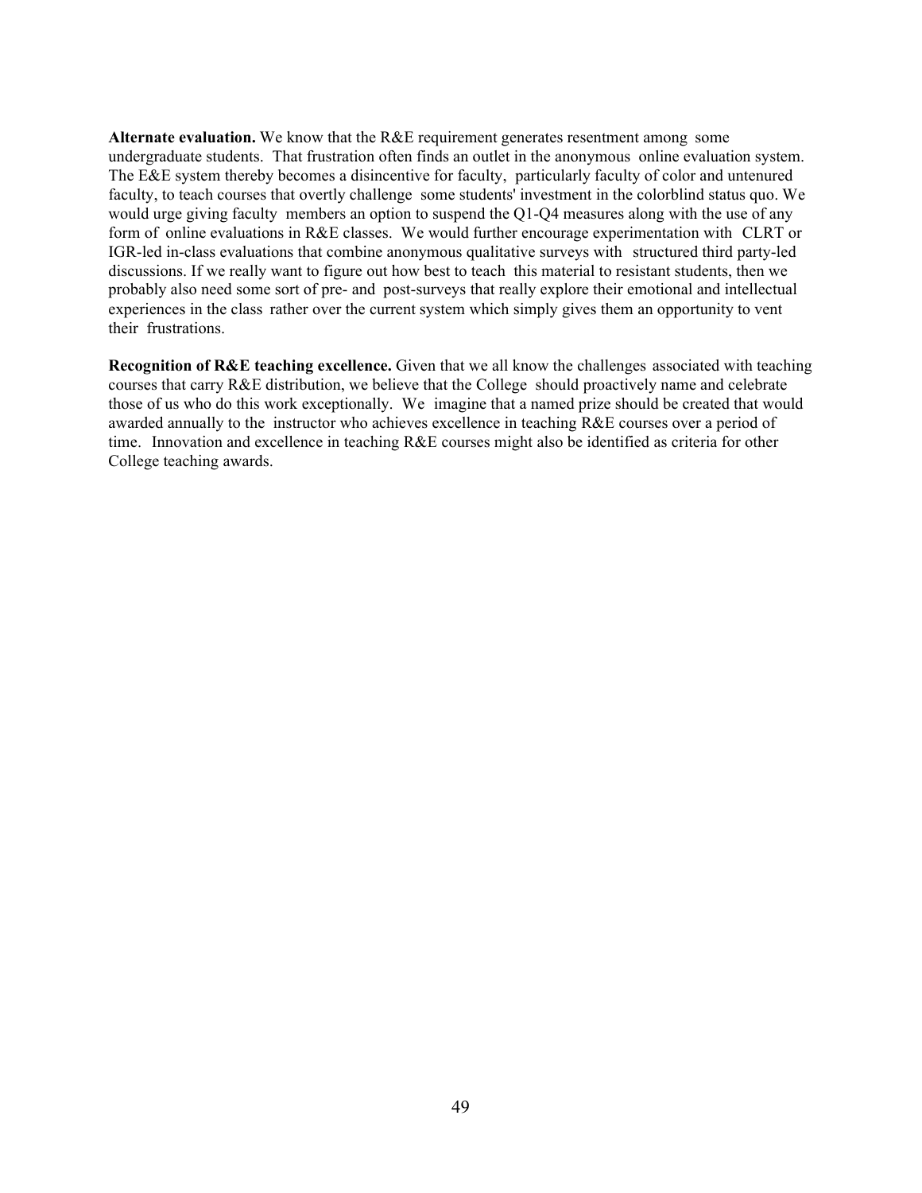**Alternate evaluation.** We know that the R&E requirement generates resentment among some undergraduate students. That frustration often finds an outlet in the anonymous online evaluation system. The E&E system thereby becomes a disincentive for faculty, particularly faculty of color and untenured faculty, to teach courses that overtly challenge some students' investment in the colorblind status quo. We would urge giving faculty members an option to suspend the Q1-Q4 measures along with the use of any form of online evaluations in R&E classes. We would further encourage experimentation with CLRT or IGR-led in-class evaluations that combine anonymous qualitative surveys with structured third party-led discussions. If we really want to figure out how best to teach this material to resistant students, then we probably also need some sort of pre- and post-surveys that really explore their emotional and intellectual experiences in the class rather over the current system which simply gives them an opportunity to vent their frustrations.

**Recognition of R&E teaching excellence.** Given that we all know the challenges associated with teaching courses that carry R&E distribution, we believe that the College should proactively name and celebrate those of us who do this work exceptionally. We imagine that a named prize should be created that would awarded annually to the instructor who achieves excellence in teaching R&E courses over a period of time. Innovation and excellence in teaching R&E courses might also be identified as criteria for other College teaching awards.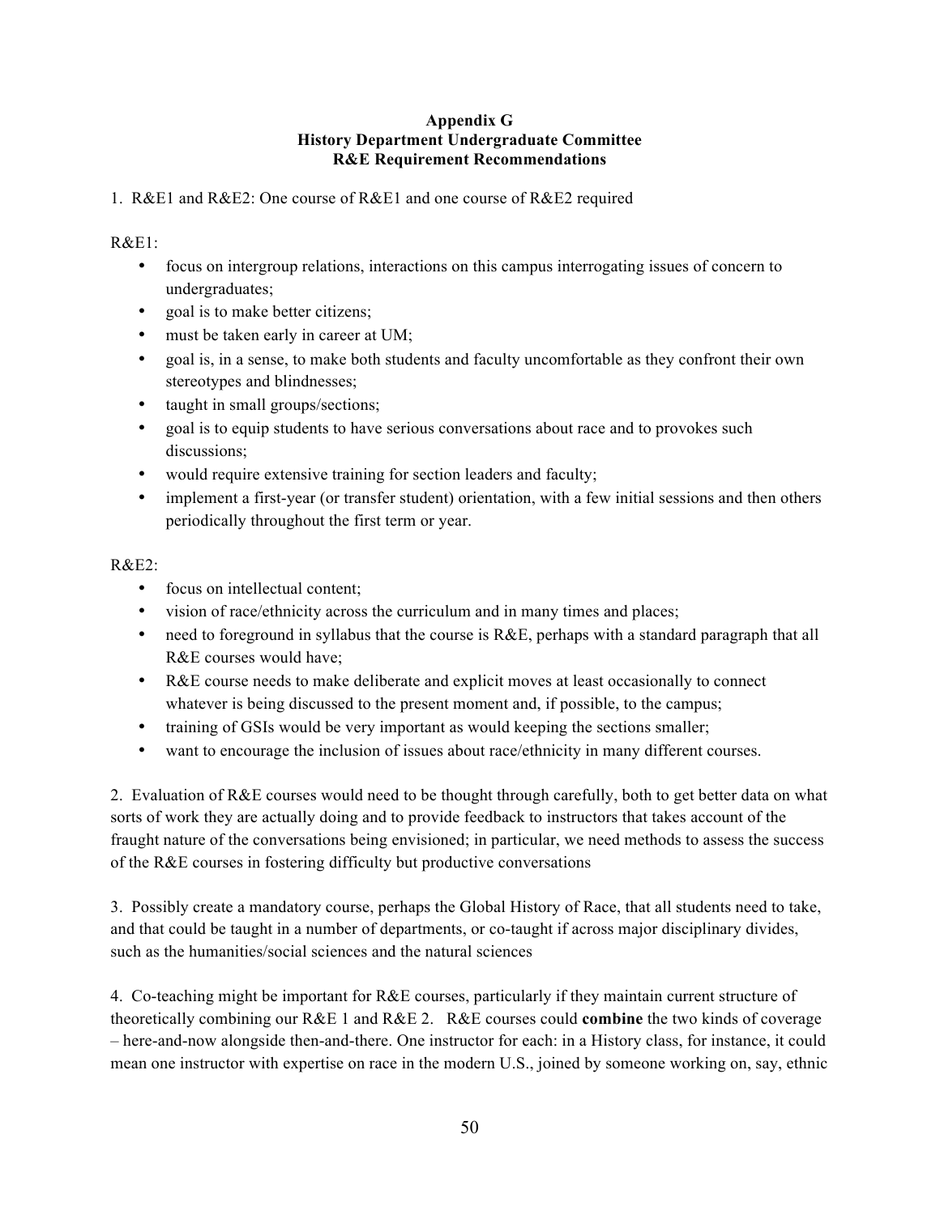**Appendix G**
**History Department Undergraduate Committee**
**R&E Requirement Recommendations**

1. R&E1 and R&E2: One course of R&E1 and one course of R&E2 required

R&E1:

- focus on intergroup relations, interactions on this campus interrogating issues of concern to undergraduates;
- goal is to make better citizens;
- must be taken early in career at UM;
- goal is, in a sense, to make both students and faculty uncomfortable as they confront their own stereotypes and blindnesses;
- taught in small groups/sections;
- goal is to equip students to have serious conversations about race and to provokes such discussions;
- would require extensive training for section leaders and faculty;
- implement a first-year (or transfer student) orientation, with a few initial sessions and then others periodically throughout the first term or year.

R&E2:

- focus on intellectual content;
- vision of race/ethnicity across the curriculum and in many times and places;
- need to foreground in syllabus that the course is R&E, perhaps with a standard paragraph that all R&E courses would have;
- R&E course needs to make deliberate and explicit moves at least occasionally to connect whatever is being discussed to the present moment and, if possible, to the campus;
- training of GSIs would be very important as would keeping the sections smaller;
- want to encourage the inclusion of issues about race/ethnicity in many different courses.

2. Evaluation of R&E courses would need to be thought through carefully, both to get better data on what sorts of work they are actually doing and to provide feedback to instructors that takes account of the fraught nature of the conversations being envisioned; in particular, we need methods to assess the success of the R&E courses in fostering difficulty but productive conversations

3. Possibly create a mandatory course, perhaps the Global History of Race, that all students need to take, and that could be taught in a number of departments, or co-taught if across major disciplinary divides, such as the humanities/social sciences and the natural sciences

4. Co-teaching might be important for R&E courses, particularly if they maintain current structure of theoretically combining our R&E 1 and R&E 2. R&E courses could **combine** the two kinds of coverage – here-and-now alongside then-and-there. One instructor for each: in a History class, for instance, it could mean one instructor with expertise on race in the modern U.S., joined by someone working on, say, ethnic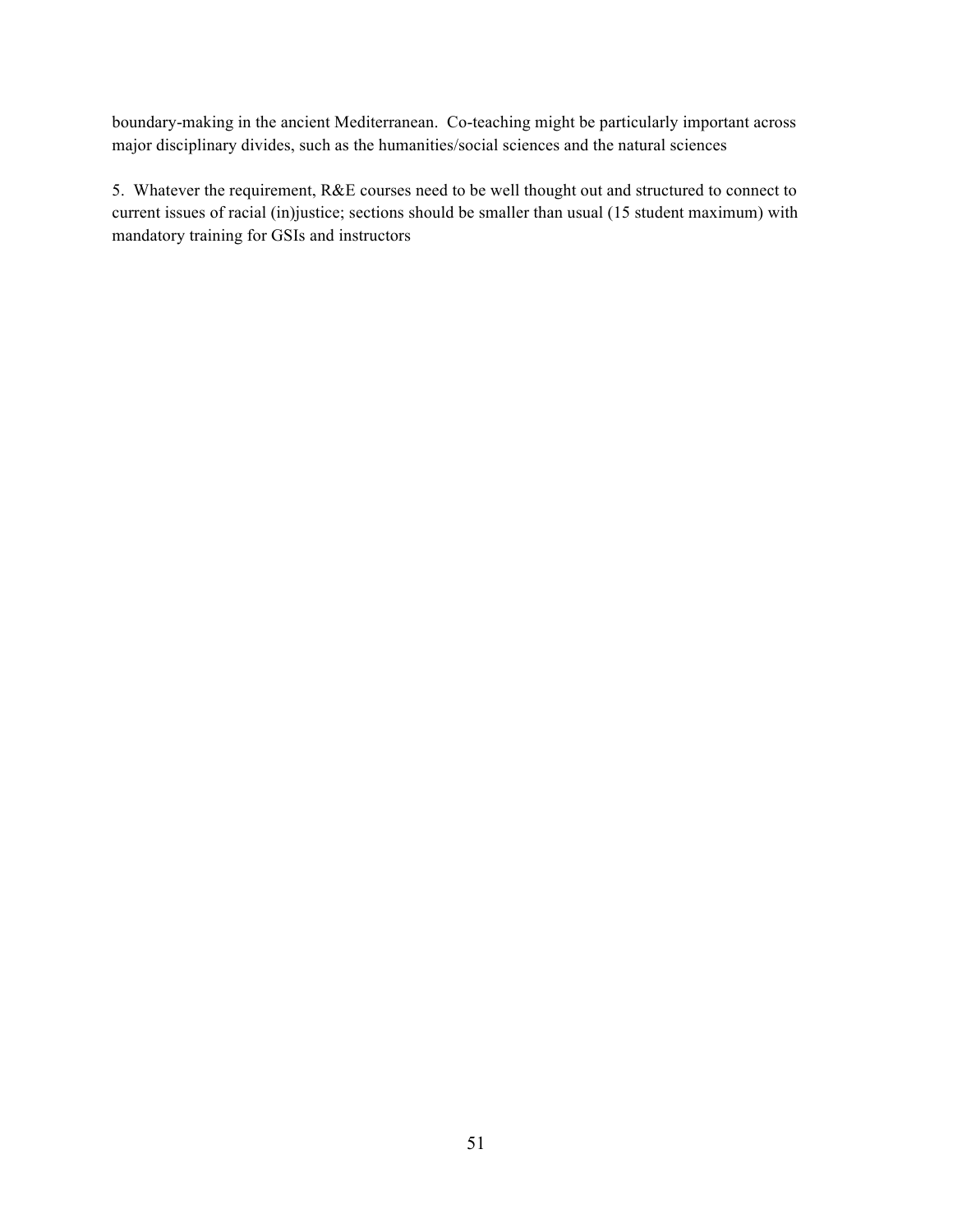boundary-making in the ancient Mediterranean.  Co-teaching might be particularly important across major disciplinary divides, such as the humanities/social sciences and the natural sciences

5.  Whatever the requirement, R&E courses need to be well thought out and structured to connect to current issues of racial (in)justice; sections should be smaller than usual (15 student maximum) with mandatory training for GSIs and instructors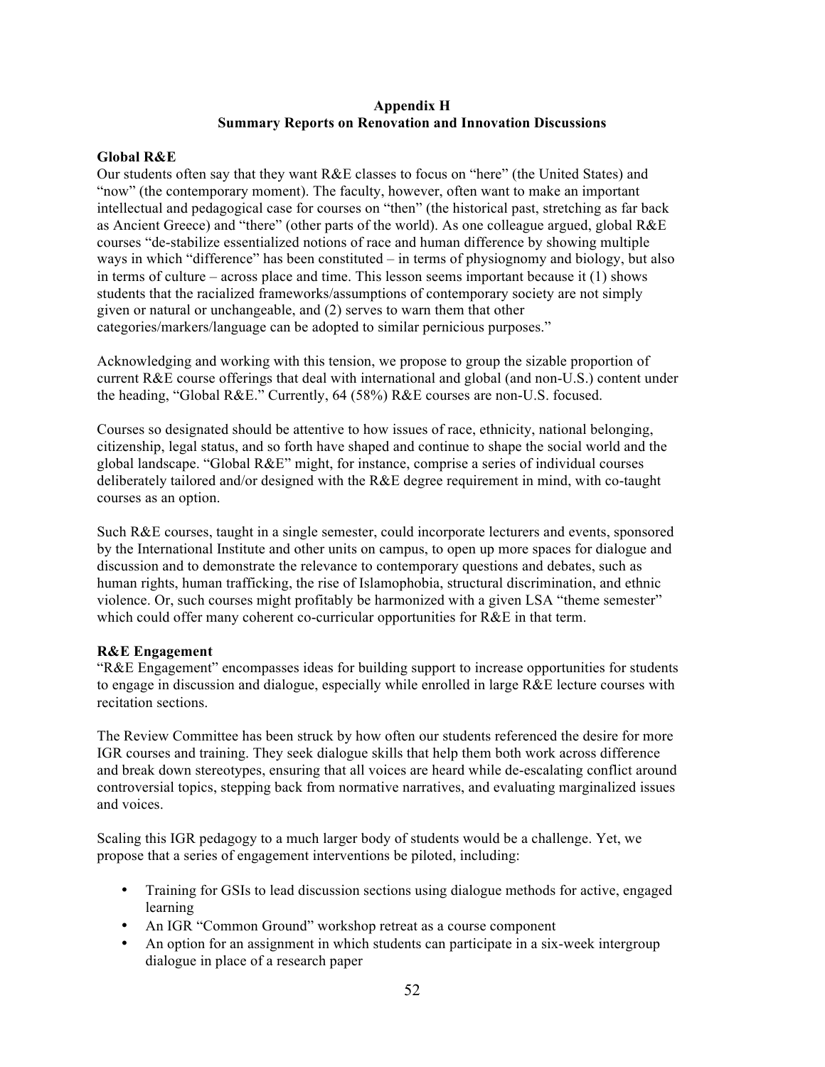# Appendix H
## Summary Reports on Renovation and Innovation Discussions

### Global R&E

Our students often say that they want R&E classes to focus on "here" (the United States) and "now" (the contemporary moment). The faculty, however, often want to make an important intellectual and pedagogical case for courses on "then" (the historical past, stretching as far back as Ancient Greece) and "there" (other parts of the world). As one colleague argued, global R&E courses "de-stabilize essentialized notions of race and human difference by showing multiple ways in which "difference" has been constituted – in terms of physiognomy and biology, but also in terms of culture – across place and time. This lesson seems important because it (1) shows students that the racialized frameworks/assumptions of contemporary society are not simply given or natural or unchangeable, and (2) serves to warn them that other categories/markers/language can be adopted to similar pernicious purposes."

Acknowledging and working with this tension, we propose to group the sizable proportion of current R&E course offerings that deal with international and global (and non-U.S.) content under the heading, "Global R&E." Currently, 64 (58%) R&E courses are non-U.S. focused.

Courses so designated should be attentive to how issues of race, ethnicity, national belonging, citizenship, legal status, and so forth have shaped and continue to shape the social world and the global landscape. "Global R&E" might, for instance, comprise a series of individual courses deliberately tailored and/or designed with the R&E degree requirement in mind, with co-taught courses as an option.

Such R&E courses, taught in a single semester, could incorporate lecturers and events, sponsored by the International Institute and other units on campus, to open up more spaces for dialogue and discussion and to demonstrate the relevance to contemporary questions and debates, such as human rights, human trafficking, the rise of Islamophobia, structural discrimination, and ethnic violence. Or, such courses might profitably be harmonized with a given LSA "theme semester" which could offer many coherent co-curricular opportunities for R&E in that term.

### R&E Engagement

"R&E Engagement" encompasses ideas for building support to increase opportunities for students to engage in discussion and dialogue, especially while enrolled in large R&E lecture courses with recitation sections.

The Review Committee has been struck by how often our students referenced the desire for more IGR courses and training. They seek dialogue skills that help them both work across difference and break down stereotypes, ensuring that all voices are heard while de-escalating conflict around controversial topics, stepping back from normative narratives, and evaluating marginalized issues and voices.

Scaling this IGR pedagogy to a much larger body of students would be a challenge. Yet, we propose that a series of engagement interventions be piloted, including:

- Training for GSIs to lead discussion sections using dialogue methods for active, engaged learning
- An IGR "Common Ground" workshop retreat as a course component
- An option for an assignment in which students can participate in a six-week intergroup dialogue in place of a research paper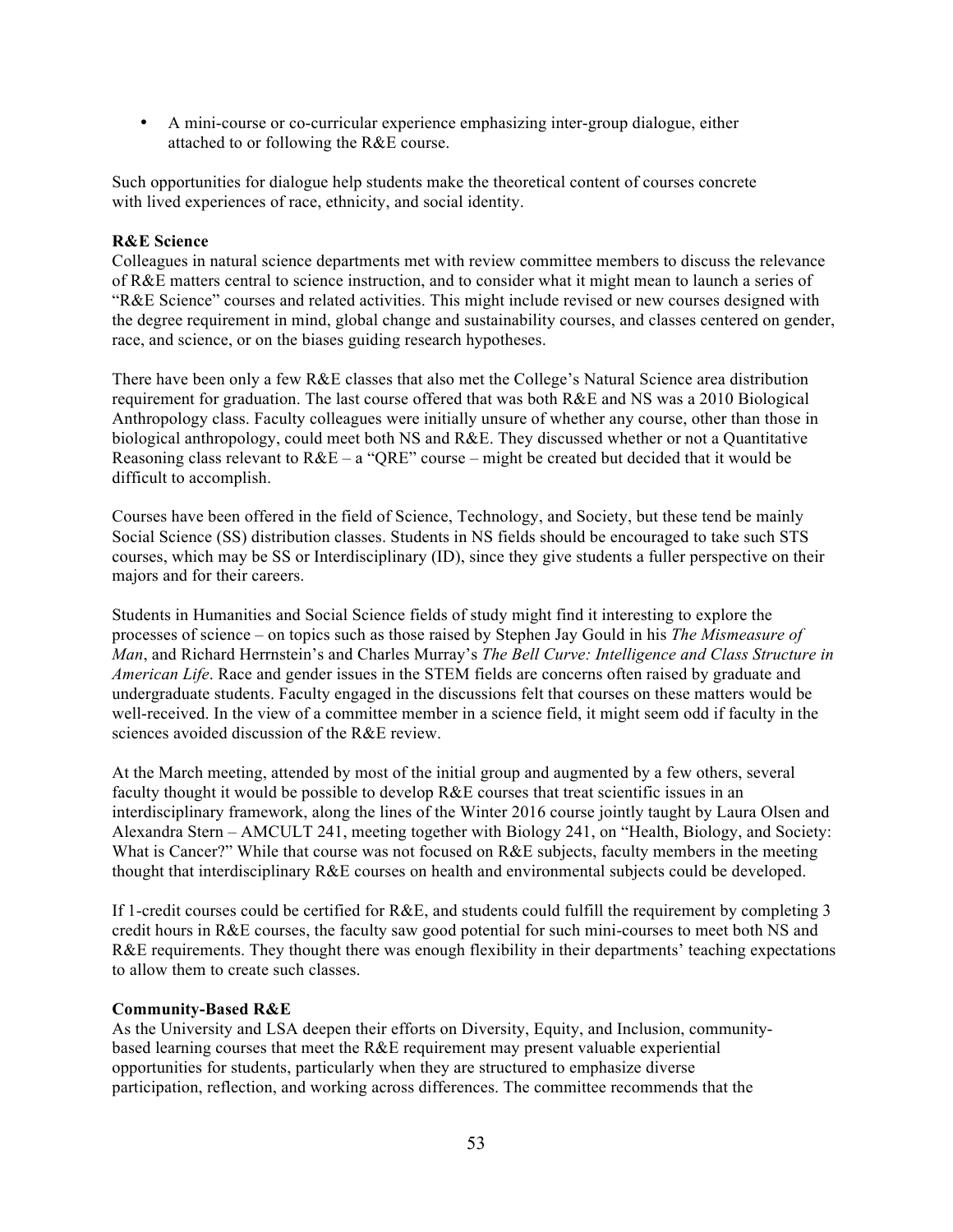- A mini-course or co-curricular experience emphasizing inter-group dialogue, either attached to or following the R&E course.

Such opportunities for dialogue help students make the theoretical content of courses concrete with lived experiences of race, ethnicity, and social identity.

**R&E Science**

Colleagues in natural science departments met with review committee members to discuss the relevance of R&E matters central to science instruction, and to consider what it might mean to launch a series of "R&E Science" courses and related activities. This might include revised or new courses designed with the degree requirement in mind, global change and sustainability courses, and classes centered on gender, race, and science, or on the biases guiding research hypotheses.

There have been only a few R&E classes that also met the College's Natural Science area distribution requirement for graduation. The last course offered that was both R&E and NS was a 2010 Biological Anthropology class. Faculty colleagues were initially unsure of whether any course, other than those in biological anthropology, could meet both NS and R&E. They discussed whether or not a Quantitative Reasoning class relevant to R&E – a "QRE" course – might be created but decided that it would be difficult to accomplish.

Courses have been offered in the field of Science, Technology, and Society, but these tend be mainly Social Science (SS) distribution classes. Students in NS fields should be encouraged to take such STS courses, which may be SS or Interdisciplinary (ID), since they give students a fuller perspective on their majors and for their careers.

Students in Humanities and Social Science fields of study might find it interesting to explore the processes of science – on topics such as those raised by Stephen Jay Gould in his *The Mismeasure of Man*, and Richard Herrnstein's and Charles Murray's *The Bell Curve: Intelligence and Class Structure in American Life*. Race and gender issues in the STEM fields are concerns often raised by graduate and undergraduate students. Faculty engaged in the discussions felt that courses on these matters would be well-received. In the view of a committee member in a science field, it might seem odd if faculty in the sciences avoided discussion of the R&E review.

At the March meeting, attended by most of the initial group and augmented by a few others, several faculty thought it would be possible to develop R&E courses that treat scientific issues in an interdisciplinary framework, along the lines of the Winter 2016 course jointly taught by Laura Olsen and Alexandra Stern – AMCULT 241, meeting together with Biology 241, on "Health, Biology, and Society: What is Cancer?" While that course was not focused on R&E subjects, faculty members in the meeting thought that interdisciplinary R&E courses on health and environmental subjects could be developed.

If 1-credit courses could be certified for R&E, and students could fulfill the requirement by completing 3 credit hours in R&E courses, the faculty saw good potential for such mini-courses to meet both NS and R&E requirements. They thought there was enough flexibility in their departments' teaching expectations to allow them to create such classes.

**Community-Based R&E**

As the University and LSA deepen their efforts on Diversity, Equity, and Inclusion, community-based learning courses that meet the R&E requirement may present valuable experiential opportunities for students, particularly when they are structured to emphasize diverse participation, reflection, and working across differences. The committee recommends that the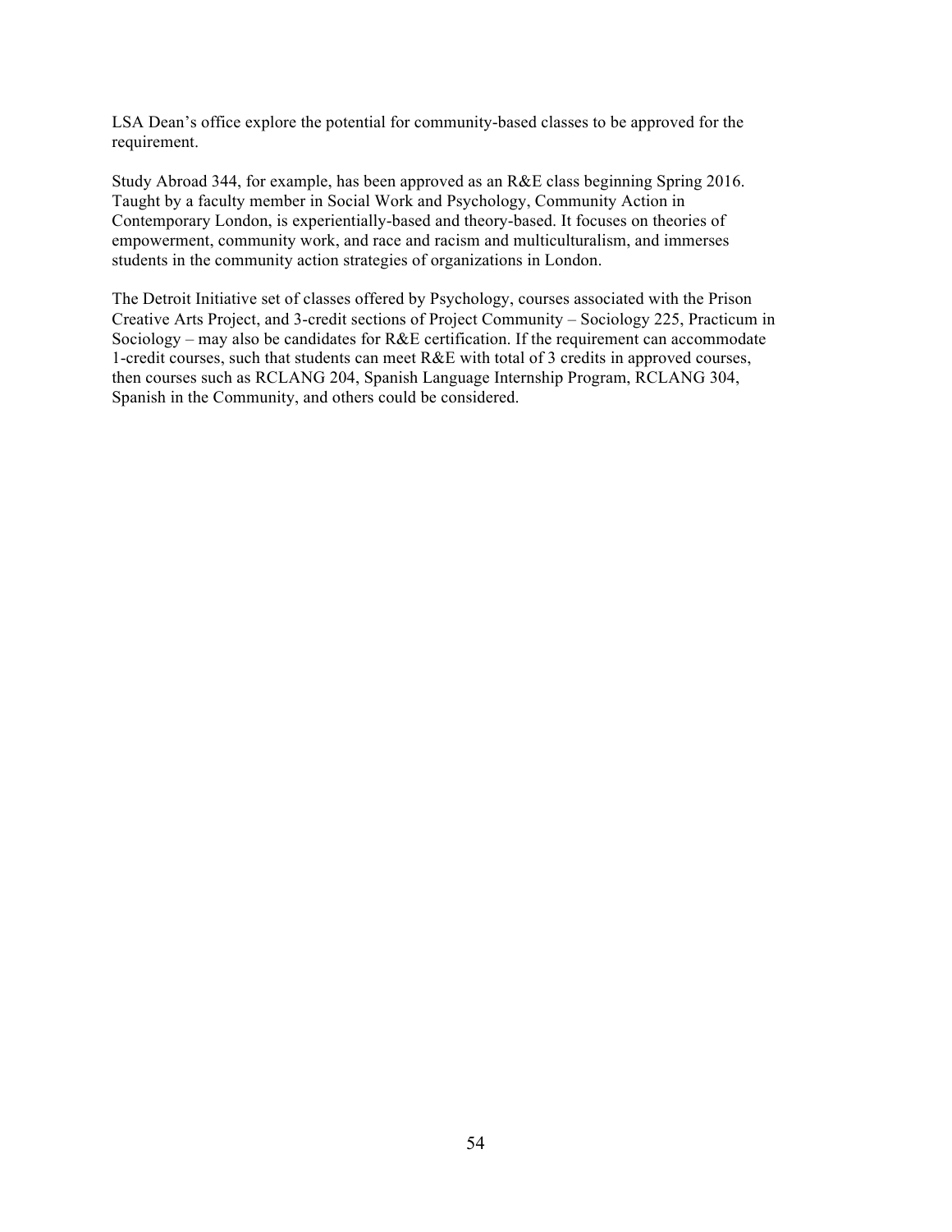LSA Dean's office explore the potential for community-based classes to be approved for the requirement.

Study Abroad 344, for example, has been approved as an R&E class beginning Spring 2016. Taught by a faculty member in Social Work and Psychology, Community Action in Contemporary London, is experientially-based and theory-based. It focuses on theories of empowerment, community work, and race and racism and multiculturalism, and immerses students in the community action strategies of organizations in London.

The Detroit Initiative set of classes offered by Psychology, courses associated with the Prison Creative Arts Project, and 3-credit sections of Project Community – Sociology 225, Practicum in Sociology – may also be candidates for R&E certification. If the requirement can accommodate 1-credit courses, such that students can meet R&E with total of 3 credits in approved courses, then courses such as RCLANG 204, Spanish Language Internship Program, RCLANG 304, Spanish in the Community, and others could be considered.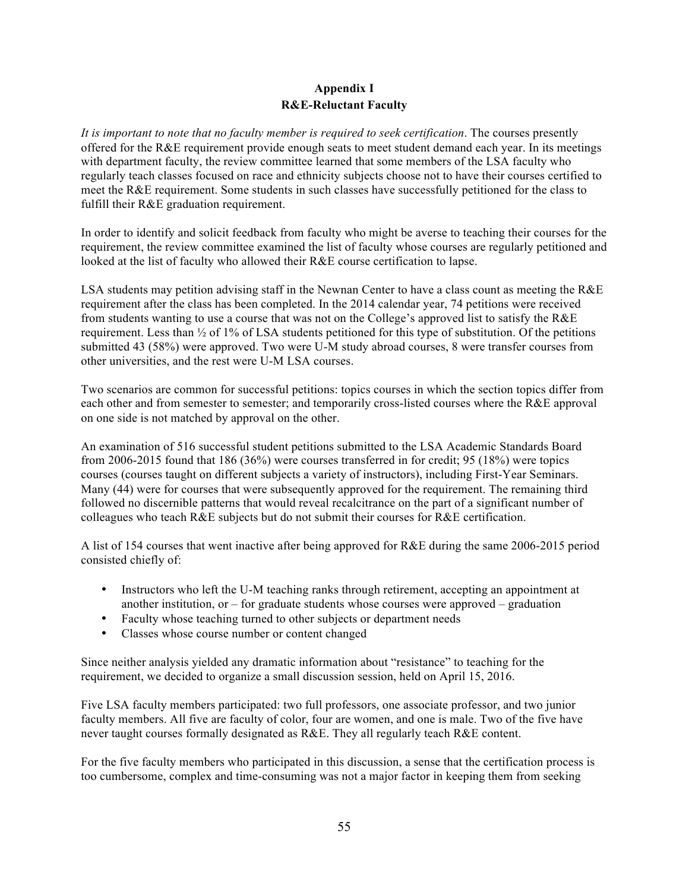# Appendix I
## R&E-Reluctant Faculty

*It is important to note that no faculty member is required to seek certification*. The courses presently offered for the R&E requirement provide enough seats to meet student demand each year. In its meetings with department faculty, the review committee learned that some members of the LSA faculty who regularly teach classes focused on race and ethnicity subjects choose not to have their courses certified to meet the R&E requirement. Some students in such classes have successfully petitioned for the class to fulfill their R&E graduation requirement.

In order to identify and solicit feedback from faculty who might be averse to teaching their courses for the requirement, the review committee examined the list of faculty whose courses are regularly petitioned and looked at the list of faculty who allowed their R&E course certification to lapse.

LSA students may petition advising staff in the Newnan Center to have a class count as meeting the R&E requirement after the class has been completed. In the 2014 calendar year, 74 petitions were received from students wanting to use a course that was not on the College's approved list to satisfy the R&E requirement. Less than ½ of 1% of LSA students petitioned for this type of substitution. Of the petitions submitted 43 (58%) were approved. Two were U-M study abroad courses, 8 were transfer courses from other universities, and the rest were U-M LSA courses.

Two scenarios are common for successful petitions: topics courses in which the section topics differ from each other and from semester to semester; and temporarily cross-listed courses where the R&E approval on one side is not matched by approval on the other.

An examination of 516 successful student petitions submitted to the LSA Academic Standards Board from 2006-2015 found that 186 (36%) were courses transferred in for credit; 95 (18%) were topics courses (courses taught on different subjects a variety of instructors), including First-Year Seminars. Many (44) were for courses that were subsequently approved for the requirement. The remaining third followed no discernible patterns that would reveal recalcitrance on the part of a significant number of colleagues who teach R&E subjects but do not submit their courses for R&E certification.

A list of 154 courses that went inactive after being approved for R&E during the same 2006-2015 period consisted chiefly of:

- Instructors who left the U-M teaching ranks through retirement, accepting an appointment at another institution, or – for graduate students whose courses were approved – graduation
- Faculty whose teaching turned to other subjects or department needs
- Classes whose course number or content changed

Since neither analysis yielded any dramatic information about "resistance" to teaching for the requirement, we decided to organize a small discussion session, held on April 15, 2016.

Five LSA faculty members participated: two full professors, one associate professor, and two junior faculty members. All five are faculty of color, four are women, and one is male. Two of the five have never taught courses formally designated as R&E. They all regularly teach R&E content.

For the five faculty members who participated in this discussion, a sense that the certification process is too cumbersome, complex and time-consuming was not a major factor in keeping them from seeking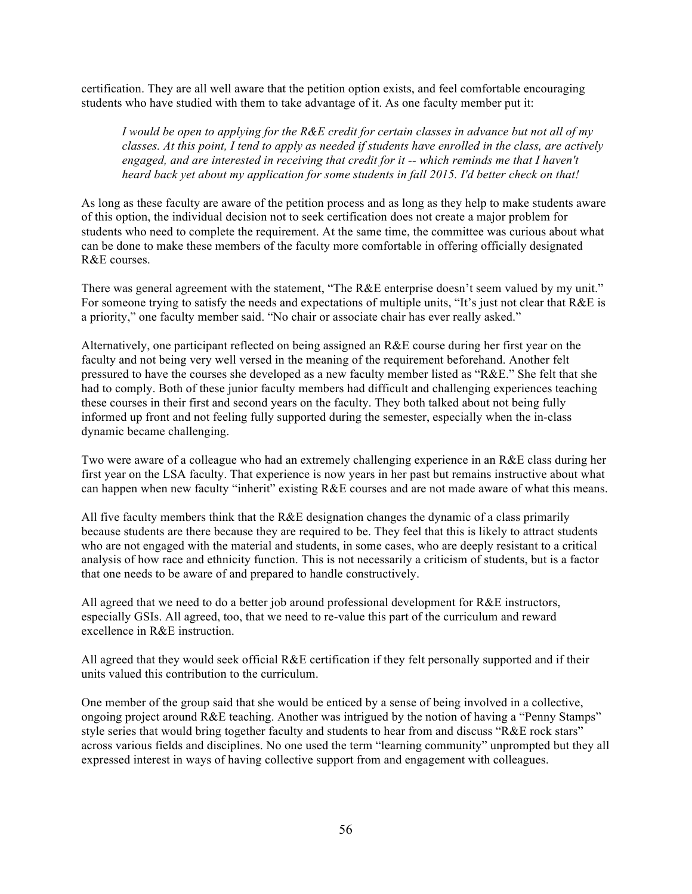certification. They are all well aware that the petition option exists, and feel comfortable encouraging students who have studied with them to take advantage of it. As one faculty member put it:

> *I would be open to applying for the R&E credit for certain classes in advance but not all of my classes. At this point, I tend to apply as needed if students have enrolled in the class, are actively engaged, and are interested in receiving that credit for it -- which reminds me that I haven't heard back yet about my application for some students in fall 2015. I'd better check on that!*

As long as these faculty are aware of the petition process and as long as they help to make students aware of this option, the individual decision not to seek certification does not create a major problem for students who need to complete the requirement. At the same time, the committee was curious about what can be done to make these members of the faculty more comfortable in offering officially designated R&E courses.

There was general agreement with the statement, "The R&E enterprise doesn't seem valued by my unit." For someone trying to satisfy the needs and expectations of multiple units, "It's just not clear that R&E is a priority," one faculty member said. "No chair or associate chair has ever really asked."

Alternatively, one participant reflected on being assigned an R&E course during her first year on the faculty and not being very well versed in the meaning of the requirement beforehand. Another felt pressured to have the courses she developed as a new faculty member listed as "R&E." She felt that she had to comply. Both of these junior faculty members had difficult and challenging experiences teaching these courses in their first and second years on the faculty. They both talked about not being fully informed up front and not feeling fully supported during the semester, especially when the in-class dynamic became challenging.

Two were aware of a colleague who had an extremely challenging experience in an R&E class during her first year on the LSA faculty. That experience is now years in her past but remains instructive about what can happen when new faculty "inherit" existing R&E courses and are not made aware of what this means.

All five faculty members think that the R&E designation changes the dynamic of a class primarily because students are there because they are required to be. They feel that this is likely to attract students who are not engaged with the material and students, in some cases, who are deeply resistant to a critical analysis of how race and ethnicity function. This is not necessarily a criticism of students, but is a factor that one needs to be aware of and prepared to handle constructively.

All agreed that we need to do a better job around professional development for R&E instructors, especially GSIs. All agreed, too, that we need to re-value this part of the curriculum and reward excellence in R&E instruction.

All agreed that they would seek official R&E certification if they felt personally supported and if their units valued this contribution to the curriculum.

One member of the group said that she would be enticed by a sense of being involved in a collective, ongoing project around R&E teaching. Another was intrigued by the notion of having a "Penny Stamps" style series that would bring together faculty and students to hear from and discuss "R&E rock stars" across various fields and disciplines. No one used the term "learning community" unprompted but they all expressed interest in ways of having collective support from and engagement with colleagues.